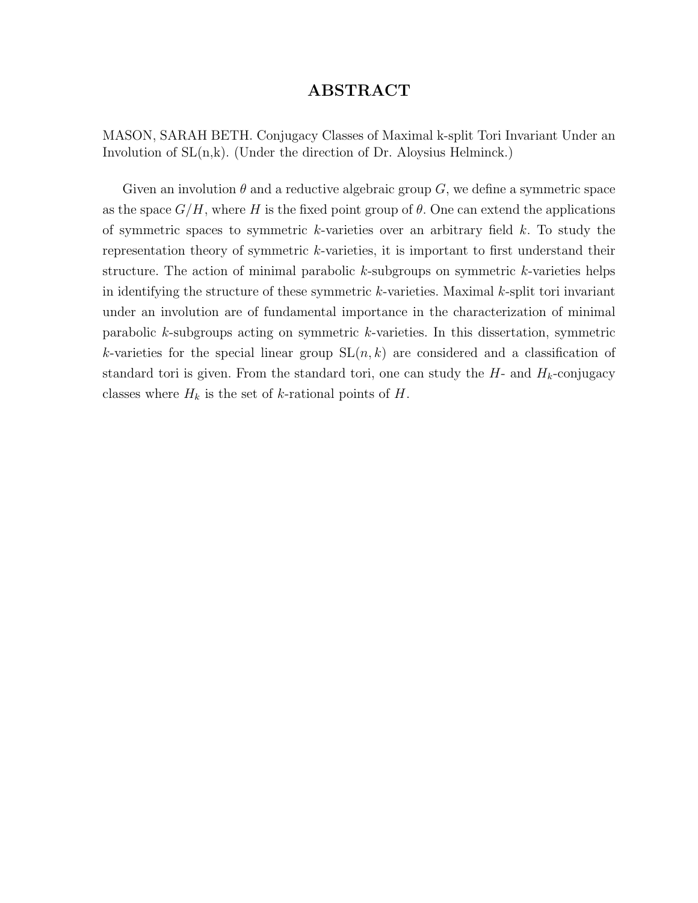# ABSTRACT

MASON, SARAH BETH. Conjugacy Classes of Maximal k-split Tori Invariant Under an Involution of SL(n,k). (Under the direction of Dr. Aloysius Helminck.)

Given an involution $\theta$ and a reductive algebraic group $G$, we define a symmetric space as the space $G/H$, where $H$ is the fixed point group of $\theta$. One can extend the applications of symmetric spaces to symmetric $k$-varieties over an arbitrary field $k$. To study the representation theory of symmetric $k$-varieties, it is important to first understand their structure. The action of minimal parabolic $k$-subgroups on symmetric $k$-varieties helps in identifying the structure of these symmetric $k$-varieties. Maximal $k$-split tori invariant under an involution are of fundamental importance in the characterization of minimal parabolic $k$-subgroups acting on symmetric $k$-varieties. In this dissertation, symmetric $k$-varieties for the special linear group $\mathrm{SL}(n,k)$ are considered and a classification of standard tori is given. From the standard tori, one can study the $H$- and $H_k$-conjugacy classes where $H_k$ is the set of $k$-rational points of $H$.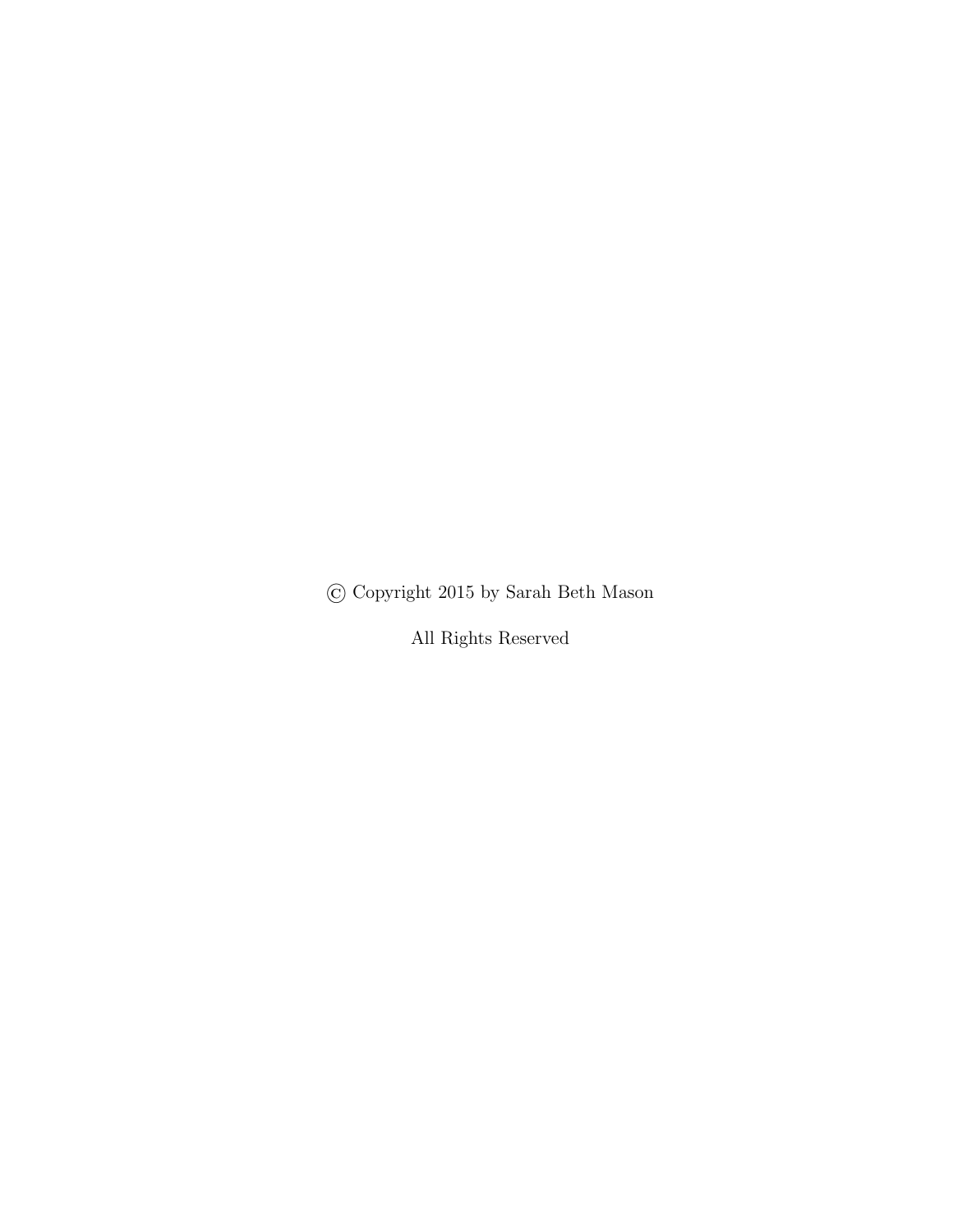© Copyright 2015 by Sarah Beth Mason

All Rights Reserved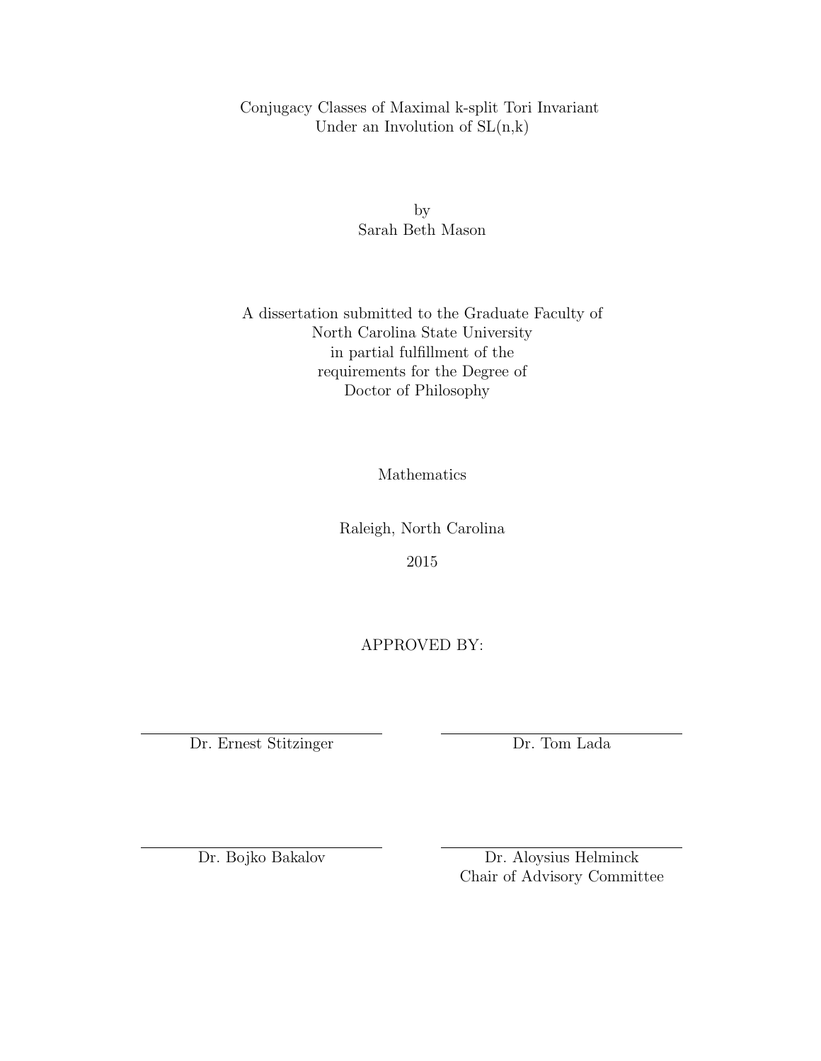Conjugacy Classes of Maximal k-split Tori Invariant
Under an Involution of SL(n,k)

by
Sarah Beth Mason

A dissertation submitted to the Graduate Faculty of
North Carolina State University
in partial fulfillment of the
requirements for the Degree of
Doctor of Philosophy

Mathematics

Raleigh, North Carolina

2015

APPROVED BY:

Dr. Ernest Stitzinger

Dr. Tom Lada

Dr. Bojko Bakalov

Dr. Aloysius Helminck
Chair of Advisory Committee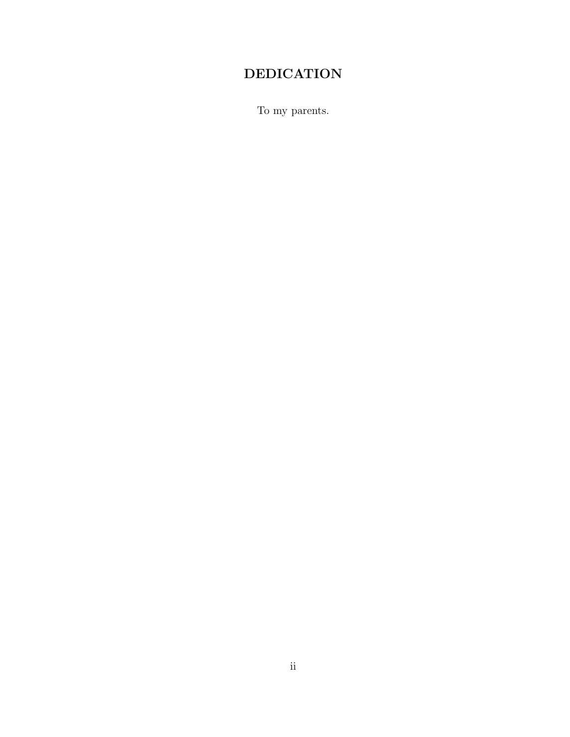# DEDICATION

To my parents.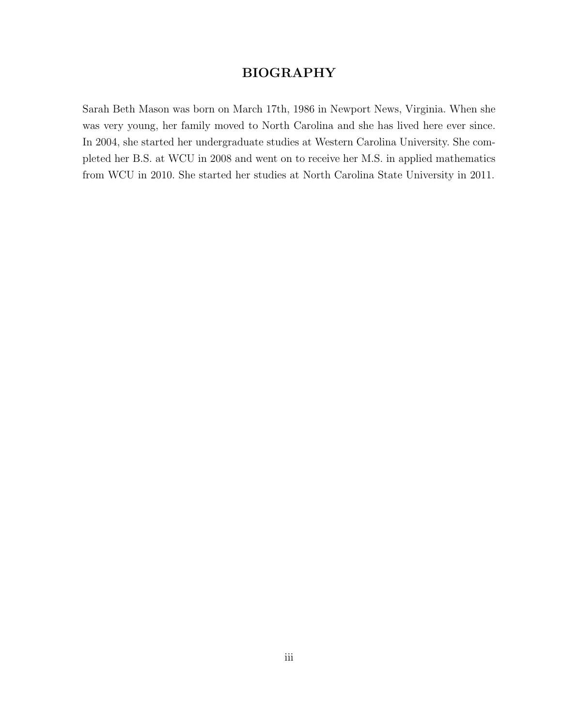# BIOGRAPHY

Sarah Beth Mason was born on March 17th, 1986 in Newport News, Virginia. When she was very young, her family moved to North Carolina and she has lived here ever since. In 2004, she started her undergraduate studies at Western Carolina University. She completed her B.S. at WCU in 2008 and went on to receive her M.S. in applied mathematics from WCU in 2010. She started her studies at North Carolina State University in 2011.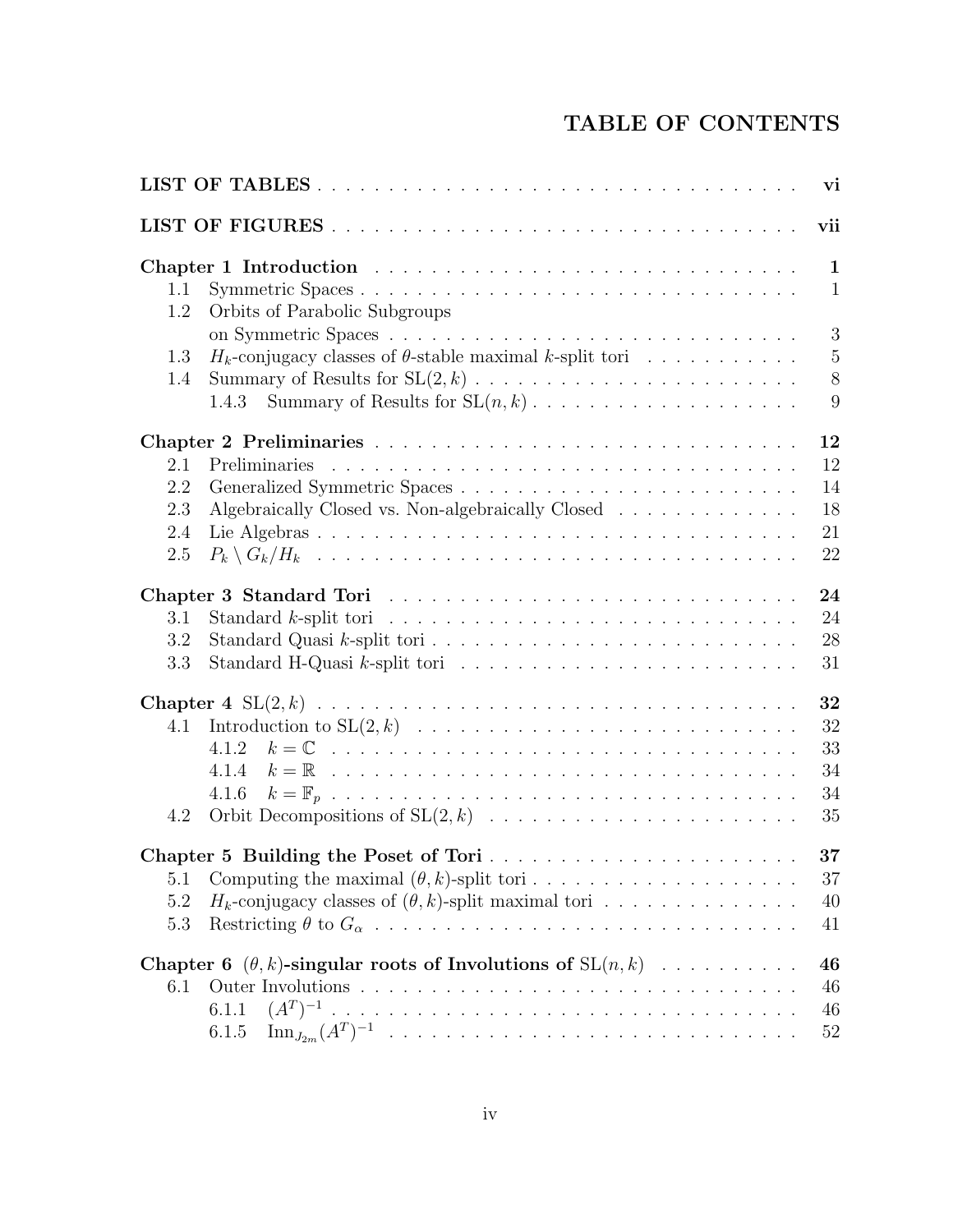# TABLE OF CONTENTS

**LIST OF TABLES** . . . . . . . . . . . . . . . . . . . . . . . . . . . . . . . . . . . . **vi**

**LIST OF FIGURES** . . . . . . . . . . . . . . . . . . . . . . . . . . . . . . . . . . . **vii**

**Chapter 1 Introduction** . . . . . . . . . . . . . . . . . . . . . . . . . . . . . . . **1**

- 1.1 Symmetric Spaces . . . . . . . . . . . . . . . . . . . . . . . . . . . . . . . . 1
- 1.2 Orbits of Parabolic Subgroups on Symmetric Spaces . . . . . . . . . . . . . . . . . . . . . . . . . . . . . 3
- 1.3 $H_k$-conjugacy classes of $\theta$-stable maximal $k$-split tori . . . . . . . . . . . 5
- 1.4 Summary of Results for $\mathrm{SL}(2, k)$ . . . . . . . . . . . . . . . . . . . . . . . 8
  - 1.4.3 Summary of Results for $\mathrm{SL}(n, k)$ . . . . . . . . . . . . . . . . . . . 9

**Chapter 2 Preliminaries** . . . . . . . . . . . . . . . . . . . . . . . . . . . . . . **12**

- 2.1 Preliminaries . . . . . . . . . . . . . . . . . . . . . . . . . . . . . . . . . . 12
- 2.2 Generalized Symmetric Spaces . . . . . . . . . . . . . . . . . . . . . . . . 14
- 2.3 Algebraically Closed vs. Non-algebraically Closed . . . . . . . . . . . . . 18
- 2.4 Lie Algebras . . . . . . . . . . . . . . . . . . . . . . . . . . . . . . . . . . 21
- 2.5 $P_k \setminus G_k / H_k$ . . . . . . . . . . . . . . . . . . . . . . . . . . . . . . . . 22

**Chapter 3 Standard Tori** . . . . . . . . . . . . . . . . . . . . . . . . . . . . . . **24**

- 3.1 Standard $k$-split tori . . . . . . . . . . . . . . . . . . . . . . . . . . . . . 24
- 3.2 Standard Quasi $k$-split tori . . . . . . . . . . . . . . . . . . . . . . . . . . 28
- 3.3 Standard H-Quasi $k$-split tori . . . . . . . . . . . . . . . . . . . . . . . . 31

**Chapter 4** $\mathrm{SL}(2, k)$ . . . . . . . . . . . . . . . . . . . . . . . . . . . . . . . . . **32**

- 4.1 Introduction to $\mathrm{SL}(2, k)$ . . . . . . . . . . . . . . . . . . . . . . . . . . . 32
  - 4.1.2 $k = \mathbb{C}$ . . . . . . . . . . . . . . . . . . . . . . . . . . . . . . . . . 33
  - 4.1.4 $k = \mathbb{R}$ . . . . . . . . . . . . . . . . . . . . . . . . . . . . . . . . . 34
  - 4.1.6 $k = \mathbb{F}_p$ . . . . . . . . . . . . . . . . . . . . . . . . . . . . . . . . 34
- 4.2 Orbit Decompositions of $\mathrm{SL}(2, k)$ . . . . . . . . . . . . . . . . . . . . . . 35

**Chapter 5 Building the Poset of Tori** . . . . . . . . . . . . . . . . . . . . . . . **37**

- 5.1 Computing the maximal $(\theta, k)$-split tori . . . . . . . . . . . . . . . . . . . 37
- 5.2 $H_k$-conjugacy classes of $(\theta, k)$-split maximal tori . . . . . . . . . . . . . . 40
- 5.3 Restricting $\theta$ to $G_\alpha$ . . . . . . . . . . . . . . . . . . . . . . . . . . . . . 41

**Chapter 6** $(\theta, k)$**-singular roots of Involutions of** $\mathrm{SL}(n, k)$ . . . . . . . . . . **46**

- 6.1 Outer Involutions . . . . . . . . . . . . . . . . . . . . . . . . . . . . . . . . 46
  - 6.1.1 $(A^T)^{-1}$ . . . . . . . . . . . . . . . . . . . . . . . . . . . . . . . . . . 46
  - 6.1.5 $\mathrm{Inn}_{J_{2m}}(A^T)^{-1}$ . . . . . . . . . . . . . . . . . . . . . . . . . . . . 52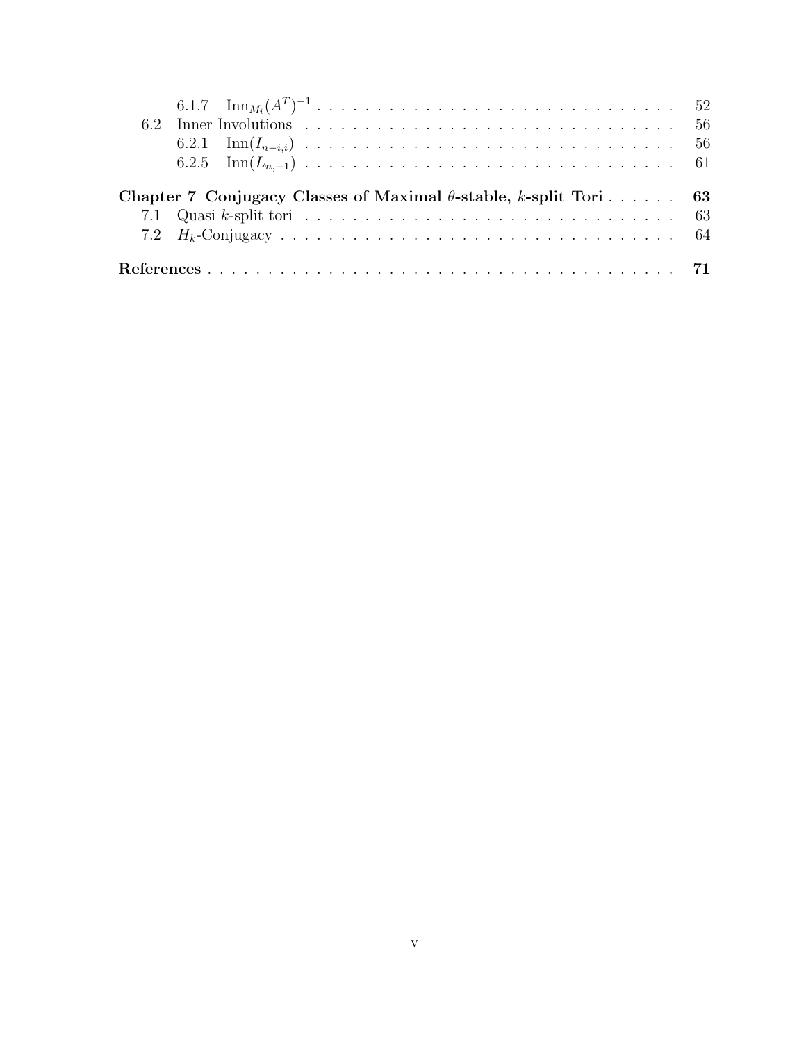6.1.7 $\text{Inn}_{M_i}(A^T)^{-1}$ . . . . . . . . . . . . . . . . . . . . . . . . . . . . . . . . 52

6.2 Inner Involutions . . . . . . . . . . . . . . . . . . . . . . . . . . . . . . . . . . 56

6.2.1 $\text{Inn}(I_{n-i,i})$ . . . . . . . . . . . . . . . . . . . . . . . . . . . . . . 56

6.2.5 $\text{Inn}(L_{n,-1})$ . . . . . . . . . . . . . . . . . . . . . . . . . . . . . . 61

**Chapter 7 Conjugacy Classes of Maximal $\theta$-stable, $k$-split Tori** . . . . . . **63**

7.1 Quasi $k$-split tori . . . . . . . . . . . . . . . . . . . . . . . . . . . . . . . . 63

7.2 $H_k$-Conjugacy . . . . . . . . . . . . . . . . . . . . . . . . . . . . . . . . . . 64

**References** . . . . . . . . . . . . . . . . . . . . . . . . . . . . . . . . . . . . . . **71**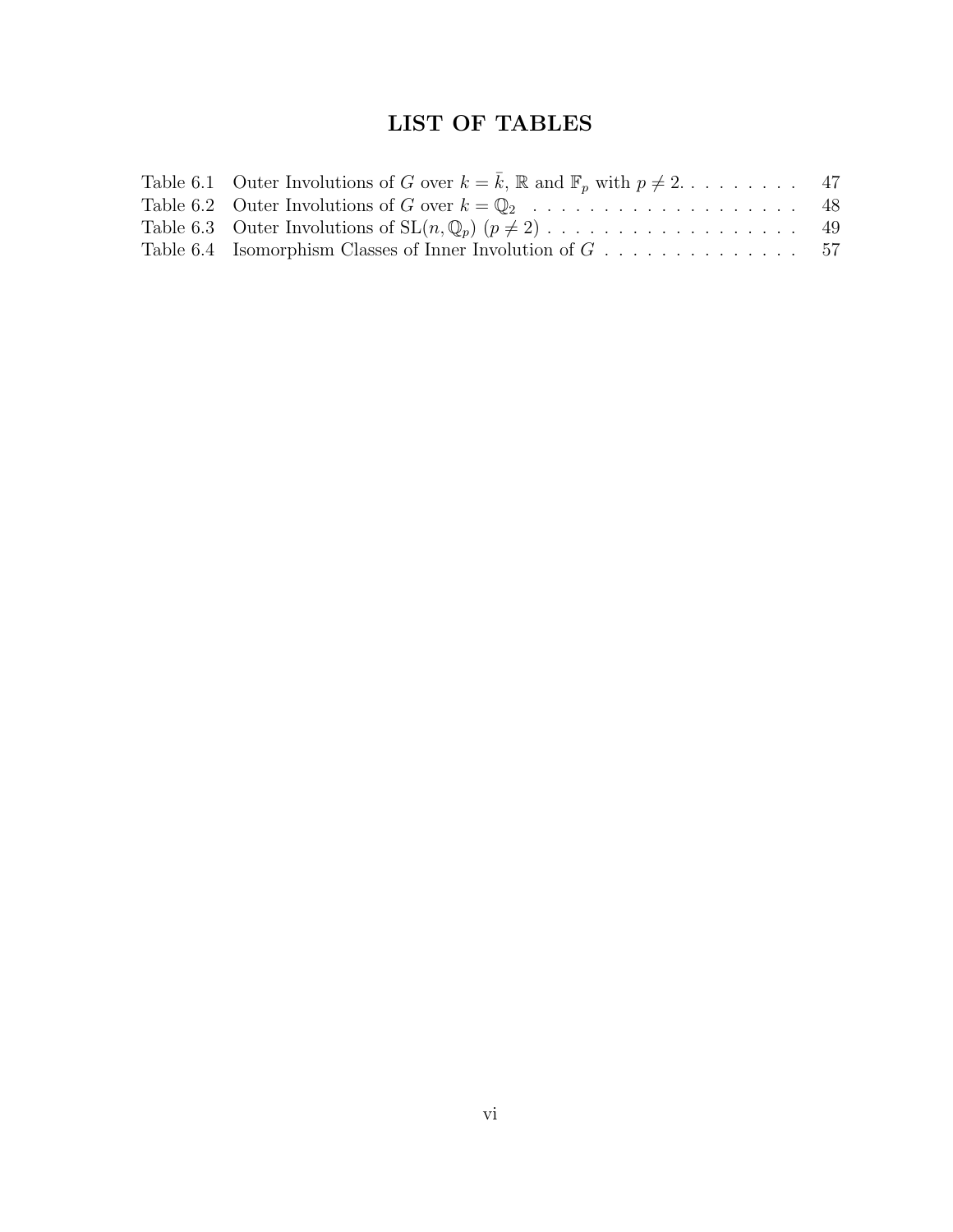# LIST OF TABLES

| | | |
|---|---|---|
| Table 6.1 | Outer Involutions of $G$ over $k = \bar{k}$, $\mathbb{R}$ and $\mathbb{F}_p$ with $p \neq 2$. | 47 |
| Table 6.2 | Outer Involutions of $G$ over $k = \mathbb{Q}_2$ | 48 |
| Table 6.3 | Outer Involutions of $\mathrm{SL}(n, \mathbb{Q}_p)$ $(p \neq 2)$ | 49 |
| Table 6.4 | Isomorphism Classes of Inner Involution of $G$ | 57 |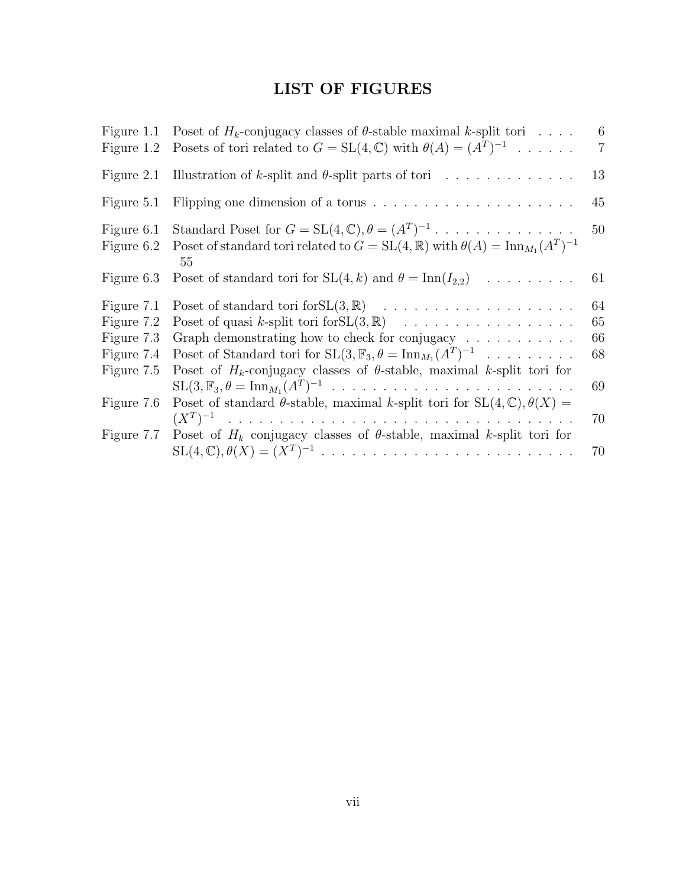# LIST OF FIGURES

| | | |
|---|---|---|
| Figure 1.1 | Poset of $H_k$-conjugacy classes of $\theta$-stable maximal $k$-split tori | 6 |
| Figure 1.2 | Posets of tori related to $G = \mathrm{SL}(4, \mathbb{C})$ with $\theta(A) = (A^T)^{-1}$ | 7 |
| Figure 2.1 | Illustration of $k$-split and $\theta$-split parts of tori | 13 |
| Figure 5.1 | Flipping one dimension of a torus | 45 |
| Figure 6.1 | Standard Poset for $G = \mathrm{SL}(4, \mathbb{C}), \theta = (A^T)^{-1}$ | 50 |
| Figure 6.2 | Poset of standard tori related to $G = \mathrm{SL}(4, \mathbb{R})$ with $\theta(A) = \mathrm{Inn}_{M_1}(A^T)^{-1}$ | 55 |
| Figure 6.3 | Poset of standard tori for $\mathrm{SL}(4, k)$ and $\theta = \mathrm{Inn}(I_{2,2})$ | 61 |
| Figure 7.1 | Poset of standard tori for$\mathrm{SL}(3, \mathbb{R})$ | 64 |
| Figure 7.2 | Poset of quasi $k$-split tori for$\mathrm{SL}(3, \mathbb{R})$ | 65 |
| Figure 7.3 | Graph demonstrating how to check for conjugacy | 66 |
| Figure 7.4 | Poset of Standard tori for $\mathrm{SL}(3, \mathbb{F}_3, \theta = \mathrm{Inn}_{M_1}(A^T)^{-1}$ | 68 |
| Figure 7.5 | Poset of $H_k$-conjugacy classes of $\theta$-stable, maximal $k$-split tori for $\mathrm{SL}(3, \mathbb{F}_3, \theta = \mathrm{Inn}_{M_1}(A^T)^{-1}$ | 69 |
| Figure 7.6 | Poset of standard $\theta$-stable, maximal $k$-split tori for $\mathrm{SL}(4, \mathbb{C}), \theta(X) = (X^T)^{-1}$ | 70 |
| Figure 7.7 | Poset of $H_k$ conjugacy classes of $\theta$-stable, maximal $k$-split tori for $\mathrm{SL}(4, \mathbb{C}), \theta(X) = (X^T)^{-1}$ | 70 |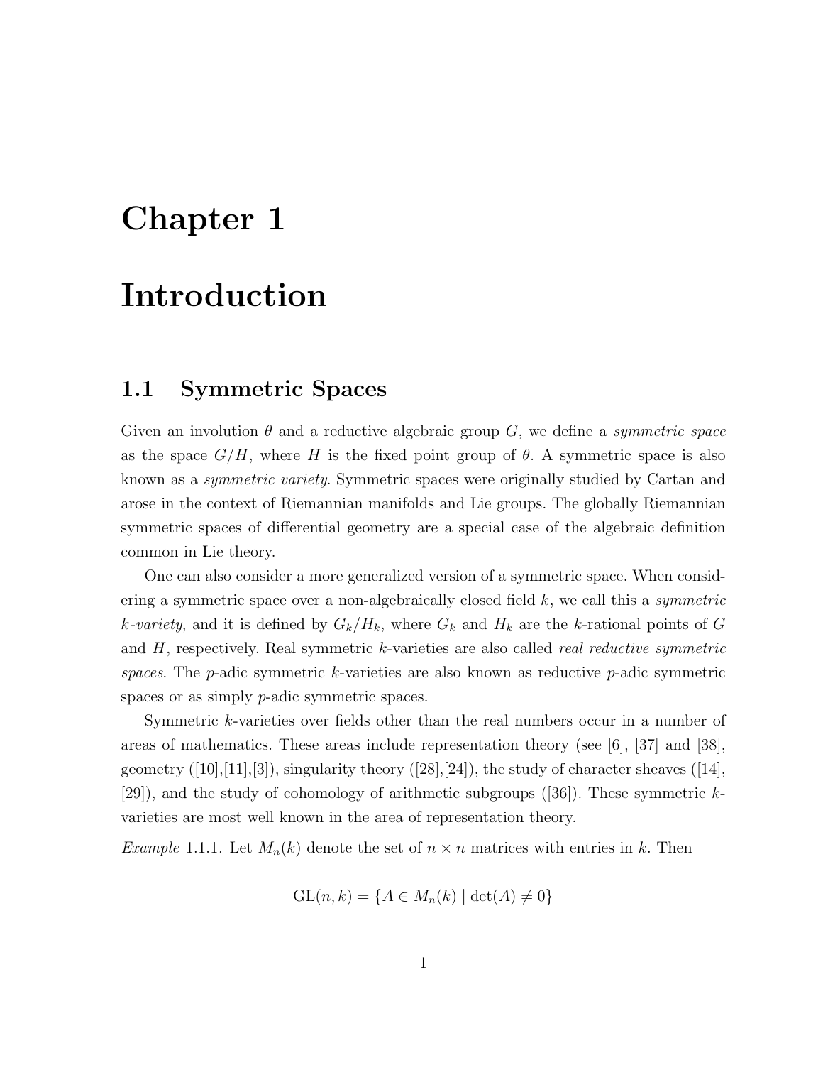# Chapter 1

# Introduction

## 1.1 Symmetric Spaces

Given an involution $\theta$ and a reductive algebraic group $G$, we define a *symmetric space* as the space $G/H$, where $H$ is the fixed point group of $\theta$. A symmetric space is also known as a *symmetric variety*. Symmetric spaces were originally studied by Cartan and arose in the context of Riemannian manifolds and Lie groups. The globally Riemannian symmetric spaces of differential geometry are a special case of the algebraic definition common in Lie theory.

One can also consider a more generalized version of a symmetric space. When considering a symmetric space over a non-algebraically closed field $k$, we call this a *symmetric $k$-variety*, and it is defined by $G_k/H_k$, where $G_k$ and $H_k$ are the $k$-rational points of $G$ and $H$, respectively. Real symmetric $k$-varieties are also called *real reductive symmetric spaces*. The $p$-adic symmetric $k$-varieties are also known as reductive $p$-adic symmetric spaces or as simply $p$-adic symmetric spaces.

Symmetric $k$-varieties over fields other than the real numbers occur in a number of areas of mathematics. These areas include representation theory (see [6], [37] and [38], geometry ([10],[11],[3]), singularity theory ([28],[24]), the study of character sheaves ([14], [29]), and the study of cohomology of arithmetic subgroups ([36]). These symmetric $k$-varieties are most well known in the area of representation theory.

*Example* 1.1.1. Let $M_n(k)$ denote the set of $n \times n$ matrices with entries in $k$. Then

$$\mathrm{GL}(n, k) = \{A \in M_n(k) \mid \det(A) \neq 0\}$$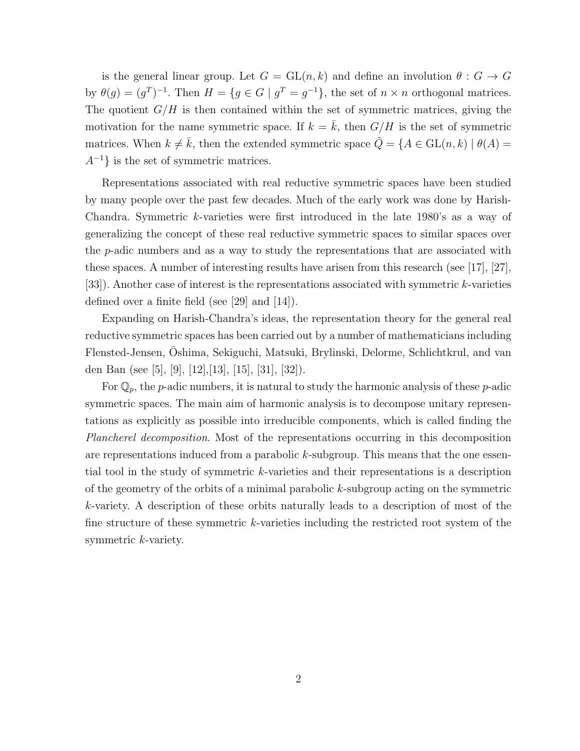is the general linear group. Let $G = \mathrm{GL}(n,k)$ and define an involution $\theta : G \to G$ by $\theta(g) = (g^T)^{-1}$. Then $H = \{g \in G \mid g^T = g^{-1}\}$, the set of $n \times n$ orthogonal matrices. The quotient $G/H$ is then contained within the set of symmetric matrices, giving the motivation for the name symmetric space. If $k = \bar{k}$, then $G/H$ is the set of symmetric matrices. When $k \neq \bar{k}$, then the extended symmetric space $\tilde{Q} = \{A \in \mathrm{GL}(n,k) \mid \theta(A) = A^{-1}\}$ is the set of symmetric matrices.

Representations associated with real reductive symmetric spaces have been studied by many people over the past few decades. Much of the early work was done by Harish-Chandra. Symmetric $k$-varieties were first introduced in the late 1980's as a way of generalizing the concept of these real reductive symmetric spaces to similar spaces over the $p$-adic numbers and as a way to study the representations that are associated with these spaces. A number of interesting results have arisen from this research (see [17], [27], [33]). Another case of interest is the representations associated with symmetric $k$-varieties defined over a finite field (see [29] and [14]).

Expanding on Harish-Chandra's ideas, the representation theory for the general real reductive symmetric spaces has been carried out by a number of mathematicians including Flensted-Jensen, Ōshima, Sekiguchi, Matsuki, Brylinski, Delorme, Schlichtkrul, and van den Ban (see [5], [9], [12],[13], [15], [31], [32]).

For $\mathbb{Q}_p$, the $p$-adic numbers, it is natural to study the harmonic analysis of these $p$-adic symmetric spaces. The main aim of harmonic analysis is to decompose unitary representations as explicitly as possible into irreducible components, which is called finding the *Plancherel decomposition*. Most of the representations occurring in this decomposition are representations induced from a parabolic $k$-subgroup. This means that the one essential tool in the study of symmetric $k$-varieties and their representations is a description of the geometry of the orbits of a minimal parabolic $k$-subgroup acting on the symmetric $k$-variety. A description of these orbits naturally leads to a description of most of the fine structure of these symmetric $k$-varieties including the restricted root system of the symmetric $k$-variety.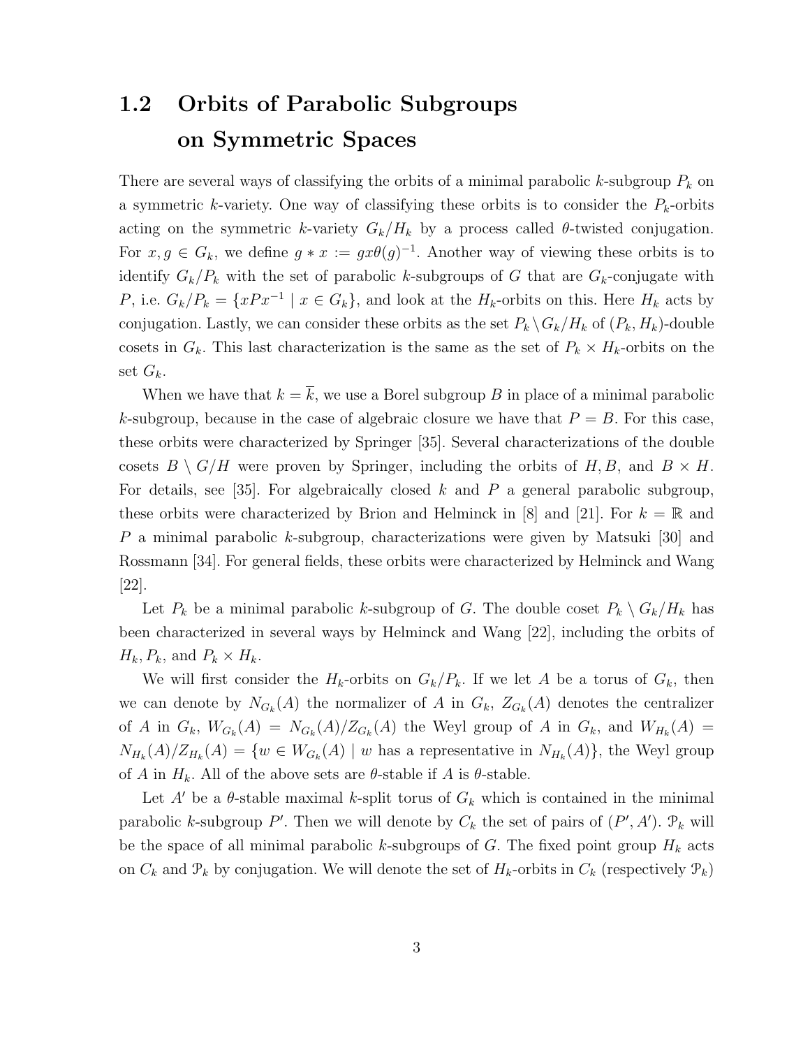## 1.2 Orbits of Parabolic Subgroups on Symmetric Spaces

There are several ways of classifying the orbits of a minimal parabolic $k$-subgroup $P_k$ on a symmetric $k$-variety. One way of classifying these orbits is to consider the $P_k$-orbits acting on the symmetric $k$-variety $G_k/H_k$ by a process called $\theta$-twisted conjugation. For $x, g \in G_k$, we define $g * x := gx\theta(g)^{-1}$. Another way of viewing these orbits is to identify $G_k/P_k$ with the set of parabolic $k$-subgroups of $G$ that are $G_k$-conjugate with $P$, i.e. $G_k/P_k = \{xPx^{-1} \mid x \in G_k\}$, and look at the $H_k$-orbits on this. Here $H_k$ acts by conjugation. Lastly, we can consider these orbits as the set $P_k \backslash G_k/H_k$ of $(P_k, H_k)$-double cosets in $G_k$. This last characterization is the same as the set of $P_k \times H_k$-orbits on the set $G_k$.

When we have that $k = \overline{k}$, we use a Borel subgroup $B$ in place of a minimal parabolic $k$-subgroup, because in the case of algebraic closure we have that $P = B$. For this case, these orbits were characterized by Springer [35]. Several characterizations of the double cosets $B \setminus G/H$ were proven by Springer, including the orbits of $H, B$, and $B \times H$. For details, see [35]. For algebraically closed $k$ and $P$ a general parabolic subgroup, these orbits were characterized by Brion and Helminck in [8] and [21]. For $k = \mathbb{R}$ and $P$ a minimal parabolic $k$-subgroup, characterizations were given by Matsuki [30] and Rossmann [34]. For general fields, these orbits were characterized by Helminck and Wang [22].

Let $P_k$ be a minimal parabolic $k$-subgroup of $G$. The double coset $P_k \setminus G_k/H_k$ has been characterized in several ways by Helminck and Wang [22], including the orbits of $H_k, P_k$, and $P_k \times H_k$.

We will first consider the $H_k$-orbits on $G_k/P_k$. If we let $A$ be a torus of $G_k$, then we can denote by $N_{G_k}(A)$ the normalizer of $A$ in $G_k$, $Z_{G_k}(A)$ denotes the centralizer of $A$ in $G_k$, $W_{G_k}(A) = N_{G_k}(A)/Z_{G_k}(A)$ the Weyl group of $A$ in $G_k$, and $W_{H_k}(A) = N_{H_k}(A)/Z_{H_k}(A) = \{w \in W_{G_k}(A) \mid w \text{ has a representative in } N_{H_k}(A)\}$, the Weyl group of $A$ in $H_k$. All of the above sets are $\theta$-stable if $A$ is $\theta$-stable.

Let $A'$ be a $\theta$-stable maximal $k$-split torus of $G_k$ which is contained in the minimal parabolic $k$-subgroup $P'$. Then we will denote by $C_k$ the set of pairs of $(P', A')$. $\mathcal{P}_k$ will be the space of all minimal parabolic $k$-subgroups of $G$. The fixed point group $H_k$ acts on $C_k$ and $\mathcal{P}_k$ by conjugation. We will denote the set of $H_k$-orbits in $C_k$ (respectively $\mathcal{P}_k$)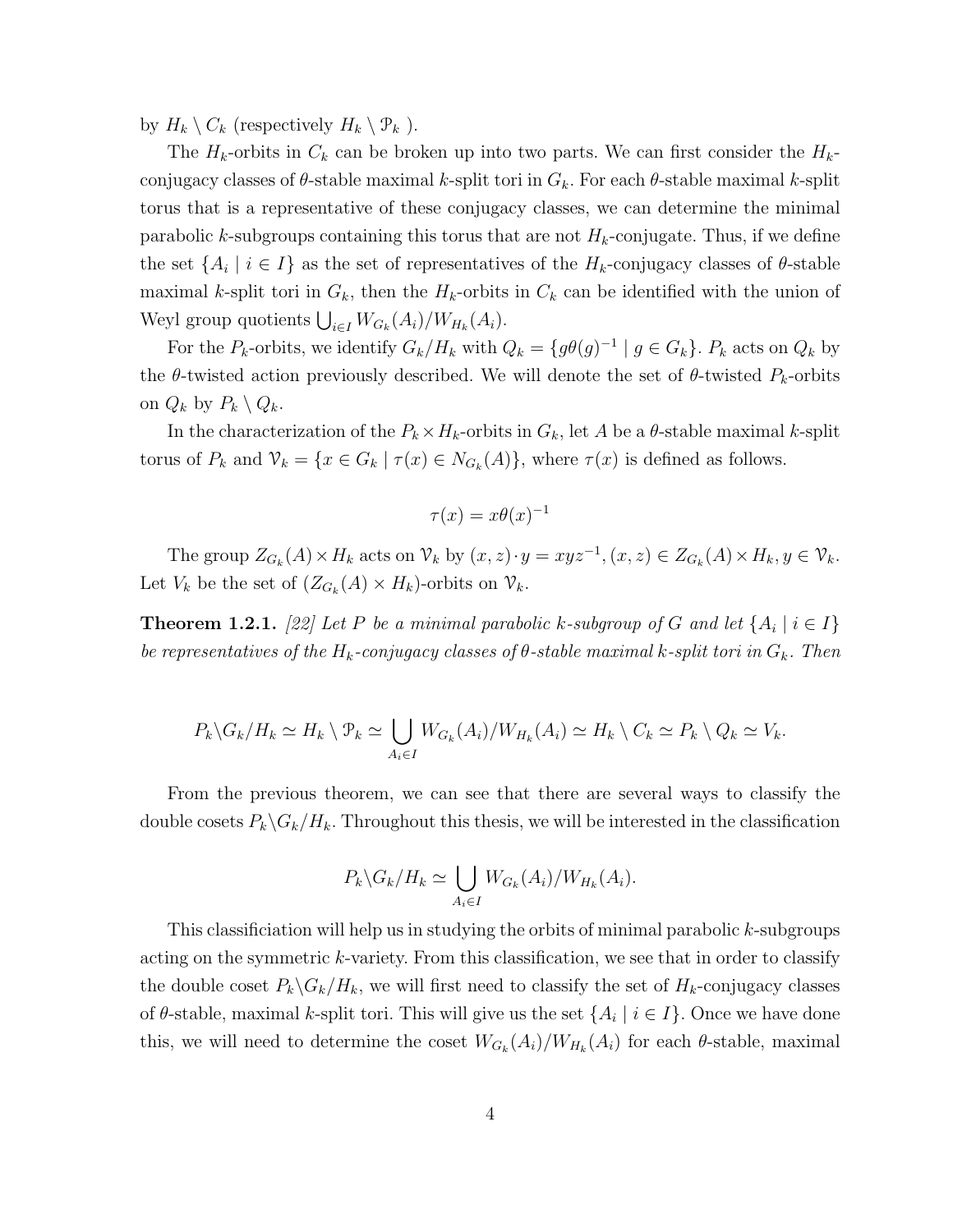by $H_k \setminus C_k$ (respectively $H_k \setminus \mathcal{P}_k$ ).

The $H_k$-orbits in $C_k$ can be broken up into two parts. We can first consider the $H_k$-conjugacy classes of $\theta$-stable maximal $k$-split tori in $G_k$. For each $\theta$-stable maximal $k$-split torus that is a representative of these conjugacy classes, we can determine the minimal parabolic $k$-subgroups containing this torus that are not $H_k$-conjugate. Thus, if we define the set $\{A_i \mid i \in I\}$ as the set of representatives of the $H_k$-conjugacy classes of $\theta$-stable maximal $k$-split tori in $G_k$, then the $H_k$-orbits in $C_k$ can be identified with the union of Weyl group quotients $\bigcup_{i \in I} W_{G_k}(A_i)/W_{H_k}(A_i)$.

For the $P_k$-orbits, we identify $G_k/H_k$ with $Q_k = \{g\theta(g)^{-1} \mid g \in G_k\}$. $P_k$ acts on $Q_k$ by the $\theta$-twisted action previously described. We will denote the set of $\theta$-twisted $P_k$-orbits on $Q_k$ by $P_k \setminus Q_k$.

In the characterization of the $P_k \times H_k$-orbits in $G_k$, let $A$ be a $\theta$-stable maximal $k$-split torus of $P_k$ and $\mathcal{V}_k = \{x \in G_k \mid \tau(x) \in N_{G_k}(A)\}$, where $\tau(x)$ is defined as follows.

$$\tau(x) = x\theta(x)^{-1}$$

The group $Z_{G_k}(A) \times H_k$ acts on $\mathcal{V}_k$ by $(x, z) \cdot y = xyz^{-1}, (x, z) \in Z_{G_k}(A) \times H_k, y \in \mathcal{V}_k$. Let $V_k$ be the set of $(Z_{G_k}(A) \times H_k)$-orbits on $\mathcal{V}_k$.

**Theorem 1.2.1.** *[22] Let $P$ be a minimal parabolic $k$-subgroup of $G$ and let $\{A_i \mid i \in I\}$ be representatives of the $H_k$-conjugacy classes of $\theta$-stable maximal $k$-split tori in $G_k$. Then*

$$P_k \backslash G_k / H_k \simeq H_k \setminus \mathcal{P}_k \simeq \bigcup_{A_i \in I} W_{G_k}(A_i)/W_{H_k}(A_i) \simeq H_k \setminus C_k \simeq P_k \setminus Q_k \simeq V_k.$$

From the previous theorem, we can see that there are several ways to classify the double cosets $P_k \backslash G_k / H_k$. Throughout this thesis, we will be interested in the classification

$$P_k \backslash G_k / H_k \simeq \bigcup_{A_i \in I} W_{G_k}(A_i)/W_{H_k}(A_i).$$

This classificiation will help us in studying the orbits of minimal parabolic $k$-subgroups acting on the symmetric $k$-variety. From this classification, we see that in order to classify the double coset $P_k \backslash G_k / H_k$, we will first need to classify the set of $H_k$-conjugacy classes of $\theta$-stable, maximal $k$-split tori. This will give us the set $\{A_i \mid i \in I\}$. Once we have done this, we will need to determine the coset $W_{G_k}(A_i)/W_{H_k}(A_i)$ for each $\theta$-stable, maximal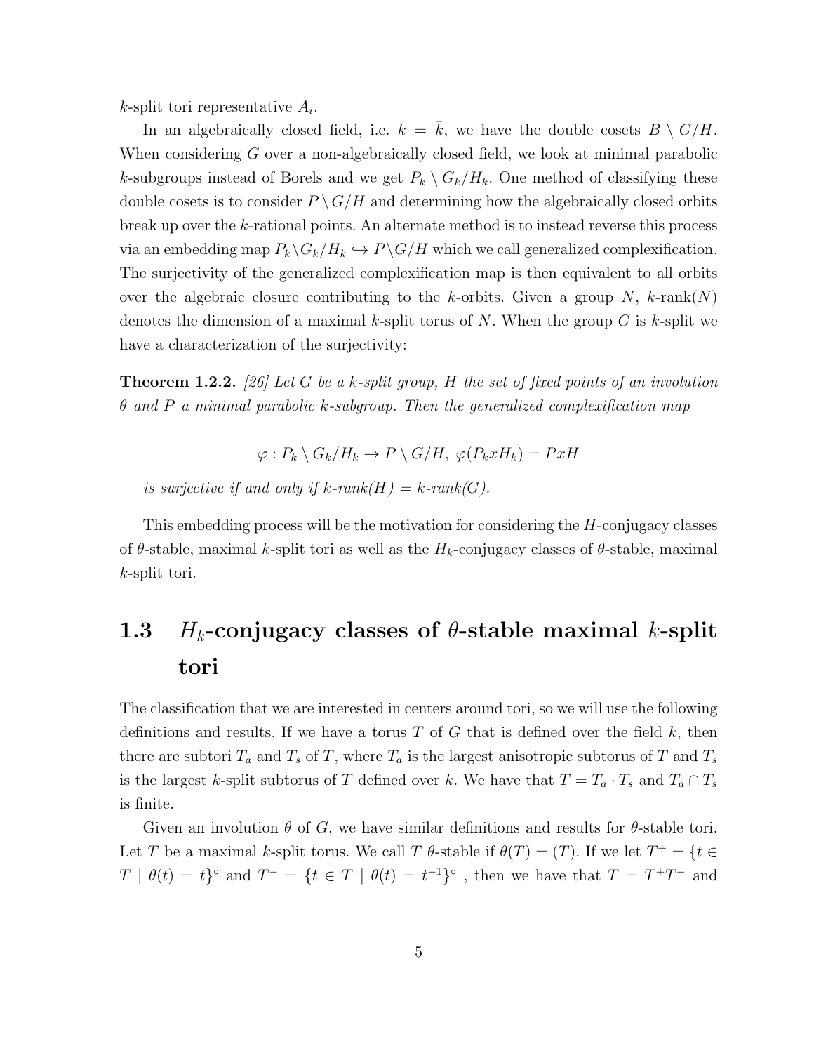$k$-split tori representative $A_i$.

In an algebraically closed field, i.e. $k = \bar{k}$, we have the double cosets $B \setminus G/H$. When considering $G$ over a non-algebraically closed field, we look at minimal parabolic $k$-subgroups instead of Borels and we get $P_k \setminus G_k/H_k$. One method of classifying these double cosets is to consider $P \setminus G/H$ and determining how the algebraically closed orbits break up over the $k$-rational points. An alternate method is to instead reverse this process via an embedding map $P_k \backslash G_k/H_k \hookrightarrow P \backslash G/H$ which we call generalized complexification. The surjectivity of the generalized complexification map is then equivalent to all orbits over the algebraic closure contributing to the $k$-orbits. Given a group $N$, $k$-rank($N$) denotes the dimension of a maximal $k$-split torus of $N$. When the group $G$ is $k$-split we have a characterization of the surjectivity:

**Theorem 1.2.2.** *[26] Let $G$ be a $k$-split group, $H$ the set of fixed points of an involution $\theta$ and $P$ a minimal parabolic $k$-subgroup. Then the generalized complexification map*

$$\varphi : P_k \setminus G_k/H_k \to P \setminus G/H,\ \varphi(P_k x H_k) = PxH$$

*is surjective if and only if $k$-rank($H$) = $k$-rank($G$).*

This embedding process will be the motivation for considering the $H$-conjugacy classes of $\theta$-stable, maximal $k$-split tori as well as the $H_k$-conjugacy classes of $\theta$-stable, maximal $k$-split tori.

## 1.3 $H_k$-conjugacy classes of $\theta$-stable maximal $k$-split tori

The classification that we are interested in centers around tori, so we will use the following definitions and results. If we have a torus $T$ of $G$ that is defined over the field $k$, then there are subtori $T_a$ and $T_s$ of $T$, where $T_a$ is the largest anisotropic subtorus of $T$ and $T_s$ is the largest $k$-split subtorus of $T$ defined over $k$. We have that $T = T_a \cdot T_s$ and $T_a \cap T_s$ is finite.

Given an involution $\theta$ of $G$, we have similar definitions and results for $\theta$-stable tori. Let $T$ be a maximal $k$-split torus. We call $T$ $\theta$-stable if $\theta(T) = (T)$. If we let $T^+ = \{t \in T \mid \theta(t) = t\}^\circ$ and $T^- = \{t \in T \mid \theta(t) = t^{-1}\}^\circ$ , then we have that $T = T^+T^-$ and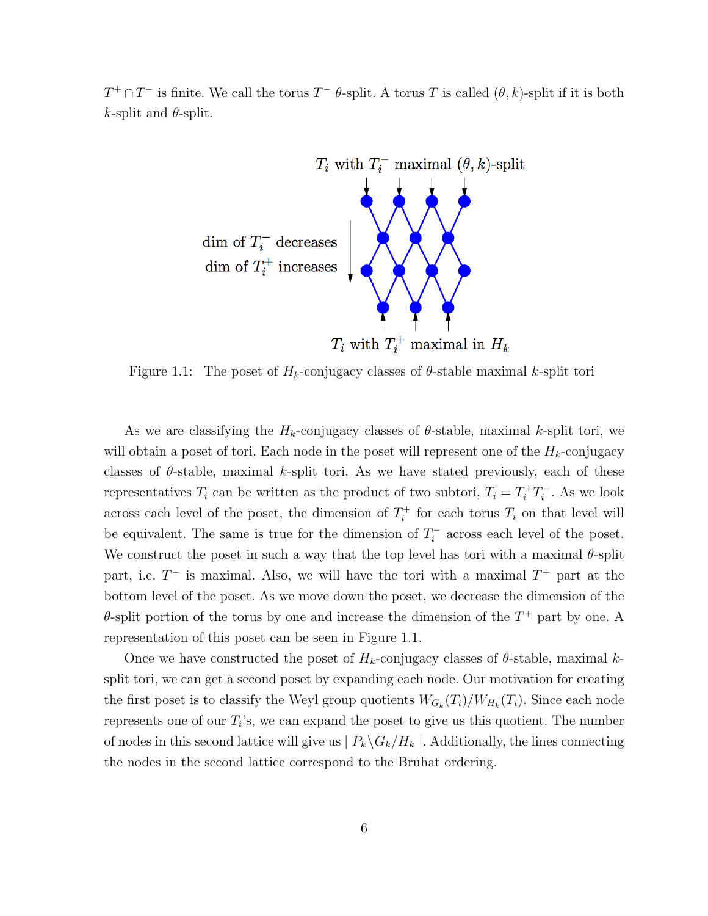$T^+ \cap T^-$ is finite. We call the torus $T^-$ $\theta$-split. A torus $T$ is called $(\theta, k)$-split if it is both $k$-split and $\theta$-split.

Figure 1.1: The poset of $H_k$-conjugacy classes of $\theta$-stable maximal $k$-split tori

As we are classifying the $H_k$-conjugacy classes of $\theta$-stable, maximal $k$-split tori, we will obtain a poset of tori. Each node in the poset will represent one of the $H_k$-conjugacy classes of $\theta$-stable, maximal $k$-split tori. As we have stated previously, each of these representatives $T_i$ can be written as the product of two subtori, $T_i = T_i^+ T_i^-$. As we look across each level of the poset, the dimension of $T_i^+$ for each torus $T_i$ on that level will be equivalent. The same is true for the dimension of $T_i^-$ across each level of the poset. We construct the poset in such a way that the top level has tori with a maximal $\theta$-split part, i.e. $T^-$ is maximal. Also, we will have the tori with a maximal $T^+$ part at the bottom level of the poset. As we move down the poset, we decrease the dimension of the $\theta$-split portion of the torus by one and increase the dimension of the $T^+$ part by one. A representation of this poset can be seen in Figure 1.1.

Once we have constructed the poset of $H_k$-conjugacy classes of $\theta$-stable, maximal $k$-split tori, we can get a second poset by expanding each node. Our motivation for creating the first poset is to classify the Weyl group quotients $W_{G_k}(T_i)/W_{H_k}(T_i)$. Since each node represents one of our $T_i$'s, we can expand the poset to give us this quotient. The number of nodes in this second lattice will give us $| P_k \backslash G_k / H_k |$. Additionally, the lines connecting the nodes in the second lattice correspond to the Bruhat ordering.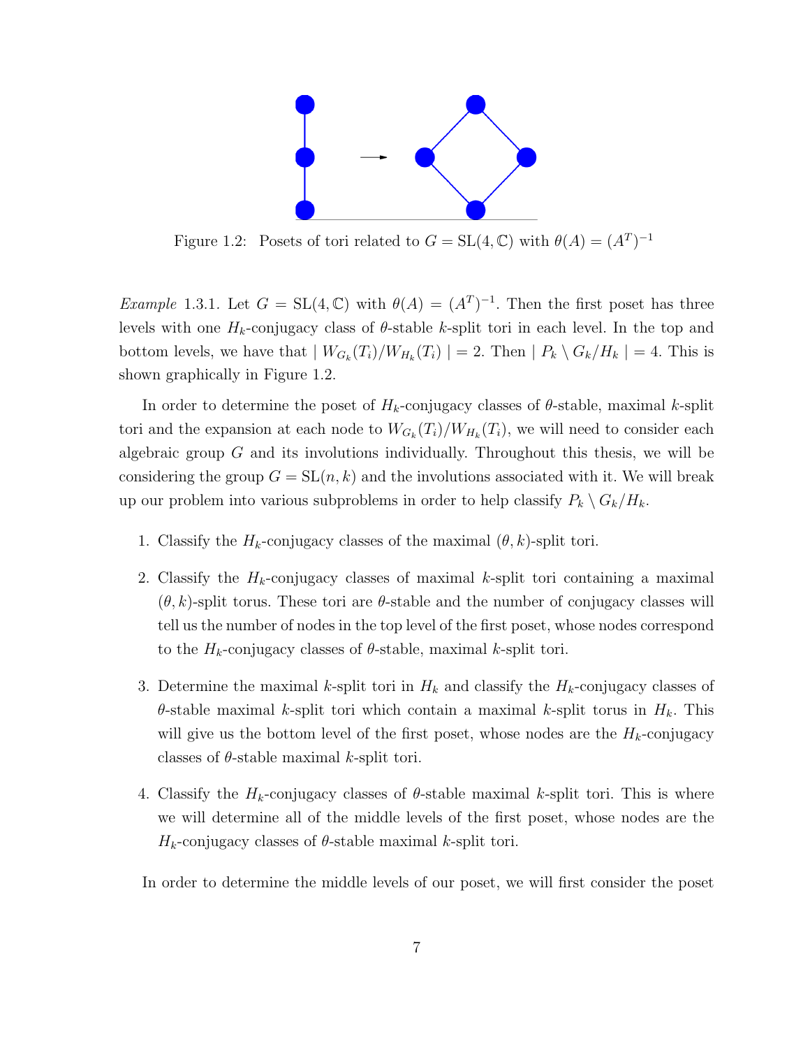Figure 1.2: Posets of tori related to $G = \mathrm{SL}(4, \mathbb{C})$ with $\theta(A) = (A^T)^{-1}$

*Example* 1.3.1. Let $G = \mathrm{SL}(4, \mathbb{C})$ with $\theta(A) = (A^T)^{-1}$. Then the first poset has three levels with one $H_k$-conjugacy class of $\theta$-stable $k$-split tori in each level. In the top and bottom levels, we have that $\mid W_{G_k}(T_i)/W_{H_k}(T_i) \mid = 2$. Then $\mid P_k \setminus G_k/H_k \mid = 4$. This is shown graphically in Figure 1.2.

In order to determine the poset of $H_k$-conjugacy classes of $\theta$-stable, maximal $k$-split tori and the expansion at each node to $W_{G_k}(T_i)/W_{H_k}(T_i)$, we will need to consider each algebraic group $G$ and its involutions individually. Throughout this thesis, we will be considering the group $G = \mathrm{SL}(n, k)$ and the involutions associated with it. We will break up our problem into various subproblems in order to help classify $P_k \setminus G_k/H_k$.

1. Classify the $H_k$-conjugacy classes of the maximal $(\theta, k)$-split tori.

2. Classify the $H_k$-conjugacy classes of maximal $k$-split tori containing a maximal $(\theta, k)$-split torus. These tori are $\theta$-stable and the number of conjugacy classes will tell us the number of nodes in the top level of the first poset, whose nodes correspond to the $H_k$-conjugacy classes of $\theta$-stable, maximal $k$-split tori.

3. Determine the maximal $k$-split tori in $H_k$ and classify the $H_k$-conjugacy classes of $\theta$-stable maximal $k$-split tori which contain a maximal $k$-split torus in $H_k$. This will give us the bottom level of the first poset, whose nodes are the $H_k$-conjugacy classes of $\theta$-stable maximal $k$-split tori.

4. Classify the $H_k$-conjugacy classes of $\theta$-stable maximal $k$-split tori. This is where we will determine all of the middle levels of the first poset, whose nodes are the $H_k$-conjugacy classes of $\theta$-stable maximal $k$-split tori.

In order to determine the middle levels of our poset, we will first consider the poset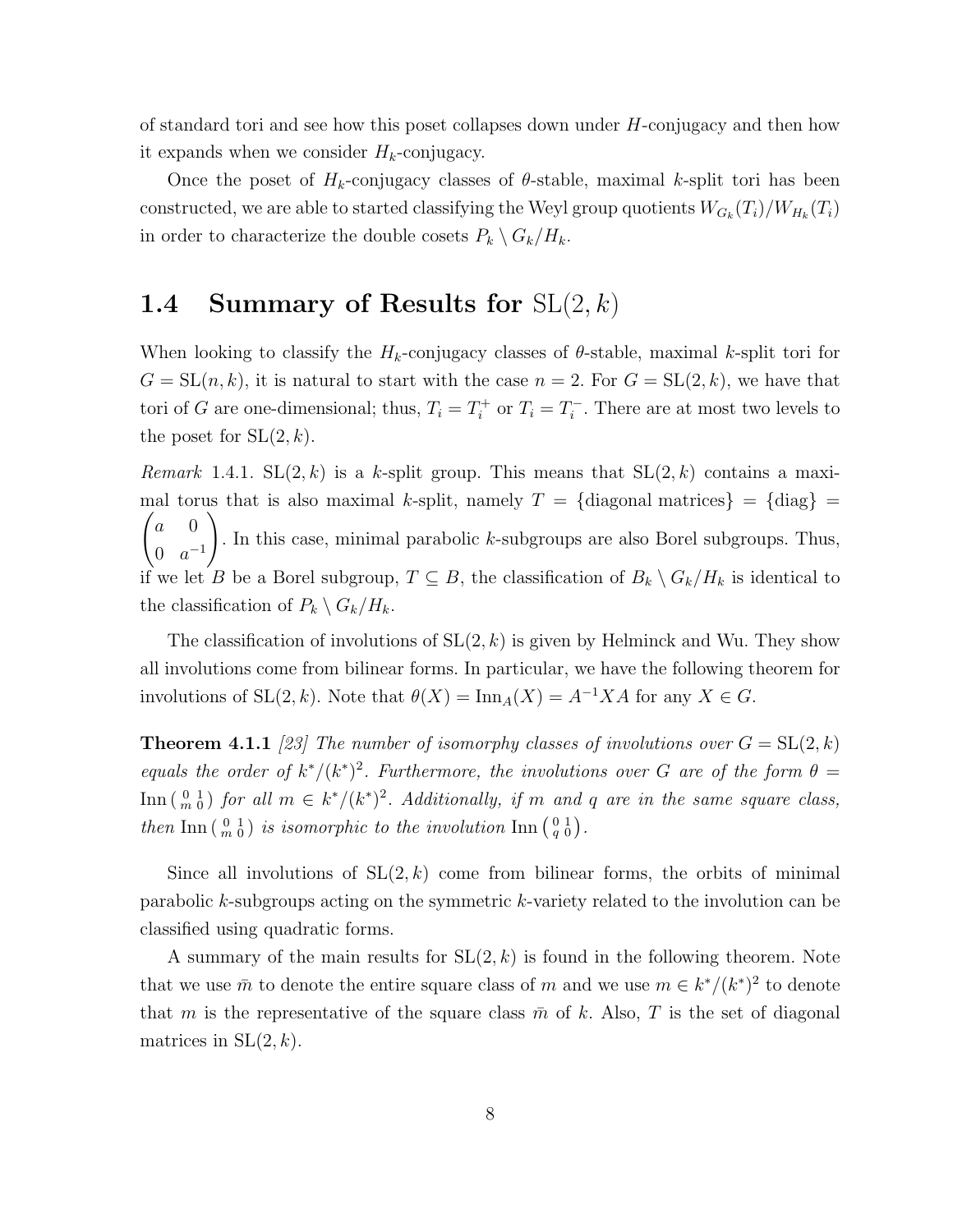of standard tori and see how this poset collapses down under $H$-conjugacy and then how it expands when we consider $H_k$-conjugacy.

Once the poset of $H_k$-conjugacy classes of $\theta$-stable, maximal $k$-split tori has been constructed, we are able to started classifying the Weyl group quotients $W_{G_k}(T_i)/W_{H_k}(T_i)$ in order to characterize the double cosets $P_k \setminus G_k/H_k$.

## 1.4 Summary of Results for $\mathrm{SL}(2, k)$

When looking to classify the $H_k$-conjugacy classes of $\theta$-stable, maximal $k$-split tori for $G = \mathrm{SL}(n, k)$, it is natural to start with the case $n = 2$. For $G = \mathrm{SL}(2, k)$, we have that tori of $G$ are one-dimensional; thus, $T_i = T_i^+$ or $T_i = T_i^-$. There are at most two levels to the poset for $\mathrm{SL}(2, k)$.

*Remark* 1.4.1. $\mathrm{SL}(2, k)$ is a $k$-split group. This means that $\mathrm{SL}(2, k)$ contains a maximal torus that is also maximal $k$-split, namely $T = \{\text{diagonal matrices}\} = \{\text{diag}\} = \begin{pmatrix} a & 0 \\ 0 & a^{-1} \end{pmatrix}$. In this case, minimal parabolic $k$-subgroups are also Borel subgroups. Thus, if we let $B$ be a Borel subgroup, $T \subseteq B$, the classification of $B_k \setminus G_k/H_k$ is identical to the classification of $P_k \setminus G_k/H_k$.

The classification of involutions of $\mathrm{SL}(2, k)$ is given by Helminck and Wu. They show all involutions come from bilinear forms. In particular, we have the following theorem for involutions of $\mathrm{SL}(2, k)$. Note that $\theta(X) = \mathrm{Inn}_A(X) = A^{-1}XA$ for any $X \in G$.

**Theorem 4.1.1** *[23] The number of isomorphy classes of involutions over $G = \mathrm{SL}(2, k)$ equals the order of $k^*/(k^*)^2$. Furthermore, the involutions over $G$ are of the form $\theta = \mathrm{Inn}\left(\begin{smallmatrix} 0 & 1 \\ m & 0 \end{smallmatrix}\right)$ for all $m \in k^*/(k^*)^2$. Additionally, if $m$ and $q$ are in the same square class, then $\mathrm{Inn}\left(\begin{smallmatrix} 0 & 1 \\ m & 0 \end{smallmatrix}\right)$ is isomorphic to the involution $\mathrm{Inn}\left(\begin{smallmatrix} 0 & 1 \\ q & 0 \end{smallmatrix}\right)$.*

Since all involutions of $\mathrm{SL}(2, k)$ come from bilinear forms, the orbits of minimal parabolic $k$-subgroups acting on the symmetric $k$-variety related to the involution can be classified using quadratic forms.

A summary of the main results for $\mathrm{SL}(2, k)$ is found in the following theorem. Note that we use $\bar{m}$ to denote the entire square class of $m$ and we use $m \in k^*/(k^*)^2$ to denote that $m$ is the representative of the square class $\bar{m}$ of $k$. Also, $T$ is the set of diagonal matrices in $\mathrm{SL}(2, k)$.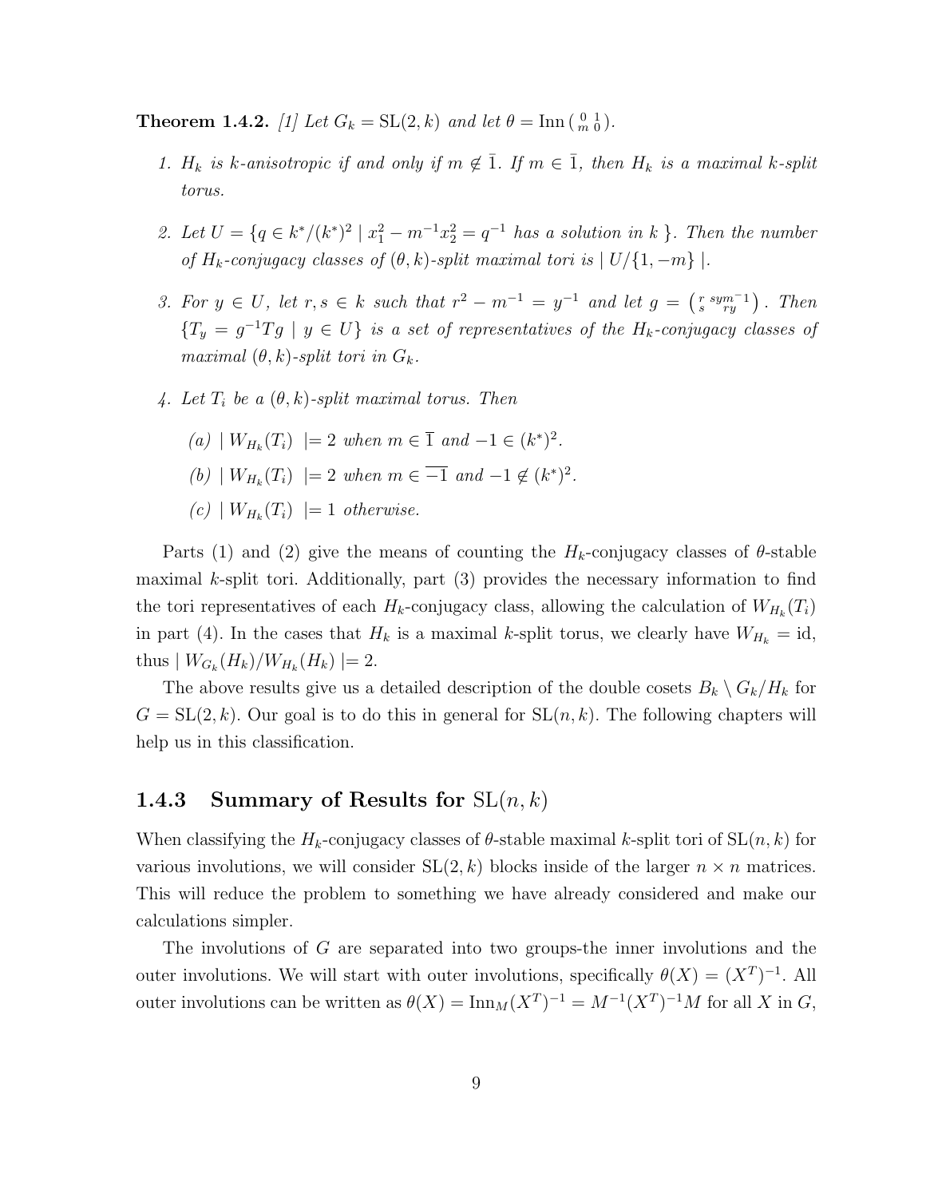**Theorem 1.4.2.** *[1] Let $G_k = \mathrm{SL}(2,k)$ and let $\theta = \mathrm{Inn}\left(\begin{smallmatrix} 0 & 1 \\ m & 0 \end{smallmatrix}\right)$.*

1. *$H_k$ is $k$-anisotropic if and only if $m \notin \bar{1}$. If $m \in \bar{1}$, then $H_k$ is a maximal $k$-split torus.*

2. *Let $U = \{q \in k^*/(k^*)^2 \mid x_1^2 - m^{-1}x_2^2 = q^{-1}$ has a solution in $k$ $\}$. Then the number of $H_k$-conjugacy classes of $(\theta,k)$-split maximal tori is $\mid U/\{1,-m\} \mid$.*

3. *For $y \in U$, let $r, s \in k$ such that $r^2 - m^{-1} = y^{-1}$ and let $g = \left(\begin{smallmatrix} r & sym^{-1} \\ s & ry \end{smallmatrix}\right)$. Then $\{T_y = g^{-1}Tg \mid y \in U\}$ is a set of representatives of the $H_k$-conjugacy classes of maximal $(\theta,k)$-split tori in $G_k$.*

4. *Let $T_i$ be a $(\theta,k)$-split maximal torus. Then*

   *(a) $\mid W_{H_k}(T_i) \mid = 2$ when $m \in \bar{1}$ and $-1 \in (k^*)^2$.*

   *(b) $\mid W_{H_k}(T_i) \mid = 2$ when $m \in \overline{-1}$ and $-1 \notin (k^*)^2$.*

   *(c) $\mid W_{H_k}(T_i) \mid = 1$ otherwise.*

Parts (1) and (2) give the means of counting the $H_k$-conjugacy classes of $\theta$-stable maximal $k$-split tori. Additionally, part (3) provides the necessary information to find the tori representatives of each $H_k$-conjugacy class, allowing the calculation of $W_{H_k}(T_i)$ in part (4). In the cases that $H_k$ is a maximal $k$-split torus, we clearly have $W_{H_k} = \mathrm{id}$, thus $\mid W_{G_k}(H_k)/W_{H_k}(H_k) \mid = 2$.

The above results give us a detailed description of the double cosets $B_k \setminus G_k/H_k$ for $G = \mathrm{SL}(2,k)$. Our goal is to do this in general for $\mathrm{SL}(n,k)$. The following chapters will help us in this classification.

### 1.4.3 Summary of Results for $\mathrm{SL}(n,k)$

When classifying the $H_k$-conjugacy classes of $\theta$-stable maximal $k$-split tori of $\mathrm{SL}(n,k)$ for various involutions, we will consider $\mathrm{SL}(2,k)$ blocks inside of the larger $n \times n$ matrices. This will reduce the problem to something we have already considered and make our calculations simpler.

The involutions of $G$ are separated into two groups-the inner involutions and the outer involutions. We will start with outer involutions, specifically $\theta(X) = (X^T)^{-1}$. All outer involutions can be written as $\theta(X) = \mathrm{Inn}_M(X^T)^{-1} = M^{-1}(X^T)^{-1}M$ for all $X$ in $G$,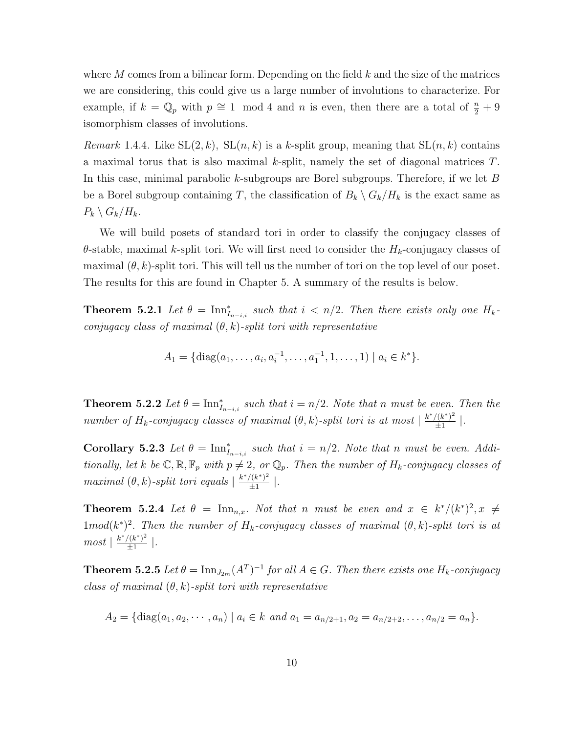where $M$ comes from a bilinear form. Depending on the field $k$ and the size of the matrices we are considering, this could give us a large number of involutions to characterize. For example, if $k = \mathbb{Q}_p$ with $p \cong 1 \mod 4$ and $n$ is even, then there are a total of $\frac{n}{2} + 9$ isomorphism classes of involutions.

*Remark* 1.4.4. Like $\mathrm{SL}(2,k)$, $\mathrm{SL}(n,k)$ is a $k$-split group, meaning that $\mathrm{SL}(n,k)$ contains a maximal torus that is also maximal $k$-split, namely the set of diagonal matrices $T$. In this case, minimal parabolic $k$-subgroups are Borel subgroups. Therefore, if we let $B$ be a Borel subgroup containing $T$, the classification of $B_k \setminus G_k/H_k$ is the exact same as $P_k \setminus G_k/H_k$.

We will build posets of standard tori in order to classify the conjugacy classes of $\theta$-stable, maximal $k$-split tori. We will first need to consider the $H_k$-conjugacy classes of maximal $(\theta,k)$-split tori. This will tell us the number of tori on the top level of our poset. The results for this are found in Chapter 5. A summary of the results is below.

**Theorem 5.2.1** *Let $\theta = \mathrm{Inn}^*_{I_{n-i,i}}$ such that $i < n/2$. Then there exists only one $H_k$-conjugacy class of maximal $(\theta,k)$-split tori with representative*

$$A_1 = \{\mathrm{diag}(a_1,\ldots,a_i,a_i^{-1},\ldots,a_1^{-1},1,\ldots,1) \mid a_i \in k^*\}.$$

**Theorem 5.2.2** *Let $\theta = \mathrm{Inn}^*_{I_{n-i,i}}$ such that $i = n/2$. Note that $n$ must be even. Then the number of $H_k$-conjugacy classes of maximal $(\theta,k)$-split tori is at most $\mid \frac{k^*/(k^*)^2}{\pm 1} \mid$.*

**Corollary 5.2.3** *Let $\theta = \mathrm{Inn}^*_{I_{n-i,i}}$ such that $i = n/2$. Note that $n$ must be even. Additionally, let $k$ be $\mathbb{C},\mathbb{R},\mathbb{F}_p$ with $p \neq 2$, or $\mathbb{Q}_p$. Then the number of $H_k$-conjugacy classes of maximal $(\theta,k)$-split tori equals $\mid \frac{k^*/(k^*)^2}{\pm 1} \mid$.*

**Theorem 5.2.4** *Let $\theta = \mathrm{Inn}_{n,x}$. Not that $n$ must be even and $x \in k^*/(k^*)^2, x \neq 1 mod (k^*)^2$. Then the number of $H_k$-conjugacy classes of maximal $(\theta,k)$-split tori is at most $\mid \frac{k^*/(k^*)^2}{\pm 1} \mid$.*

**Theorem 5.2.5** *Let $\theta = \mathrm{Inn}_{J_{2m}}(A^T)^{-1}$ for all $A \in G$. Then there exists one $H_k$-conjugacy class of maximal $(\theta,k)$-split tori with representative*

$$A_2 = \{\mathrm{diag}(a_1,a_2,\cdots,a_n) \mid a_i \in k \text{ and } a_1 = a_{n/2+1}, a_2 = a_{n/2+2},\ldots,a_{n/2} = a_n\}.$$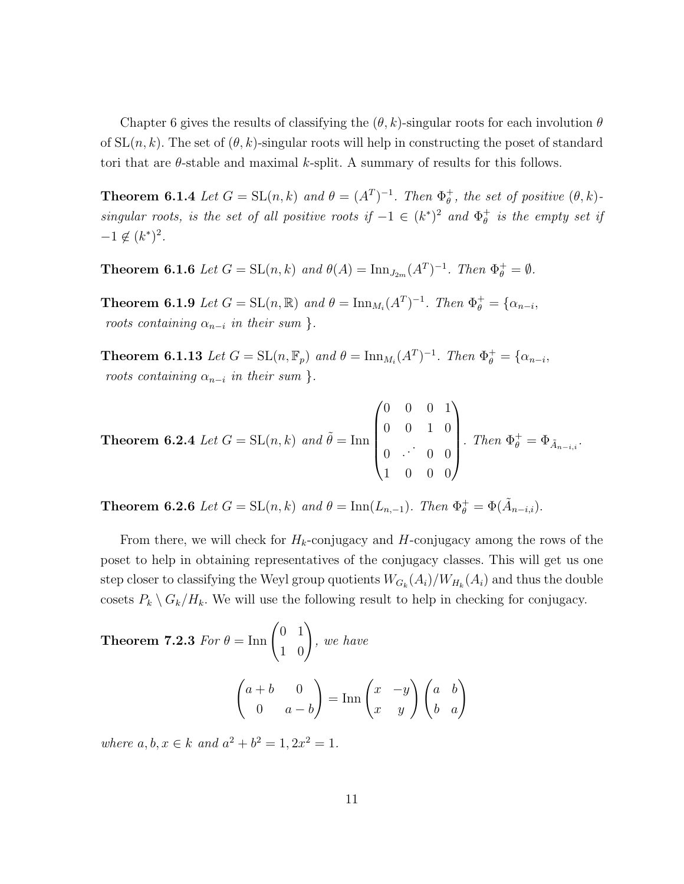Chapter 6 gives the results of classifying the $(\theta, k)$-singular roots for each involution $\theta$ of $\mathrm{SL}(n, k)$. The set of $(\theta, k)$-singular roots will help in constructing the poset of standard tori that are $\theta$-stable and maximal $k$-split. A summary of results for this follows.

**Theorem 6.1.4** *Let $G = \mathrm{SL}(n, k)$ and $\theta = (A^T)^{-1}$. Then $\Phi_\theta^+$, the set of positive $(\theta, k)$-singular roots, is the set of all positive roots if $-1 \in (k^*)^2$ and $\Phi_\theta^+$ is the empty set if $-1 \notin (k^*)^2$.*

**Theorem 6.1.6** *Let $G = \mathrm{SL}(n, k)$ and $\theta(A) = \mathrm{Inn}_{J_{2m}}(A^T)^{-1}$. Then $\Phi_\theta^+ = \emptyset$.*

**Theorem 6.1.9** *Let $G = \mathrm{SL}(n, \mathbb{R})$ and $\theta = \mathrm{Inn}_{M_i}(A^T)^{-1}$. Then $\Phi_\theta^+ = \{\alpha_{n-i}$, roots containing $\alpha_{n-i}$ in their sum $\}$.*

**Theorem 6.1.13** *Let $G = \mathrm{SL}(n, \mathbb{F}_p)$ and $\theta = \mathrm{Inn}_{M_i}(A^T)^{-1}$. Then $\Phi_\theta^+ = \{\alpha_{n-i}$, roots containing $\alpha_{n-i}$ in their sum $\}$.*

**Theorem 6.2.4** *Let $G = \mathrm{SL}(n, k)$ and $\tilde{\theta} = \mathrm{Inn}\begin{pmatrix} 0 & 0 & 0 & 1 \\ 0 & 0 & 1 & 0 \\ 0 & \cdot^{\cdot^{\cdot}} & 0 & 0 \\ 1 & 0 & 0 & 0 \end{pmatrix}$. Then $\Phi_\theta^+ = \Phi_{\tilde{A}_{n-i,i}}$.*

**Theorem 6.2.6** *Let $G = \mathrm{SL}(n, k)$ and $\theta = \mathrm{Inn}(L_{n,-1})$. Then $\Phi_\theta^+ = \Phi(\tilde{A}_{n-i,i})$.*

From there, we will check for $H_k$-conjugacy and $H$-conjugacy among the rows of the poset to help in obtaining representatives of the conjugacy classes. This will get us one step closer to classifying the Weyl group quotients $W_{G_k}(A_i)/W_{H_k}(A_i)$ and thus the double cosets $P_k \setminus G_k / H_k$. We will use the following result to help in checking for conjugacy.

**Theorem 7.2.3** *For $\theta = \mathrm{Inn}\begin{pmatrix} 0 & 1 \\ 1 & 0 \end{pmatrix}$, we have*

$$\begin{pmatrix} a+b & 0 \\ 0 & a-b \end{pmatrix} = \mathrm{Inn}\begin{pmatrix} x & -y \\ x & y \end{pmatrix}\begin{pmatrix} a & b \\ b & a \end{pmatrix}$$

*where $a, b, x \in k$ and $a^2 + b^2 = 1, 2x^2 = 1$.*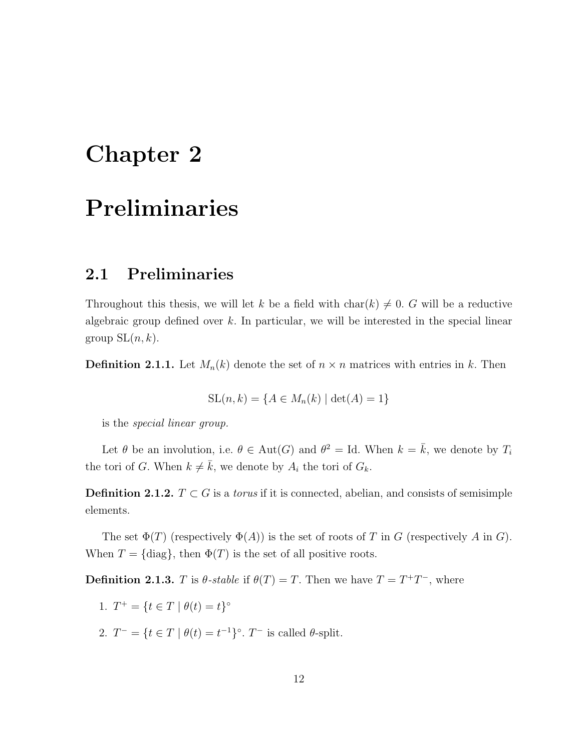# Chapter 2

# Preliminaries

## 2.1 Preliminaries

Throughout this thesis, we will let $k$ be a field with $\text{char}(k) \neq 0$. $G$ will be a reductive algebraic group defined over $k$. In particular, we will be interested in the special linear group $\text{SL}(n, k)$.

**Definition 2.1.1.** Let $M_n(k)$ denote the set of $n \times n$ matrices with entries in $k$. Then

$$\text{SL}(n, k) = \{A \in M_n(k) \mid \det(A) = 1\}$$

is the *special linear group.*

Let $\theta$ be an involution, i.e. $\theta \in \text{Aut}(G)$ and $\theta^2 = \text{Id}$. When $k = \bar{k}$, we denote by $T_i$ the tori of $G$. When $k \neq \bar{k}$, we denote by $A_i$ the tori of $G_k$.

**Definition 2.1.2.** $T \subset G$ is a *torus* if it is connected, abelian, and consists of semisimple elements.

The set $\Phi(T)$ (respectively $\Phi(A)$) is the set of roots of $T$ in $G$ (respectively $A$ in $G$). When $T = \{\text{diag}\}$, then $\Phi(T)$ is the set of all positive roots.

**Definition 2.1.3.** $T$ is *$\theta$-stable* if $\theta(T) = T$. Then we have $T = T^+T^-$, where

1. $T^+ = \{t \in T \mid \theta(t) = t\}^\circ$
2. $T^- = \{t \in T \mid \theta(t) = t^{-1}\}^\circ$. $T^-$ is called $\theta$-split.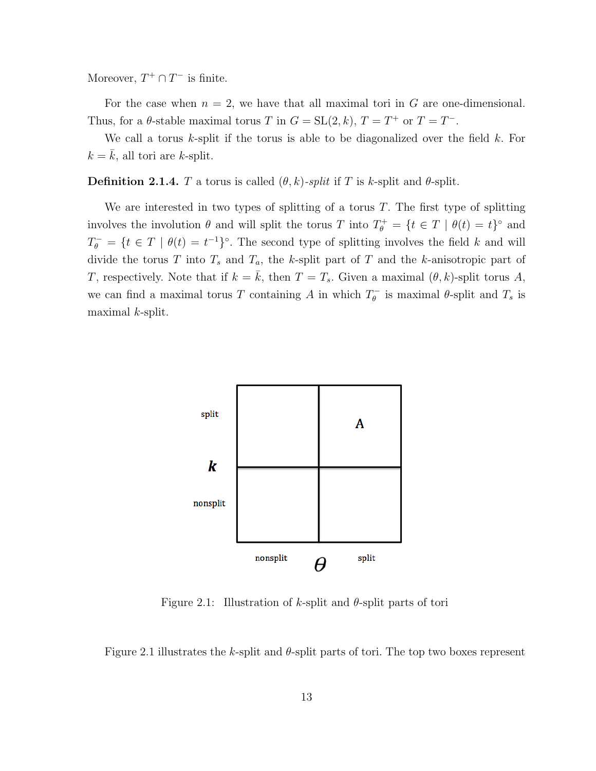Moreover, $T^+ \cap T^-$ is finite.

For the case when $n = 2$, we have that all maximal tori in $G$ are one-dimensional. Thus, for a $\theta$-stable maximal torus $T$ in $G = \mathrm{SL}(2, k)$, $T = T^+$ or $T = T^-$.

We call a torus $k$-split if the torus is able to be diagonalized over the field $k$. For $k = \bar{k}$, all tori are $k$-split.

**Definition 2.1.4.** $T$ a torus is called *$(\theta, k)$-split* if $T$ is $k$-split and $\theta$-split.

We are interested in two types of splitting of a torus $T$. The first type of splitting involves the involution $\theta$ and will split the torus $T$ into $T^+_\theta = \{t \in T \mid \theta(t) = t\}^\circ$ and $T^-_\theta = \{t \in T \mid \theta(t) = t^{-1}\}^\circ$. The second type of splitting involves the field $k$ and will divide the torus $T$ into $T_s$ and $T_a$, the $k$-split part of $T$ and the $k$-anisotropic part of $T$, respectively. Note that if $k = \bar{k}$, then $T = T_s$. Given a maximal $(\theta, k)$-split torus $A$, we can find a maximal torus $T$ containing $A$ in which $T^-_\theta$ is maximal $\theta$-split and $T_s$ is maximal $k$-split.

| $k$ \ $\theta$ | nonsplit | split |
| --- | --- | --- |
| split | | A |
| nonsplit | | |

Figure 2.1: Illustration of $k$-split and $\theta$-split parts of tori

Figure 2.1 illustrates the $k$-split and $\theta$-split parts of tori. The top two boxes represent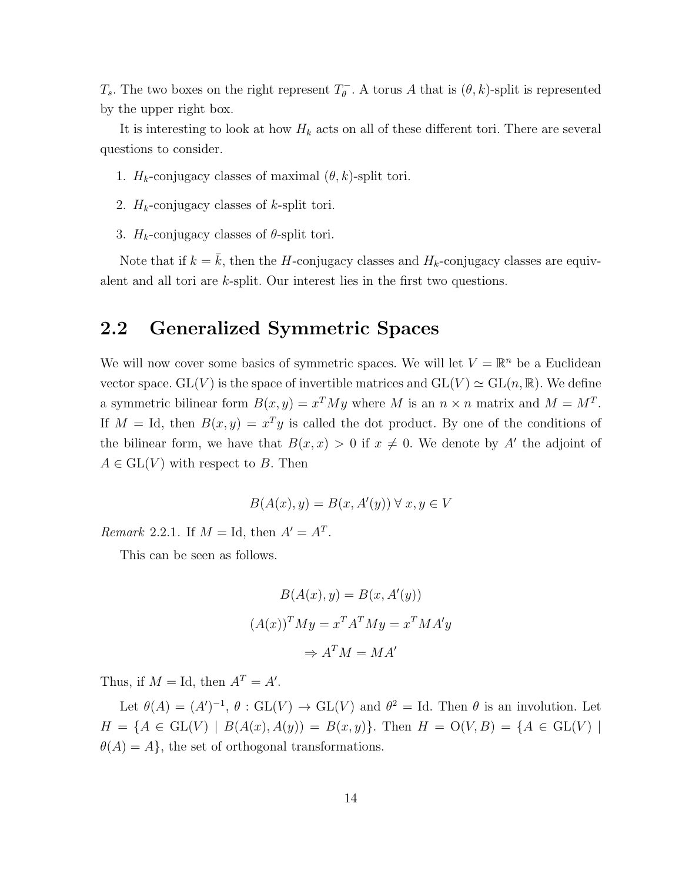$T_s$. The two boxes on the right represent $T_\theta^-$. A torus $A$ that is $(\theta, k)$-split is represented by the upper right box.

It is interesting to look at how $H_k$ acts on all of these different tori. There are several questions to consider.

1. $H_k$-conjugacy classes of maximal $(\theta, k)$-split tori.
2. $H_k$-conjugacy classes of $k$-split tori.
3. $H_k$-conjugacy classes of $\theta$-split tori.

Note that if $k = \bar{k}$, then the $H$-conjugacy classes and $H_k$-conjugacy classes are equivalent and all tori are $k$-split. Our interest lies in the first two questions.

## 2.2 Generalized Symmetric Spaces

We will now cover some basics of symmetric spaces. We will let $V = \mathbb{R}^n$ be a Euclidean vector space. $\mathrm{GL}(V)$ is the space of invertible matrices and $\mathrm{GL}(V) \simeq \mathrm{GL}(n, \mathbb{R})$. We define a symmetric bilinear form $B(x, y) = x^T M y$ where $M$ is an $n \times n$ matrix and $M = M^T$. If $M = \mathrm{Id}$, then $B(x, y) = x^T y$ is called the dot product. By one of the conditions of the bilinear form, we have that $B(x, x) > 0$ if $x \neq 0$. We denote by $A'$ the adjoint of $A \in \mathrm{GL}(V)$ with respect to $B$. Then

$$B(A(x), y) = B(x, A'(y)) \; \forall \, x, y \in V$$

*Remark* 2.2.1. If $M = \mathrm{Id}$, then $A' = A^T$.

This can be seen as follows.

$$B(A(x), y) = B(x, A'(y))$$

$$(A(x))^T M y = x^T A^T M y = x^T M A' y$$

$$\Rightarrow A^T M = M A'$$

Thus, if $M = \mathrm{Id}$, then $A^T = A'$.

Let $\theta(A) = (A')^{-1}$, $\theta : \mathrm{GL}(V) \to \mathrm{GL}(V)$ and $\theta^2 = \mathrm{Id}$. Then $\theta$ is an involution. Let $H = \{A \in \mathrm{GL}(V) \mid B(A(x), A(y)) = B(x, y)\}$. Then $H = \mathrm{O}(V, B) = \{A \in \mathrm{GL}(V) \mid \theta(A) = A\}$, the set of orthogonal transformations.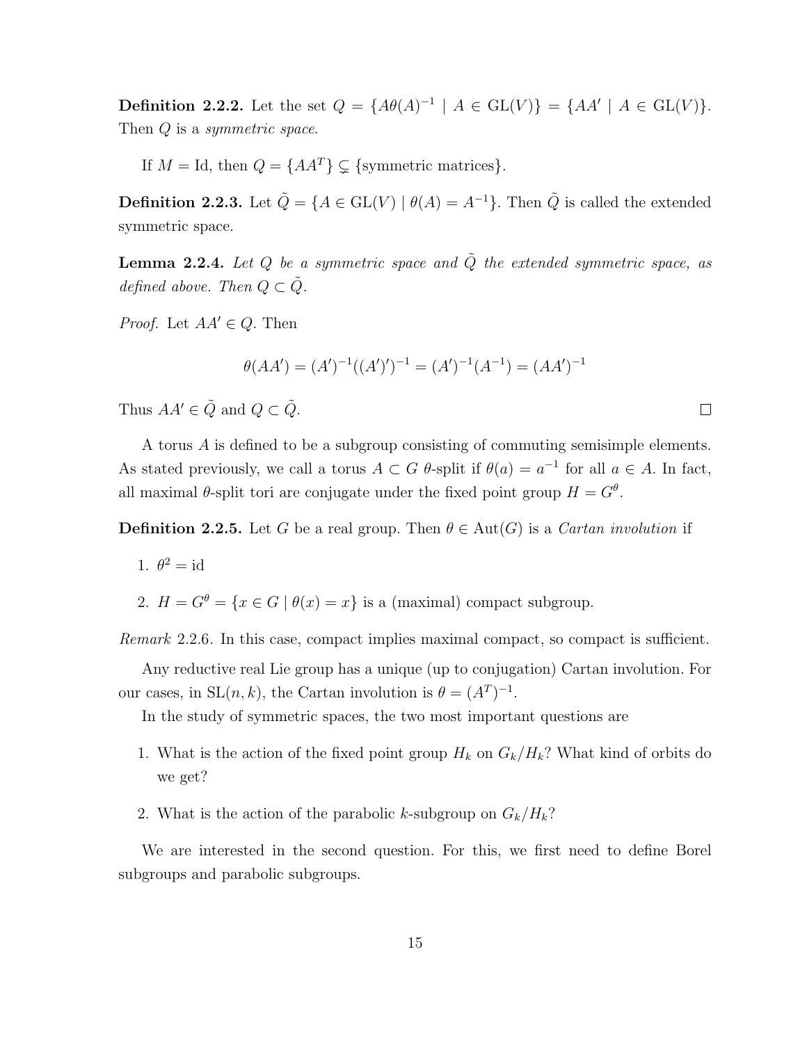**Definition 2.2.2.** Let the set $Q = \{A\theta(A)^{-1} \mid A \in \mathrm{GL}(V)\} = \{AA' \mid A \in \mathrm{GL}(V)\}$. Then $Q$ is a *symmetric space*.

If $M = \mathrm{Id}$, then $Q = \{AA^T\} \subsetneq \{\text{symmetric matrices}\}$.

**Definition 2.2.3.** Let $\tilde{Q} = \{A \in \mathrm{GL}(V) \mid \theta(A) = A^{-1}\}$. Then $\tilde{Q}$ is called the extended symmetric space.

**Lemma 2.2.4.** *Let $Q$ be a symmetric space and $\tilde{Q}$ the extended symmetric space, as defined above. Then $Q \subset \tilde{Q}$.*

*Proof.* Let $AA' \in Q$. Then

$$\theta(AA') = (A')^{-1}((A')')^{-1} = (A')^{-1}(A^{-1}) = (AA')^{-1}$$

Thus $AA' \in \tilde{Q}$ and $Q \subset \tilde{Q}$. □

A torus $A$ is defined to be a subgroup consisting of commuting semisimple elements. As stated previously, we call a torus $A \subset G$ $\theta$-split if $\theta(a) = a^{-1}$ for all $a \in A$. In fact, all maximal $\theta$-split tori are conjugate under the fixed point group $H = G^\theta$.

**Definition 2.2.5.** Let $G$ be a real group. Then $\theta \in \mathrm{Aut}(G)$ is a *Cartan involution* if

1. $\theta^2 = \mathrm{id}$
2. $H = G^\theta = \{x \in G \mid \theta(x) = x\}$ is a (maximal) compact subgroup.

*Remark* 2.2.6. In this case, compact implies maximal compact, so compact is sufficient.

Any reductive real Lie group has a unique (up to conjugation) Cartan involution. For our cases, in $\mathrm{SL}(n, k)$, the Cartan involution is $\theta = (A^T)^{-1}$.

In the study of symmetric spaces, the two most important questions are

1. What is the action of the fixed point group $H_k$ on $G_k/H_k$? What kind of orbits do we get?
2. What is the action of the parabolic $k$-subgroup on $G_k/H_k$?

We are interested in the second question. For this, we first need to define Borel subgroups and parabolic subgroups.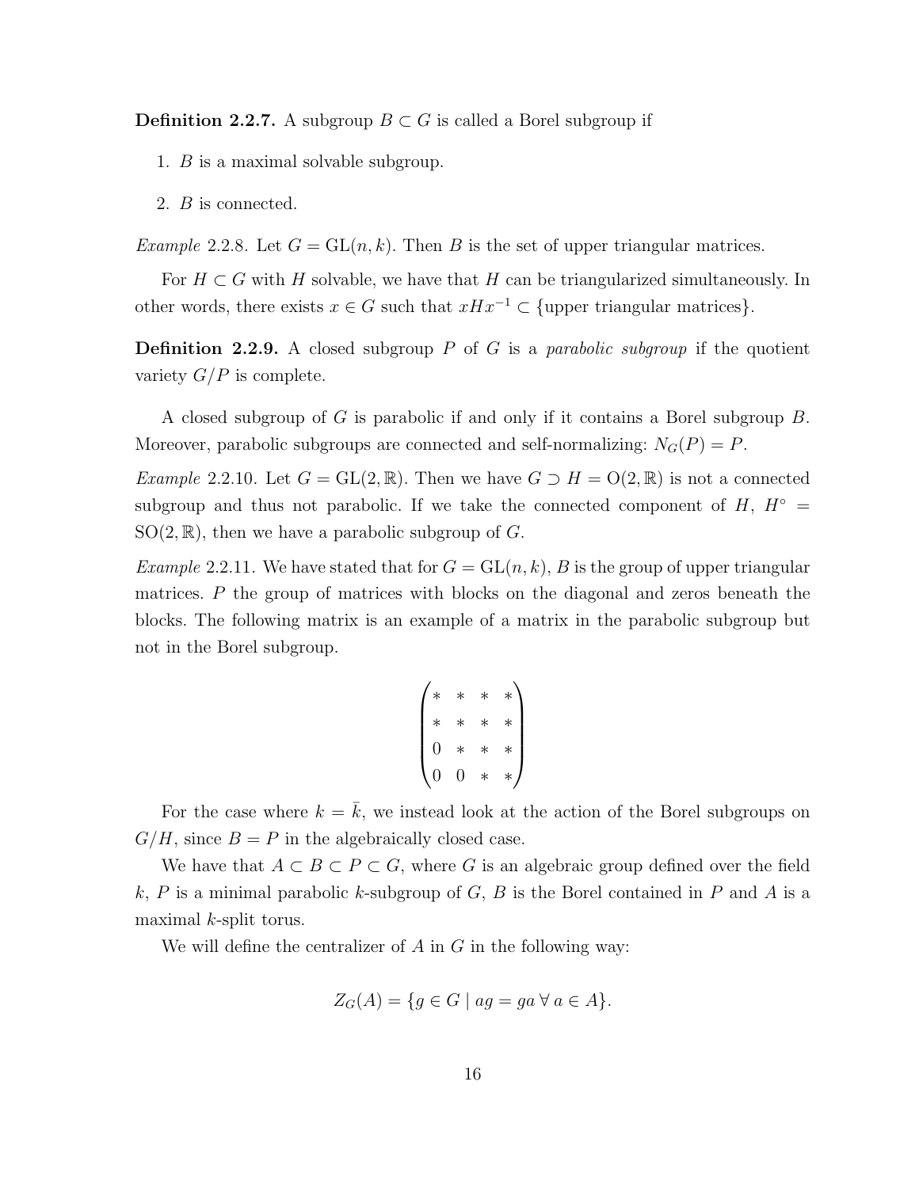**Definition 2.2.7.** A subgroup $B \subset G$ is called a Borel subgroup if

1. $B$ is a maximal solvable subgroup.
2. $B$ is connected.

*Example* 2.2.8. Let $G = \mathrm{GL}(n, k)$. Then $B$ is the set of upper triangular matrices.

For $H \subset G$ with $H$ solvable, we have that $H$ can be triangularized simultaneously. In other words, there exists $x \in G$ such that $xHx^{-1} \subset \{\text{upper triangular matrices}\}$.

**Definition 2.2.9.** A closed subgroup $P$ of $G$ is a *parabolic subgroup* if the quotient variety $G/P$ is complete.

A closed subgroup of $G$ is parabolic if and only if it contains a Borel subgroup $B$. Moreover, parabolic subgroups are connected and self-normalizing: $N_G(P) = P$.

*Example* 2.2.10. Let $G = \mathrm{GL}(2, \mathbb{R})$. Then we have $G \supset H = \mathrm{O}(2, \mathbb{R})$ is not a connected subgroup and thus not parabolic. If we take the connected component of $H$, $H^\circ = \mathrm{SO}(2, \mathbb{R})$, then we have a parabolic subgroup of $G$.

*Example* 2.2.11. We have stated that for $G = \mathrm{GL}(n, k)$, $B$ is the group of upper triangular matrices. $P$ the group of matrices with blocks on the diagonal and zeros beneath the blocks. The following matrix is an example of a matrix in the parabolic subgroup but not in the Borel subgroup.

$$\begin{pmatrix} * & * & * & * \\ * & * & * & * \\ 0 & * & * & * \\ 0 & 0 & * & * \end{pmatrix}$$

For the case where $k = \bar{k}$, we instead look at the action of the Borel subgroups on $G/H$, since $B = P$ in the algebraically closed case.

We have that $A \subset B \subset P \subset G$, where $G$ is an algebraic group defined over the field $k$, $P$ is a minimal parabolic $k$-subgroup of $G$, $B$ is the Borel contained in $P$ and $A$ is a maximal $k$-split torus.

We will define the centralizer of $A$ in $G$ in the following way:

$$Z_G(A) = \{g \in G \mid ag = ga \; \forall \, a \in A\}.$$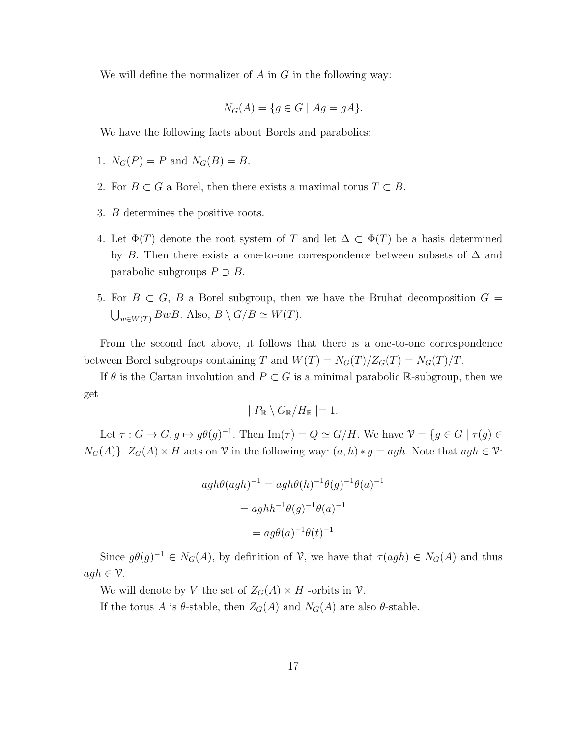We will define the normalizer of $A$ in $G$ in the following way:

$$N_G(A) = \{g \in G \mid Ag = gA\}.$$

We have the following facts about Borels and parabolics:

1. $N_G(P) = P$ and $N_G(B) = B$.
2. For $B \subset G$ a Borel, then there exists a maximal torus $T \subset B$.
3. $B$ determines the positive roots.
4. Let $\Phi(T)$ denote the root system of $T$ and let $\Delta \subset \Phi(T)$ be a basis determined by $B$. Then there exists a one-to-one correspondence between subsets of $\Delta$ and parabolic subgroups $P \supset B$.
5. For $B \subset G$, $B$ a Borel subgroup, then we have the Bruhat decomposition $G = \bigcup_{w \in W(T)} BwB$. Also, $B \setminus G/B \simeq W(T)$.

From the second fact above, it follows that there is a one-to-one correspondence between Borel subgroups containing $T$ and $W(T) = N_G(T)/Z_G(T) = N_G(T)/T$.

If $\theta$ is the Cartan involution and $P \subset G$ is a minimal parabolic $\mathbb{R}$-subgroup, then we get

$$\mid P_{\mathbb{R}} \setminus G_{\mathbb{R}}/H_{\mathbb{R}} \mid = 1.$$

Let $\tau : G \to G, g \mapsto g\theta(g)^{-1}$. Then $\text{Im}(\tau) = Q \simeq G/H$. We have $\mathcal{V} = \{g \in G \mid \tau(g) \in N_G(A)\}$. $Z_G(A) \times H$ acts on $\mathcal{V}$ in the following way: $(a, h) * g = agh$. Note that $agh \in \mathcal{V}$:

$$\begin{aligned} agh\theta(agh)^{-1} &= agh\theta(h)^{-1}\theta(g)^{-1}\theta(a)^{-1} \\ &= aghh^{-1}\theta(g)^{-1}\theta(a)^{-1} \\ &= ag\theta(a)^{-1}\theta(t)^{-1} \end{aligned}$$

Since $g\theta(g)^{-1} \in N_G(A)$, by definition of $\mathcal{V}$, we have that $\tau(agh) \in N_G(A)$ and thus $agh \in \mathcal{V}$.

We will denote by $V$ the set of $Z_G(A) \times H$ -orbits in $\mathcal{V}$.

If the torus $A$ is $\theta$-stable, then $Z_G(A)$ and $N_G(A)$ are also $\theta$-stable.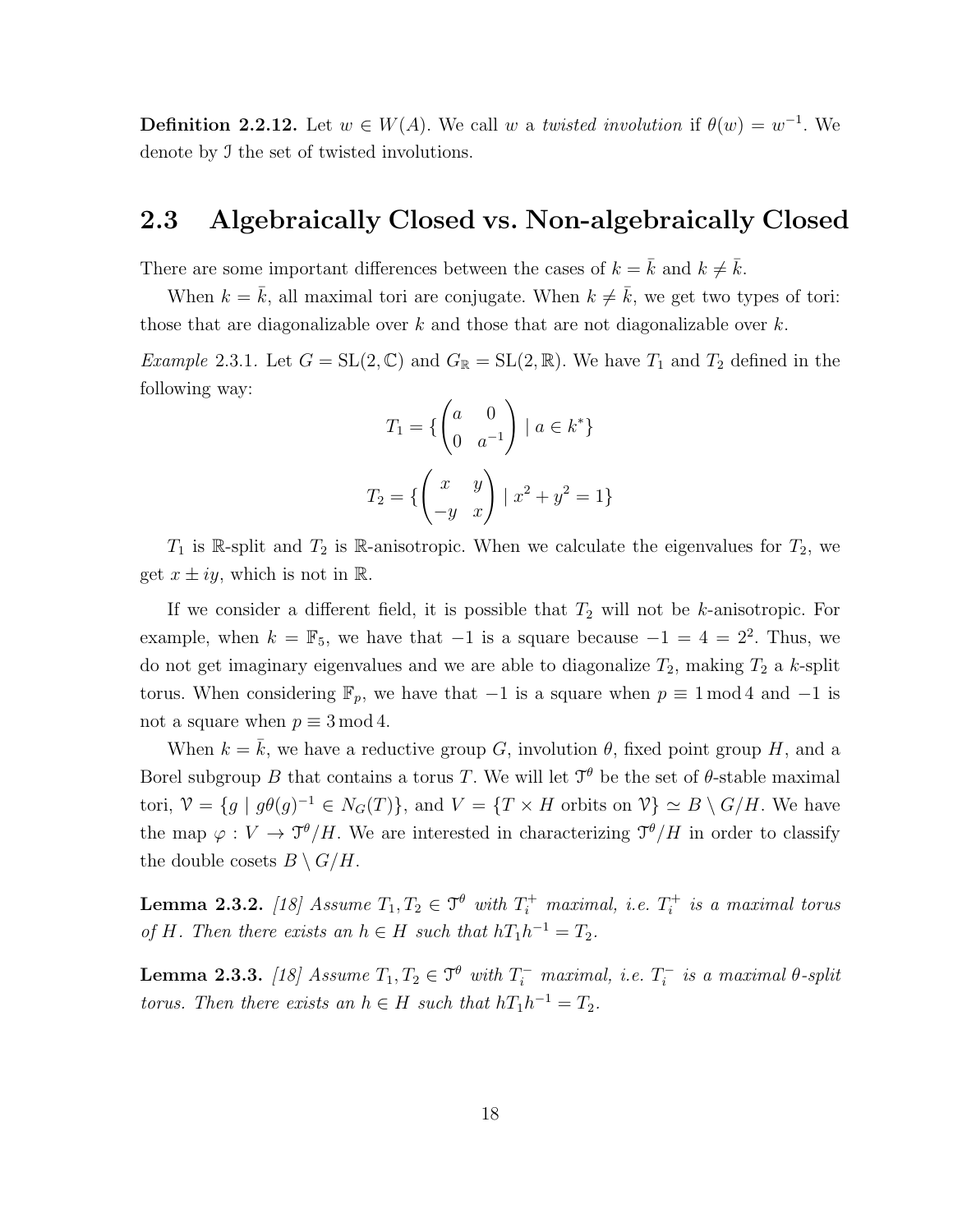**Definition 2.2.12.** Let $w \in W(A)$. We call $w$ a *twisted involution* if $\theta(w) = w^{-1}$. We denote by $\mathcal{I}$ the set of twisted involutions.

## 2.3 Algebraically Closed vs. Non-algebraically Closed

There are some important differences between the cases of $k = \bar{k}$ and $k \neq \bar{k}$.

When $k = \bar{k}$, all maximal tori are conjugate. When $k \neq \bar{k}$, we get two types of tori: those that are diagonalizable over $k$ and those that are not diagonalizable over $k$.

*Example* 2.3.1. Let $G = \mathrm{SL}(2, \mathbb{C})$ and $G_{\mathbb{R}} = \mathrm{SL}(2, \mathbb{R})$. We have $T_1$ and $T_2$ defined in the following way:

$$T_1 = \{ \begin{pmatrix} a & 0 \\ 0 & a^{-1} \end{pmatrix} \mid a \in k^* \}$$

$$T_2 = \{ \begin{pmatrix} x & y \\ -y & x \end{pmatrix} \mid x^2 + y^2 = 1 \}$$

$T_1$ is $\mathbb{R}$-split and $T_2$ is $\mathbb{R}$-anisotropic. When we calculate the eigenvalues for $T_2$, we get $x \pm iy$, which is not in $\mathbb{R}$.

If we consider a different field, it is possible that $T_2$ will not be $k$-anisotropic. For example, when $k = \mathbb{F}_5$, we have that $-1$ is a square because $-1 = 4 = 2^2$. Thus, we do not get imaginary eigenvalues and we are able to diagonalize $T_2$, making $T_2$ a $k$-split torus. When considering $\mathbb{F}_p$, we have that $-1$ is a square when $p \equiv 1 \bmod 4$ and $-1$ is not a square when $p \equiv 3 \bmod 4$.

When $k = \bar{k}$, we have a reductive group $G$, involution $\theta$, fixed point group $H$, and a Borel subgroup $B$ that contains a torus $T$. We will let $\mathcal{T}^\theta$ be the set of $\theta$-stable maximal tori, $\mathcal{V} = \{g \mid g\theta(g)^{-1} \in N_G(T)\}$, and $V = \{T \times H \text{ orbits on } \mathcal{V}\} \simeq B \setminus G/H$. We have the map $\varphi : V \to \mathcal{T}^\theta/H$. We are interested in characterizing $\mathcal{T}^\theta/H$ in order to classify the double cosets $B \setminus G/H$.

**Lemma 2.3.2.** *[18] Assume $T_1, T_2 \in \mathcal{T}^\theta$ with $T_i^+$ maximal, i.e. $T_i^+$ is a maximal torus of $H$. Then there exists an $h \in H$ such that $hT_1h^{-1} = T_2$.*

**Lemma 2.3.3.** *[18] Assume $T_1, T_2 \in \mathcal{T}^\theta$ with $T_i^-$ maximal, i.e. $T_i^-$ is a maximal $\theta$-split torus. Then there exists an $h \in H$ such that $hT_1h^{-1} = T_2$.*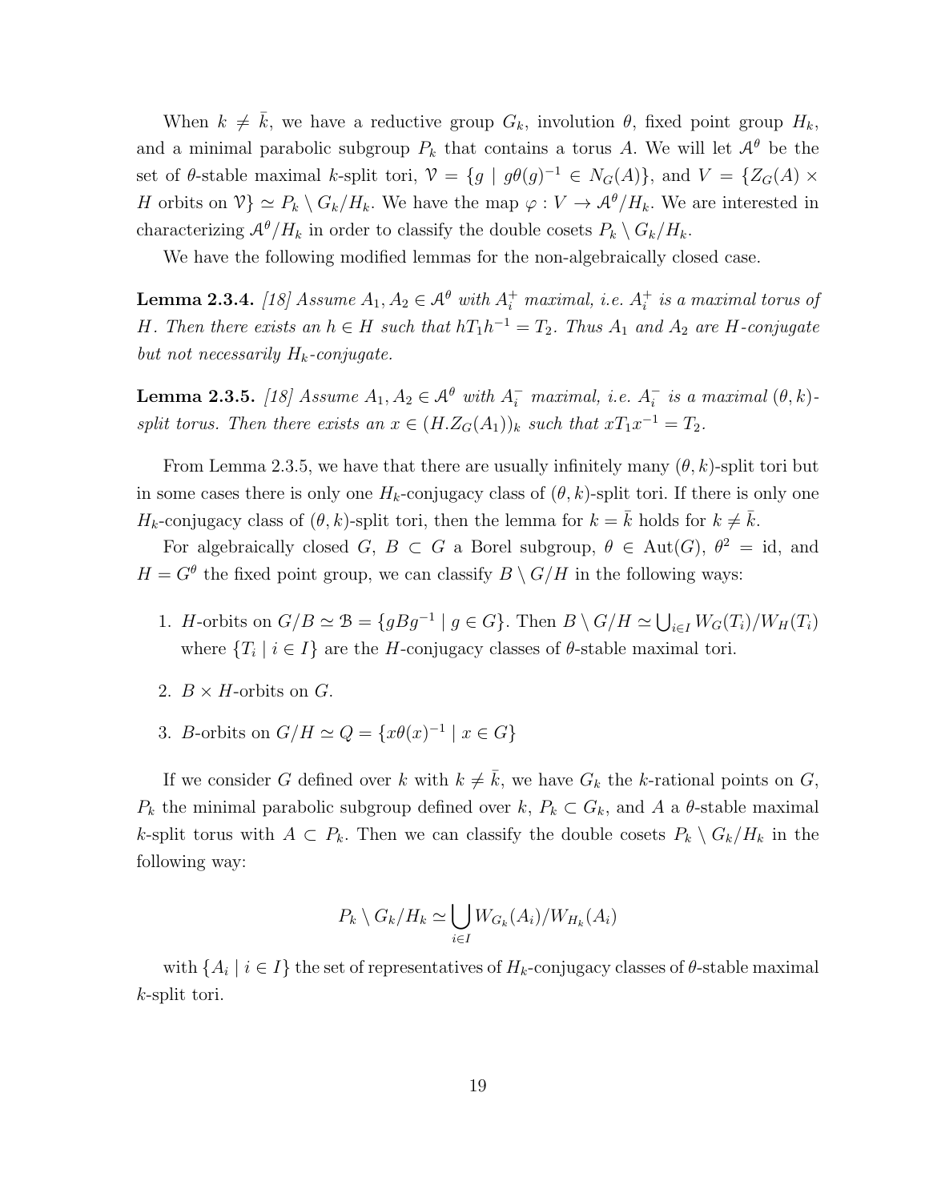When $k \neq \bar{k}$, we have a reductive group $G_k$, involution $\theta$, fixed point group $H_k$, and a minimal parabolic subgroup $P_k$ that contains a torus $A$. We will let $\mathcal{A}^\theta$ be the set of $\theta$-stable maximal $k$-split tori, $\mathcal{V} = \{g \mid g\theta(g)^{-1} \in N_G(A)\}$, and $V = \{Z_G(A) \times H \text{ orbits on } \mathcal{V}\} \simeq P_k \setminus G_k/H_k$. We have the map $\varphi : V \to \mathcal{A}^\theta/H_k$. We are interested in characterizing $\mathcal{A}^\theta/H_k$ in order to classify the double cosets $P_k \setminus G_k/H_k$.

We have the following modified lemmas for the non-algebraically closed case.

**Lemma 2.3.4.** *[18] Assume $A_1, A_2 \in \mathcal{A}^\theta$ with $A_i^+$ maximal, i.e. $A_i^+$ is a maximal torus of $H$. Then there exists an $h \in H$ such that $hT_1h^{-1} = T_2$. Thus $A_1$ and $A_2$ are $H$-conjugate but not necessarily $H_k$-conjugate.*

**Lemma 2.3.5.** *[18] Assume $A_1, A_2 \in \mathcal{A}^\theta$ with $A_i^-$ maximal, i.e. $A_i^-$ is a maximal $(\theta, k)$-split torus. Then there exists an $x \in (H.Z_G(A_1))_k$ such that $xT_1x^{-1} = T_2$.*

From Lemma 2.3.5, we have that there are usually infinitely many $(\theta, k)$-split tori but in some cases there is only one $H_k$-conjugacy class of $(\theta, k)$-split tori. If there is only one $H_k$-conjugacy class of $(\theta, k)$-split tori, then the lemma for $k = \bar{k}$ holds for $k \neq \bar{k}$.

For algebraically closed $G$, $B \subset G$ a Borel subgroup, $\theta \in \text{Aut}(G)$, $\theta^2 = \text{id}$, and $H = G^\theta$ the fixed point group, we can classify $B \setminus G/H$ in the following ways:

1. $H$-orbits on $G/B \simeq \mathcal{B} = \{gBg^{-1} \mid g \in G\}$. Then $B \setminus G/H \simeq \bigcup_{i \in I} W_G(T_i)/W_H(T_i)$ where $\{T_i \mid i \in I\}$ are the $H$-conjugacy classes of $\theta$-stable maximal tori.
2. $B \times H$-orbits on $G$.
3. $B$-orbits on $G/H \simeq Q = \{x\theta(x)^{-1} \mid x \in G\}$

If we consider $G$ defined over $k$ with $k \neq \bar{k}$, we have $G_k$ the $k$-rational points on $G$, $P_k$ the minimal parabolic subgroup defined over $k$, $P_k \subset G_k$, and $A$ a $\theta$-stable maximal $k$-split torus with $A \subset P_k$. Then we can classify the double cosets $P_k \setminus G_k/H_k$ in the following way:

$$P_k \setminus G_k/H_k \simeq \bigcup_{i \in I} W_{G_k}(A_i)/W_{H_k}(A_i)$$

with $\{A_i \mid i \in I\}$ the set of representatives of $H_k$-conjugacy classes of $\theta$-stable maximal $k$-split tori.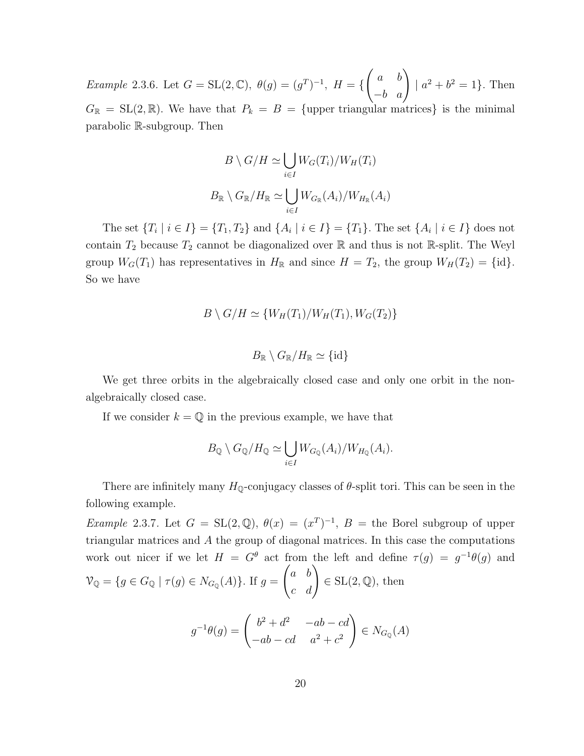*Example* 2.3.6. Let $G = \mathrm{SL}(2, \mathbb{C})$, $\theta(g) = (g^T)^{-1}$, $H = \{\begin{pmatrix} a & b \\ -b & a \end{pmatrix} \mid a^2 + b^2 = 1\}$. Then $G_{\mathbb{R}} = \mathrm{SL}(2, \mathbb{R})$. We have that $P_k = B = \{\text{upper triangular matrices}\}$ is the minimal parabolic $\mathbb{R}$-subgroup. Then

$$B \setminus G/H \simeq \bigcup_{i \in I} W_G(T_i)/W_H(T_i)$$

$$B_{\mathbb{R}} \setminus G_{\mathbb{R}}/H_{\mathbb{R}} \simeq \bigcup_{i \in I} W_{G_{\mathbb{R}}}(A_i)/W_{H_{\mathbb{R}}}(A_i)$$

The set $\{T_i \mid i \in I\} = \{T_1, T_2\}$ and $\{A_i \mid i \in I\} = \{T_1\}$. The set $\{A_i \mid i \in I\}$ does not contain $T_2$ because $T_2$ cannot be diagonalized over $\mathbb{R}$ and thus is not $\mathbb{R}$-split. The Weyl group $W_G(T_1)$ has representatives in $H_{\mathbb{R}}$ and since $H = T_2$, the group $W_H(T_2) = \{\mathrm{id}\}$. So we have

$$B \setminus G/H \simeq \{W_H(T_1)/W_H(T_1), W_G(T_2)\}$$

$$B_{\mathbb{R}} \setminus G_{\mathbb{R}}/H_{\mathbb{R}} \simeq \{\mathrm{id}\}$$

We get three orbits in the algebraically closed case and only one orbit in the non-algebraically closed case.

If we consider $k = \mathbb{Q}$ in the previous example, we have that

$$B_{\mathbb{Q}} \setminus G_{\mathbb{Q}}/H_{\mathbb{Q}} \simeq \bigcup_{i \in I} W_{G_{\mathbb{Q}}}(A_i)/W_{H_{\mathbb{Q}}}(A_i).$$

There are infinitely many $H_{\mathbb{Q}}$-conjugacy classes of $\theta$-split tori. This can be seen in the following example.

*Example* 2.3.7. Let $G = \mathrm{SL}(2, \mathbb{Q})$, $\theta(x) = (x^T)^{-1}$, $B =$ the Borel subgroup of upper triangular matrices and $A$ the group of diagonal matrices. In this case the computations work out nicer if we let $H = G^\theta$ act from the left and define $\tau(g) = g^{-1}\theta(g)$ and $\mathcal{V}_{\mathbb{Q}} = \{g \in G_{\mathbb{Q}} \mid \tau(g) \in N_{G_{\mathbb{Q}}}(A)\}$. If $g = \begin{pmatrix} a & b \\ c & d \end{pmatrix} \in \mathrm{SL}(2, \mathbb{Q})$, then

$$g^{-1}\theta(g) = \begin{pmatrix} b^2 + d^2 & -ab - cd \\ -ab - cd & a^2 + c^2 \end{pmatrix} \in N_{G_{\mathbb{Q}}}(A)$$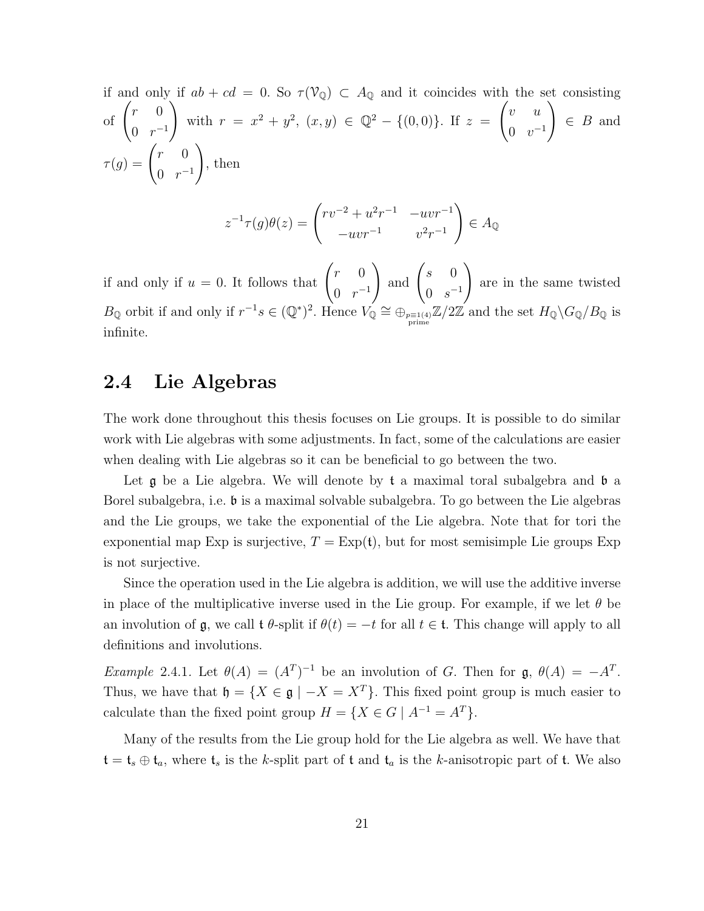if and only if $ab + cd = 0$. So $\tau(\mathcal{V}_{\mathbb{Q}}) \subset A_{\mathbb{Q}}$ and it coincides with the set consisting of $\begin{pmatrix} r & 0 \\ 0 & r^{-1} \end{pmatrix}$ with $r = x^2 + y^2$, $(x, y) \in \mathbb{Q}^2 - \{(0, 0)\}$. If $z = \begin{pmatrix} v & u \\ 0 & v^{-1} \end{pmatrix} \in B$ and $\tau(g) = \begin{pmatrix} r & 0 \\ 0 & r^{-1} \end{pmatrix}$, then

$$z^{-1}\tau(g)\theta(z) = \begin{pmatrix} rv^{-2} + u^2 r^{-1} & -uvr^{-1} \\ -uvr^{-1} & v^2 r^{-1} \end{pmatrix} \in A_{\mathbb{Q}}$$

if and only if $u = 0$. It follows that $\begin{pmatrix} r & 0 \\ 0 & r^{-1} \end{pmatrix}$ and $\begin{pmatrix} s & 0 \\ 0 & s^{-1} \end{pmatrix}$ are in the same twisted $B_{\mathbb{Q}}$ orbit if and only if $r^{-1}s \in (\mathbb{Q}^*)^2$. Hence $V_{\mathbb{Q}} \cong \oplus_{\substack{p \equiv 1(4) \\ \text{prime}}} \mathbb{Z}/2\mathbb{Z}$ and the set $H_{\mathbb{Q}} \backslash G_{\mathbb{Q}} / B_{\mathbb{Q}}$ is infinite.

## 2.4 Lie Algebras

The work done throughout this thesis focuses on Lie groups. It is possible to do similar work with Lie algebras with some adjustments. In fact, some of the calculations are easier when dealing with Lie algebras so it can be beneficial to go between the two.

Let $\mathfrak{g}$ be a Lie algebra. We will denote by $\mathfrak{t}$ a maximal toral subalgebra and $\mathfrak{b}$ a Borel subalgebra, i.e. $\mathfrak{b}$ is a maximal solvable subalgebra. To go between the Lie algebras and the Lie groups, we take the exponential of the Lie algebra. Note that for tori the exponential map Exp is surjective, $T = \text{Exp}(\mathfrak{t})$, but for most semisimple Lie groups Exp is not surjective.

Since the operation used in the Lie algebra is addition, we will use the additive inverse in place of the multiplicative inverse used in the Lie group. For example, if we let $\theta$ be an involution of $\mathfrak{g}$, we call $\mathfrak{t}$ $\theta$-split if $\theta(t) = -t$ for all $t \in \mathfrak{t}$. This change will apply to all definitions and involutions.

*Example* 2.4.1. Let $\theta(A) = (A^T)^{-1}$ be an involution of $G$. Then for $\mathfrak{g}$, $\theta(A) = -A^T$. Thus, we have that $\mathfrak{h} = \{X \in \mathfrak{g} \mid -X = X^T\}$. This fixed point group is much easier to calculate than the fixed point group $H = \{X \in G \mid A^{-1} = A^T\}$.

Many of the results from the Lie group hold for the Lie algebra as well. We have that $\mathfrak{t} = \mathfrak{t}_s \oplus \mathfrak{t}_a$, where $\mathfrak{t}_s$ is the $k$-split part of $\mathfrak{t}$ and $\mathfrak{t}_a$ is the $k$-anisotropic part of $\mathfrak{t}$. We also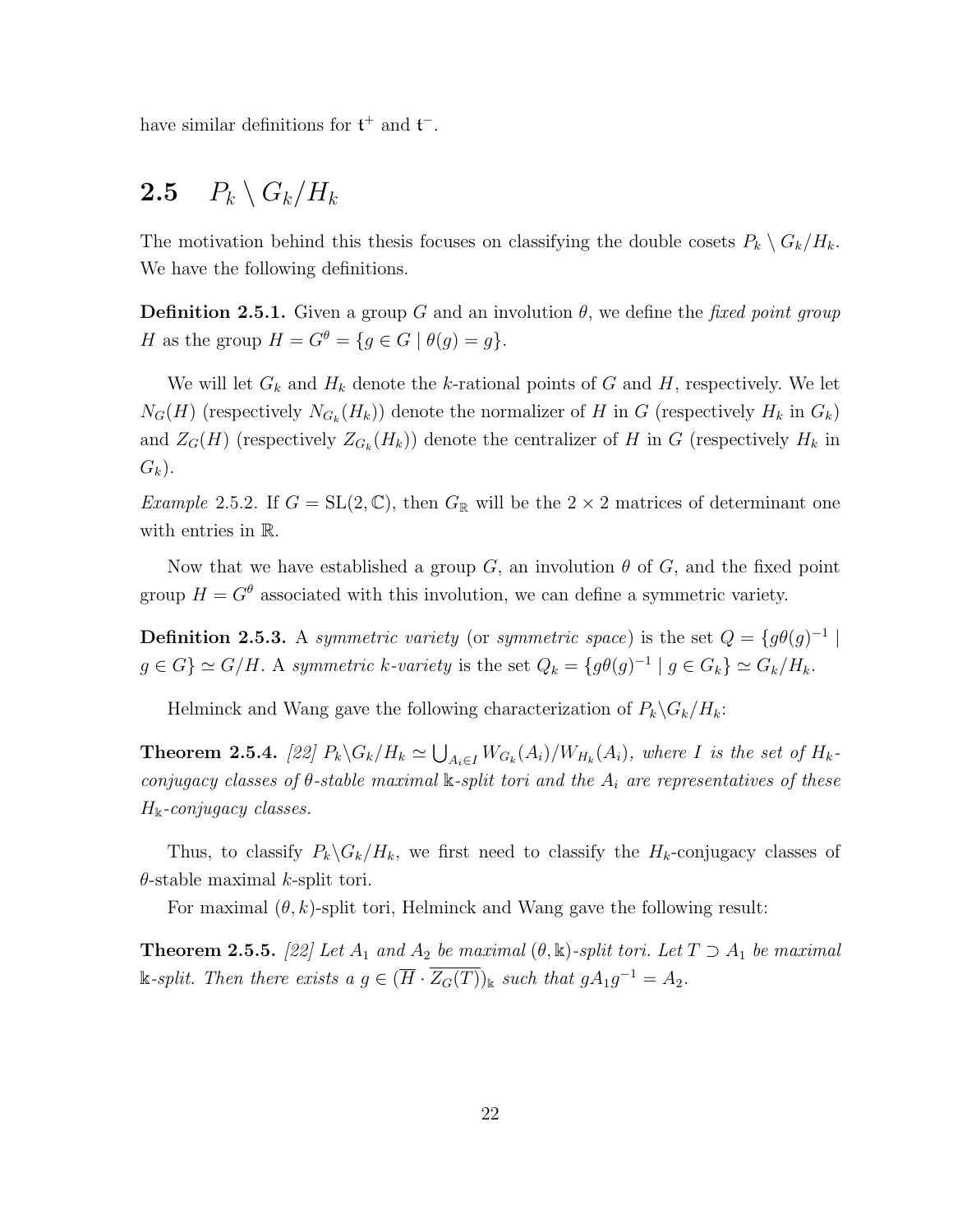have similar definitions for $\mathfrak{t}^+$ and $\mathfrak{t}^-$.

## 2.5 $P_k \setminus G_k/H_k$

The motivation behind this thesis focuses on classifying the double cosets $P_k \setminus G_k/H_k$. We have the following definitions.

**Definition 2.5.1.** Given a group $G$ and an involution $\theta$, we define the *fixed point group* $H$ as the group $H = G^\theta = \{g \in G \mid \theta(g) = g\}$.

We will let $G_k$ and $H_k$ denote the $k$-rational points of $G$ and $H$, respectively. We let $N_G(H)$ (respectively $N_{G_k}(H_k)$) denote the normalizer of $H$ in $G$ (respectively $H_k$ in $G_k$) and $Z_G(H)$ (respectively $Z_{G_k}(H_k)$) denote the centralizer of $H$ in $G$ (respectively $H_k$ in $G_k$).

*Example* 2.5.2. If $G = \mathrm{SL}(2, \mathbb{C})$, then $G_\mathbb{R}$ will be the $2 \times 2$ matrices of determinant one with entries in $\mathbb{R}$.

Now that we have established a group $G$, an involution $\theta$ of $G$, and the fixed point group $H = G^\theta$ associated with this involution, we can define a symmetric variety.

**Definition 2.5.3.** A *symmetric variety* (or *symmetric space*) is the set $Q = \{g\theta(g)^{-1} \mid g \in G\} \simeq G/H$. A *symmetric $k$-variety* is the set $Q_k = \{g\theta(g)^{-1} \mid g \in G_k\} \simeq G_k/H_k$.

Helminck and Wang gave the following characterization of $P_k \backslash G_k/H_k$:

**Theorem 2.5.4.** *[22] $P_k \backslash G_k/H_k \simeq \bigcup_{A_i \in I} W_{G_k}(A_i)/W_{H_k}(A_i)$, where $I$ is the set of $H_k$-conjugacy classes of $\theta$-stable maximal $\mathbb{k}$-split tori and the $A_i$ are representatives of these $H_\mathbb{k}$-conjugacy classes.*

Thus, to classify $P_k \backslash G_k/H_k$, we first need to classify the $H_k$-conjugacy classes of $\theta$-stable maximal $k$-split tori.

For maximal $(\theta, k)$-split tori, Helminck and Wang gave the following result:

**Theorem 2.5.5.** *[22] Let $A_1$ and $A_2$ be maximal $(\theta, \mathbb{k})$-split tori. Let $T \supset A_1$ be maximal $\mathbb{k}$-split. Then there exists a $g \in (\overline{H} \cdot \overline{Z_G(T)})_\mathbb{k}$ such that $gA_1g^{-1} = A_2$.*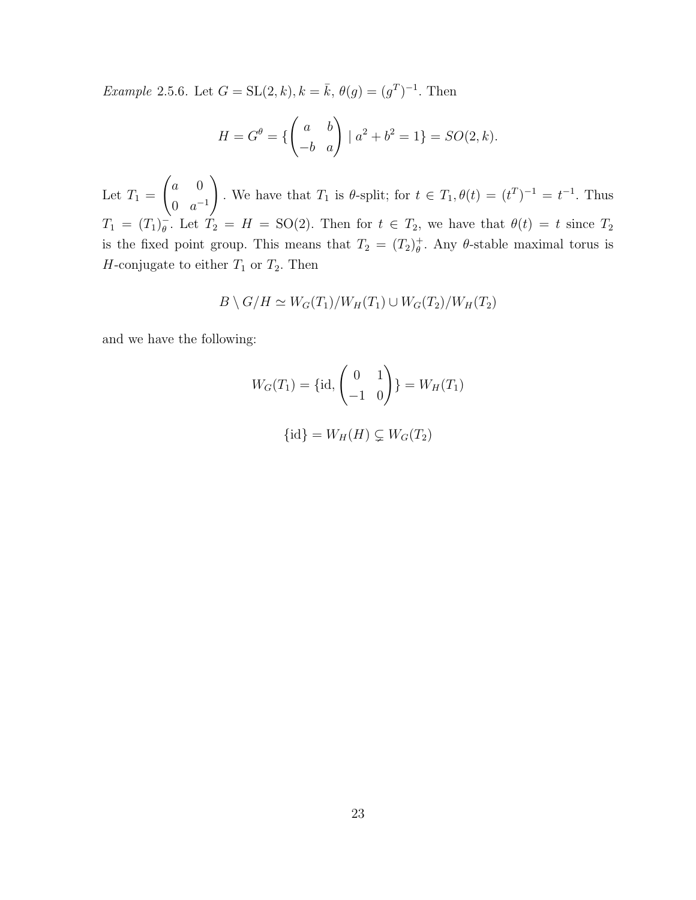*Example* 2.5.6. Let $G = \mathrm{SL}(2,k), k = \bar{k}$, $\theta(g) = (g^T)^{-1}$. Then

$$H = G^\theta = \{\begin{pmatrix} a & b \\ -b & a \end{pmatrix} \mid a^2 + b^2 = 1\} = SO(2,k).$$

Let $T_1 = \begin{pmatrix} a & 0 \\ 0 & a^{-1} \end{pmatrix}$. We have that $T_1$ is $\theta$-split; for $t \in T_1, \theta(t) = (t^T)^{-1} = t^{-1}$. Thus $T_1 = (T_1)^-_\theta$. Let $T_2 = H = \mathrm{SO}(2)$. Then for $t \in T_2$, we have that $\theta(t) = t$ since $T_2$ is the fixed point group. This means that $T_2 = (T_2)^+_\theta$. Any $\theta$-stable maximal torus is $H$-conjugate to either $T_1$ or $T_2$. Then

$$B \setminus G/H \simeq W_G(T_1)/W_H(T_1) \cup W_G(T_2)/W_H(T_2)$$

and we have the following:

$$W_G(T_1) = \{\mathrm{id}, \begin{pmatrix} 0 & 1 \\ -1 & 0 \end{pmatrix}\} = W_H(T_1)$$

$$\{\mathrm{id}\} = W_H(H) \subsetneq W_G(T_2)$$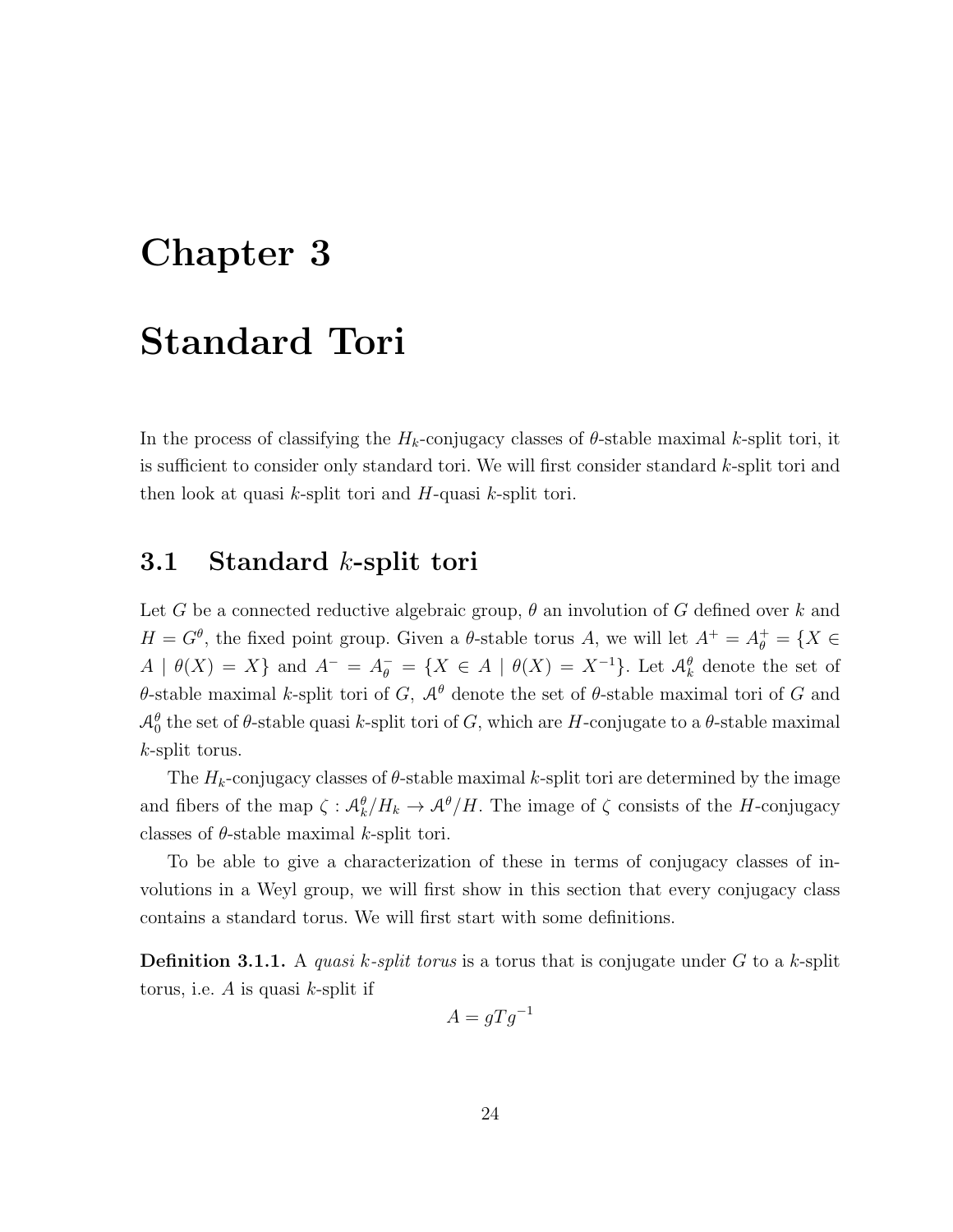# Chapter 3

# Standard Tori

In the process of classifying the $H_k$-conjugacy classes of $\theta$-stable maximal $k$-split tori, it is sufficient to consider only standard tori. We will first consider standard $k$-split tori and then look at quasi $k$-split tori and $H$-quasi $k$-split tori.

## 3.1 Standard $k$-split tori

Let $G$ be a connected reductive algebraic group, $\theta$ an involution of $G$ defined over $k$ and $H = G^\theta$, the fixed point group. Given a $\theta$-stable torus $A$, we will let $A^+ = A^+_\theta = \{X \in A \mid \theta(X) = X\}$ and $A^- = A^-_\theta = \{X \in A \mid \theta(X) = X^{-1}\}$. Let $\mathcal{A}^\theta_k$ denote the set of $\theta$-stable maximal $k$-split tori of $G$, $\mathcal{A}^\theta$ denote the set of $\theta$-stable maximal tori of $G$ and $\mathcal{A}^\theta_0$ the set of $\theta$-stable quasi $k$-split tori of $G$, which are $H$-conjugate to a $\theta$-stable maximal $k$-split torus.

The $H_k$-conjugacy classes of $\theta$-stable maximal $k$-split tori are determined by the image and fibers of the map $\zeta : \mathcal{A}^\theta_k/H_k \to \mathcal{A}^\theta/H$. The image of $\zeta$ consists of the $H$-conjugacy classes of $\theta$-stable maximal $k$-split tori.

To be able to give a characterization of these in terms of conjugacy classes of involutions in a Weyl group, we will first show in this section that every conjugacy class contains a standard torus. We will first start with some definitions.

**Definition 3.1.1.** A *quasi $k$-split torus* is a torus that is conjugate under $G$ to a $k$-split torus, i.e. $A$ is quasi $k$-split if

$$A = gTg^{-1}$$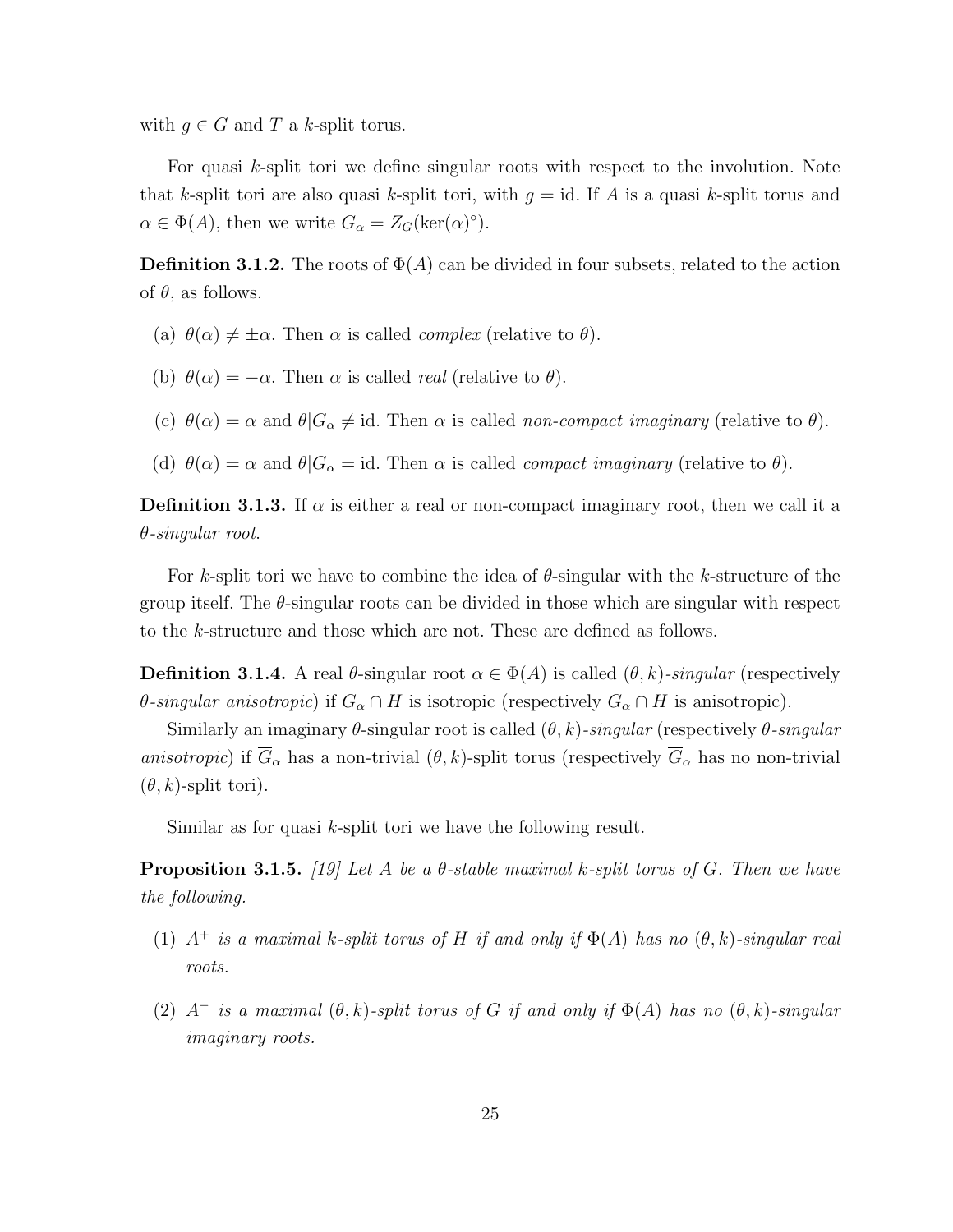with $g \in G$ and $T$ a $k$-split torus.

For quasi $k$-split tori we define singular roots with respect to the involution. Note that $k$-split tori are also quasi $k$-split tori, with $g = \text{id}$. If $A$ is a quasi $k$-split torus and $\alpha \in \Phi(A)$, then we write $G_\alpha = Z_G(\ker(\alpha)^\circ)$.

**Definition 3.1.2.** The roots of $\Phi(A)$ can be divided in four subsets, related to the action of $\theta$, as follows.

(a) $\theta(\alpha) \neq \pm\alpha$. Then $\alpha$ is called *complex* (relative to $\theta$).

(b) $\theta(\alpha) = -\alpha$. Then $\alpha$ is called *real* (relative to $\theta$).

(c) $\theta(\alpha) = \alpha$ and $\theta|G_\alpha \neq \text{id}$. Then $\alpha$ is called *non-compact imaginary* (relative to $\theta$).

(d) $\theta(\alpha) = \alpha$ and $\theta|G_\alpha = \text{id}$. Then $\alpha$ is called *compact imaginary* (relative to $\theta$).

**Definition 3.1.3.** If $\alpha$ is either a real or non-compact imaginary root, then we call it a *$\theta$-singular root*.

For $k$-split tori we have to combine the idea of $\theta$-singular with the $k$-structure of the group itself. The $\theta$-singular roots can be divided in those which are singular with respect to the $k$-structure and those which are not. These are defined as follows.

**Definition 3.1.4.** A real $\theta$-singular root $\alpha \in \Phi(A)$ is called *$(\theta, k)$-singular* (respectively *$\theta$-singular anisotropic*) if $\overline{G}_\alpha \cap H$ is isotropic (respectively $\overline{G}_\alpha \cap H$ is anisotropic).

Similarly an imaginary $\theta$-singular root is called *$(\theta, k)$-singular* (respectively *$\theta$-singular anisotropic*) if $\overline{G}_\alpha$ has a non-trivial $(\theta, k)$-split torus (respectively $\overline{G}_\alpha$ has no non-trivial $(\theta, k)$-split tori).

Similar as for quasi $k$-split tori we have the following result.

**Proposition 3.1.5.** *[19] Let $A$ be a $\theta$-stable maximal $k$-split torus of $G$. Then we have the following.*

(1) *$A^+$ is a maximal $k$-split torus of $H$ if and only if $\Phi(A)$ has no $(\theta, k)$-singular real roots.*

(2) *$A^-$ is a maximal $(\theta, k)$-split torus of $G$ if and only if $\Phi(A)$ has no $(\theta, k)$-singular imaginary roots.*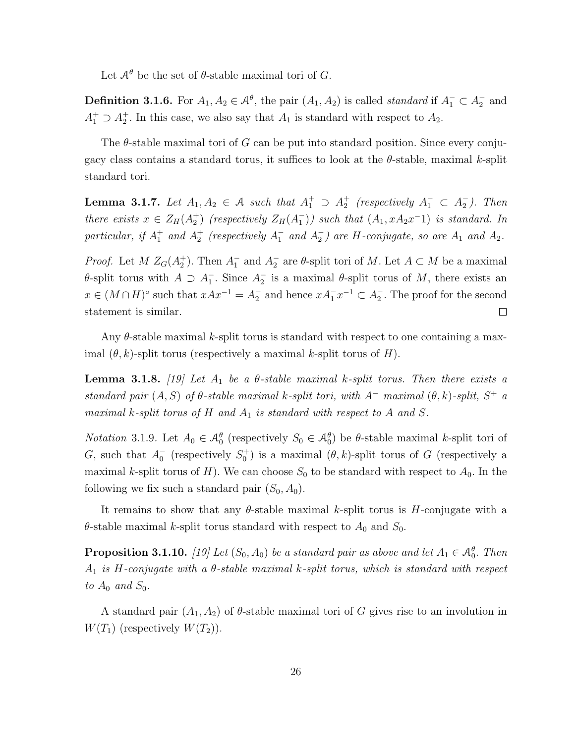Let $\mathcal{A}^\theta$ be the set of $\theta$-stable maximal tori of $G$.

**Definition 3.1.6.** For $A_1, A_2 \in \mathcal{A}^\theta$, the pair $(A_1, A_2)$ is called *standard* if $A_1^- \subset A_2^-$ and $A_1^+ \supset A_2^+$. In this case, we also say that $A_1$ is standard with respect to $A_2$.

The $\theta$-stable maximal tori of $G$ can be put into standard position. Since every conjugacy class contains a standard torus, it suffices to look at the $\theta$-stable, maximal $k$-split standard tori.

**Lemma 3.1.7.** *Let $A_1, A_2 \in \mathcal{A}$ such that $A_1^+ \supset A_2^+$ (respectively $A_1^- \subset A_2^-$). Then there exists $x \in Z_H(A_2^+)$ (respectively $Z_H(A_1^-)$) such that $(A_1, xA_2x^-1)$ is standard. In particular, if $A_1^+$ and $A_2^+$ (respectively $A_1^-$ and $A_2^-$) are $H$-conjugate, so are $A_1$ and $A_2$.*

*Proof.* Let $M$ $Z_G(A_2^+)$. Then $A_1^-$ and $A_2^-$ are $\theta$-split tori of $M$. Let $A \subset M$ be a maximal $\theta$-split torus with $A \supset A_1^-$. Since $A_2^-$ is a maximal $\theta$-split torus of $M$, there exists an $x \in (M \cap H)^\circ$ such that $xAx^{-1} = A_2^-$ and hence $xA_1^-x^{-1} \subset A_2^-$. The proof for the second statement is similar. □

Any $\theta$-stable maximal $k$-split torus is standard with respect to one containing a maximal $(\theta, k)$-split torus (respectively a maximal $k$-split torus of $H$).

**Lemma 3.1.8.** *[19] Let $A_1$ be a $\theta$-stable maximal $k$-split torus. Then there exists a standard pair $(A, S)$ of $\theta$-stable maximal $k$-split tori, with $A^-$ maximal $(\theta, k)$-split, $S^+$ a maximal $k$-split torus of $H$ and $A_1$ is standard with respect to $A$ and $S$.*

*Notation* 3.1.9. Let $A_0 \in \mathcal{A}_0^\theta$ (respectively $S_0 \in \mathcal{A}_0^\theta$) be $\theta$-stable maximal $k$-split tori of $G$, such that $A_0^-$ (respectively $S_0^+$) is a maximal $(\theta, k)$-split torus of $G$ (respectively a maximal $k$-split torus of $H$). We can choose $S_0$ to be standard with respect to $A_0$. In the following we fix such a standard pair $(S_0, A_0)$.

It remains to show that any $\theta$-stable maximal $k$-split torus is $H$-conjugate with a $\theta$-stable maximal $k$-split torus standard with respect to $A_0$ and $S_0$.

**Proposition 3.1.10.** *[19] Let $(S_0, A_0)$ be a standard pair as above and let $A_1 \in \mathcal{A}_0^\theta$. Then $A_1$ is $H$-conjugate with a $\theta$-stable maximal $k$-split torus, which is standard with respect to $A_0$ and $S_0$.*

A standard pair $(A_1, A_2)$ of $\theta$-stable maximal tori of $G$ gives rise to an involution in $W(T_1)$ (respectively $W(T_2)$).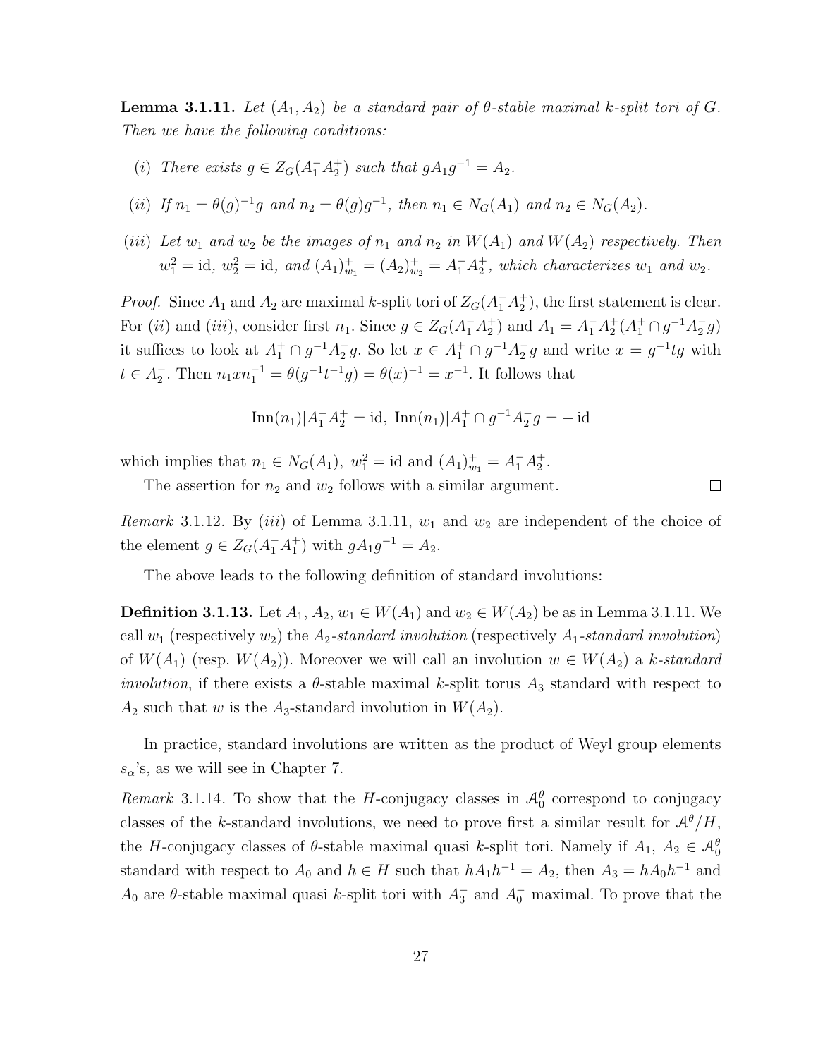**Lemma 3.1.11.** *Let $(A_1, A_2)$ be a standard pair of $\theta$-stable maximal $k$-split tori of $G$. Then we have the following conditions:*

*(i) There exists $g \in Z_G(A_1^- A_2^+)$ such that $gA_1g^{-1} = A_2$.*

*(ii) If $n_1 = \theta(g)^{-1}g$ and $n_2 = \theta(g)g^{-1}$, then $n_1 \in N_G(A_1)$ and $n_2 \in N_G(A_2)$.*

*(iii) Let $w_1$ and $w_2$ be the images of $n_1$ and $n_2$ in $W(A_1)$ and $W(A_2)$ respectively. Then $w_1^2 = \mathrm{id}$, $w_2^2 = \mathrm{id}$, and $(A_1)_{w_1}^+ = (A_2)_{w_2}^+ = A_1^- A_2^+$, which characterizes $w_1$ and $w_2$.*

*Proof.* Since $A_1$ and $A_2$ are maximal $k$-split tori of $Z_G(A_1^- A_2^+)$, the first statement is clear. For $(ii)$ and $(iii)$, consider first $n_1$. Since $g \in Z_G(A_1^- A_2^+)$ and $A_1 = A_1^- A_2^+ (A_1^+ \cap g^{-1} A_2^- g)$ it suffices to look at $A_1^+ \cap g^{-1} A_2^- g$. So let $x \in A_1^+ \cap g^{-1} A_2^- g$ and write $x = g^{-1}tg$ with $t \in A_2^-$. Then $n_1 x n_1^{-1} = \theta(g^{-1}t^{-1}g) = \theta(x)^{-1} = x^{-1}$. It follows that

$$\mathrm{Inn}(n_1)|A_1^- A_2^+ = \mathrm{id},\ \mathrm{Inn}(n_1)|A_1^+ \cap g^{-1} A_2^- g = -\,\mathrm{id}$$

which implies that $n_1 \in N_G(A_1)$, $w_1^2 = \mathrm{id}$ and $(A_1)_{w_1}^+ = A_1^- A_2^+$.

The assertion for $n_2$ and $w_2$ follows with a similar argument. □

*Remark* 3.1.12. By $(iii)$ of Lemma 3.1.11, $w_1$ and $w_2$ are independent of the choice of the element $g \in Z_G(A_1^- A_1^+)$ with $gA_1g^{-1} = A_2$.

The above leads to the following definition of standard involutions:

**Definition 3.1.13.** Let $A_1$, $A_2$, $w_1 \in W(A_1)$ and $w_2 \in W(A_2)$ be as in Lemma 3.1.11. We call $w_1$ (respectively $w_2$) the $A_2$-*standard involution* (respectively $A_1$-*standard involution*) of $W(A_1)$ (resp. $W(A_2)$). Moreover we will call an involution $w \in W(A_2)$ a *$k$-standard involution*, if there exists a $\theta$-stable maximal $k$-split torus $A_3$ standard with respect to $A_2$ such that $w$ is the $A_3$-standard involution in $W(A_2)$.

In practice, standard involutions are written as the product of Weyl group elements $s_\alpha$'s, as we will see in Chapter 7.

*Remark* 3.1.14. To show that the $H$-conjugacy classes in $\mathcal{A}_0^\theta$ correspond to conjugacy classes of the $k$-standard involutions, we need to prove first a similar result for $\mathcal{A}^\theta/H$, the $H$-conjugacy classes of $\theta$-stable maximal quasi $k$-split tori. Namely if $A_1$, $A_2 \in \mathcal{A}_0^\theta$ standard with respect to $A_0$ and $h \in H$ such that $hA_1h^{-1} = A_2$, then $A_3 = hA_0h^{-1}$ and $A_0$ are $\theta$-stable maximal quasi $k$-split tori with $A_3^-$ and $A_0^-$ maximal. To prove that the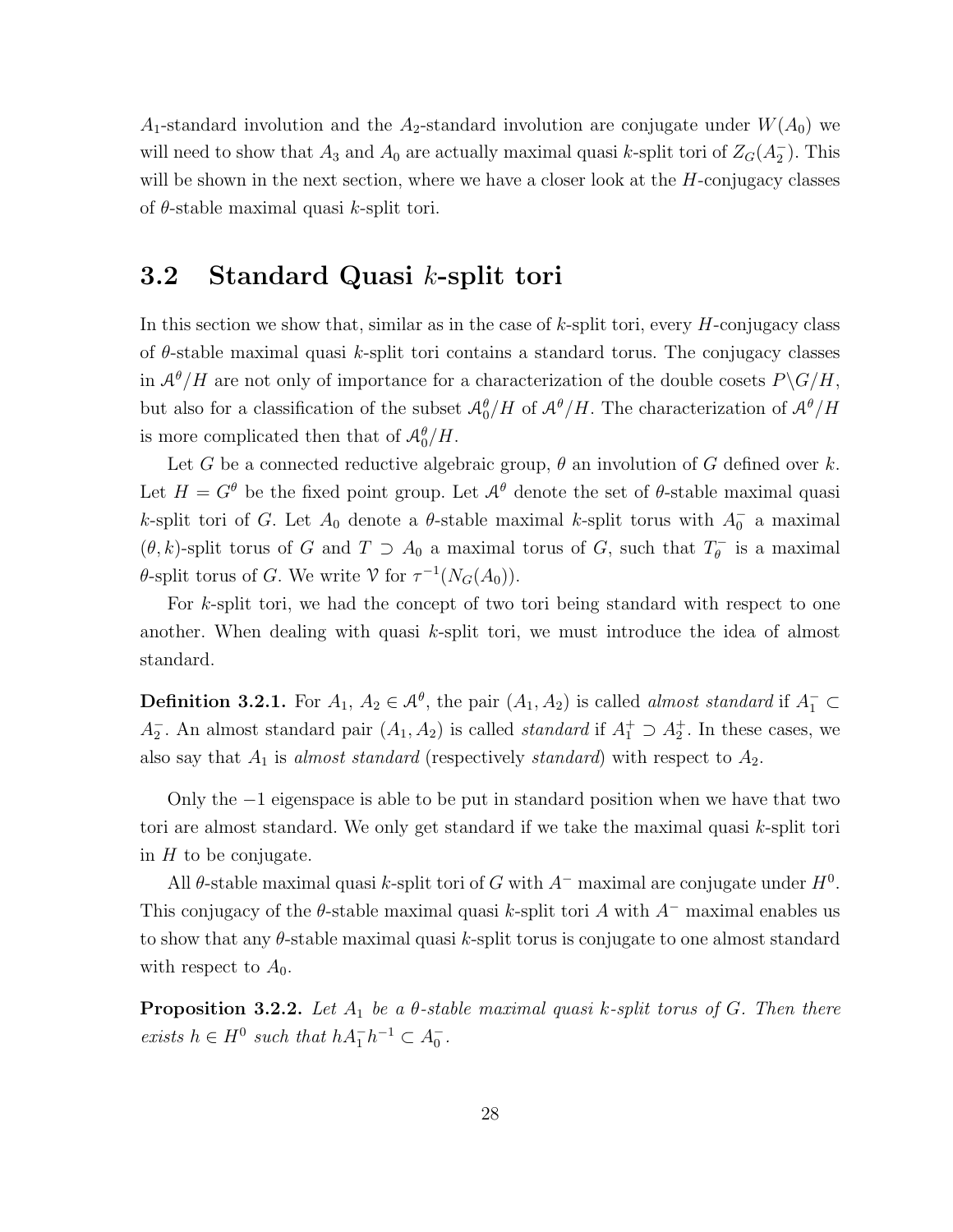$A_1$-standard involution and the $A_2$-standard involution are conjugate under $W(A_0)$ we will need to show that $A_3$ and $A_0$ are actually maximal quasi $k$-split tori of $Z_G(A_2^-)$. This will be shown in the next section, where we have a closer look at the $H$-conjugacy classes of $\theta$-stable maximal quasi $k$-split tori.

## 3.2 Standard Quasi $k$-split tori

In this section we show that, similar as in the case of $k$-split tori, every $H$-conjugacy class of $\theta$-stable maximal quasi $k$-split tori contains a standard torus. The conjugacy classes in $\mathcal{A}^\theta/H$ are not only of importance for a characterization of the double cosets $P\backslash G/H$, but also for a classification of the subset $\mathcal{A}_0^\theta/H$ of $\mathcal{A}^\theta/H$. The characterization of $\mathcal{A}^\theta/H$ is more complicated then that of $\mathcal{A}_0^\theta/H$.

Let $G$ be a connected reductive algebraic group, $\theta$ an involution of $G$ defined over $k$. Let $H = G^\theta$ be the fixed point group. Let $\mathcal{A}^\theta$ denote the set of $\theta$-stable maximal quasi $k$-split tori of $G$. Let $A_0$ denote a $\theta$-stable maximal $k$-split torus with $A_0^-$ a maximal $(\theta, k)$-split torus of $G$ and $T \supset A_0$ a maximal torus of $G$, such that $T_\theta^-$ is a maximal $\theta$-split torus of $G$. We write $\mathcal{V}$ for $\tau^{-1}(N_G(A_0))$.

For $k$-split tori, we had the concept of two tori being standard with respect to one another. When dealing with quasi $k$-split tori, we must introduce the idea of almost standard.

**Definition 3.2.1.** For $A_1$, $A_2 \in \mathcal{A}^\theta$, the pair $(A_1, A_2)$ is called *almost standard* if $A_1^- \subset A_2^-$. An almost standard pair $(A_1, A_2)$ is called *standard* if $A_1^+ \supset A_2^+$. In these cases, we also say that $A_1$ is *almost standard* (respectively *standard*) with respect to $A_2$.

Only the $-1$ eigenspace is able to be put in standard position when we have that two tori are almost standard. We only get standard if we take the maximal quasi $k$-split tori in $H$ to be conjugate.

All $\theta$-stable maximal quasi $k$-split tori of $G$ with $A^-$ maximal are conjugate under $H^0$. This conjugacy of the $\theta$-stable maximal quasi $k$-split tori $A$ with $A^-$ maximal enables us to show that any $\theta$-stable maximal quasi $k$-split torus is conjugate to one almost standard with respect to $A_0$.

**Proposition 3.2.2.** *Let $A_1$ be a $\theta$-stable maximal quasi $k$-split torus of $G$. Then there exists $h \in H^0$ such that $hA_1^-h^{-1} \subset A_0^-$.*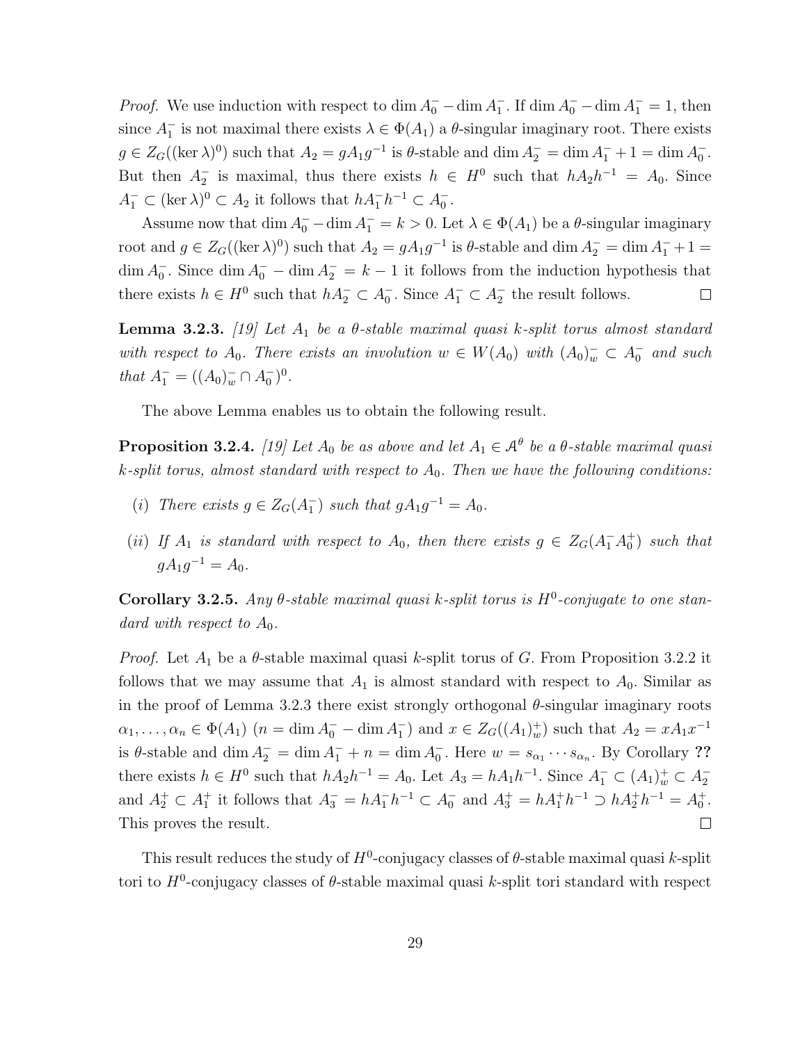*Proof.* We use induction with respect to $\dim A_0^- - \dim A_1^-$. If $\dim A_0^- - \dim A_1^- = 1$, then since $A_1^-$ is not maximal there exists $\lambda \in \Phi(A_1)$ a $\theta$-singular imaginary root. There exists $g \in Z_G((\ker \lambda)^0)$ such that $A_2 = gA_1g^{-1}$ is $\theta$-stable and $\dim A_2^- = \dim A_1^- + 1 = \dim A_0^-$. But then $A_2^-$ is maximal, thus there exists $h \in H^0$ such that $hA_2h^{-1} = A_0$. Since $A_1^- \subset (\ker \lambda)^0 \subset A_2$ it follows that $hA_1^-h^{-1} \subset A_0^-$.

Assume now that $\dim A_0^- - \dim A_1^- = k > 0$. Let $\lambda \in \Phi(A_1)$ be a $\theta$-singular imaginary root and $g \in Z_G((\ker \lambda)^0)$ such that $A_2 = gA_1g^{-1}$ is $\theta$-stable and $\dim A_2^- = \dim A_1^- + 1 = \dim A_0^-$. Since $\dim A_0^- - \dim A_2^- = k - 1$ it follows from the induction hypothesis that there exists $h \in H^0$ such that $hA_2^- \subset A_0^-$. Since $A_1^- \subset A_2^-$ the result follows. □

**Lemma 3.2.3.** *[19] Let $A_1$ be a $\theta$-stable maximal quasi $k$-split torus almost standard with respect to $A_0$. There exists an involution $w \in W(A_0)$ with $(A_0)_w^- \subset A_0^-$ and such that $A_1^- = ((A_0)_w^- \cap A_0^-)^0$.*

The above Lemma enables us to obtain the following result.

**Proposition 3.2.4.** *[19] Let $A_0$ be as above and let $A_1 \in \mathcal{A}^\theta$ be a $\theta$-stable maximal quasi $k$-split torus, almost standard with respect to $A_0$. Then we have the following conditions:*

- *(i) There exists $g \in Z_G(A_1^-)$ such that $gA_1g^{-1} = A_0$.*
- *(ii) If $A_1$ is standard with respect to $A_0$, then there exists $g \in Z_G(A_1^-A_0^+)$ such that $gA_1g^{-1} = A_0$.*

**Corollary 3.2.5.** *Any $\theta$-stable maximal quasi $k$-split torus is $H^0$-conjugate to one standard with respect to $A_0$.*

*Proof.* Let $A_1$ be a $\theta$-stable maximal quasi $k$-split torus of $G$. From Proposition 3.2.2 it follows that we may assume that $A_1$ is almost standard with respect to $A_0$. Similar as in the proof of Lemma 3.2.3 there exist strongly orthogonal $\theta$-singular imaginary roots $\alpha_1, \ldots, \alpha_n \in \Phi(A_1)$ ($n = \dim A_0^- - \dim A_1^-$) and $x \in Z_G((A_1)_w^+)$ such that $A_2 = xA_1x^{-1}$ is $\theta$-stable and $\dim A_2^- = \dim A_1^- + n = \dim A_0^-$. Here $w = s_{\alpha_1} \cdots s_{\alpha_n}$. By Corollary **??** there exists $h \in H^0$ such that $hA_2h^{-1} = A_0$. Let $A_3 = hA_1h^{-1}$. Since $A_1^- \subset (A_1)_w^+ \subset A_2^-$ and $A_2^+ \subset A_1^+$ it follows that $A_3^- = hA_1^-h^{-1} \subset A_0^-$ and $A_3^+ = hA_1^+h^{-1} \supset hA_2^+h^{-1} = A_0^+$. This proves the result. □

This result reduces the study of $H^0$-conjugacy classes of $\theta$-stable maximal quasi $k$-split tori to $H^0$-conjugacy classes of $\theta$-stable maximal quasi $k$-split tori standard with respect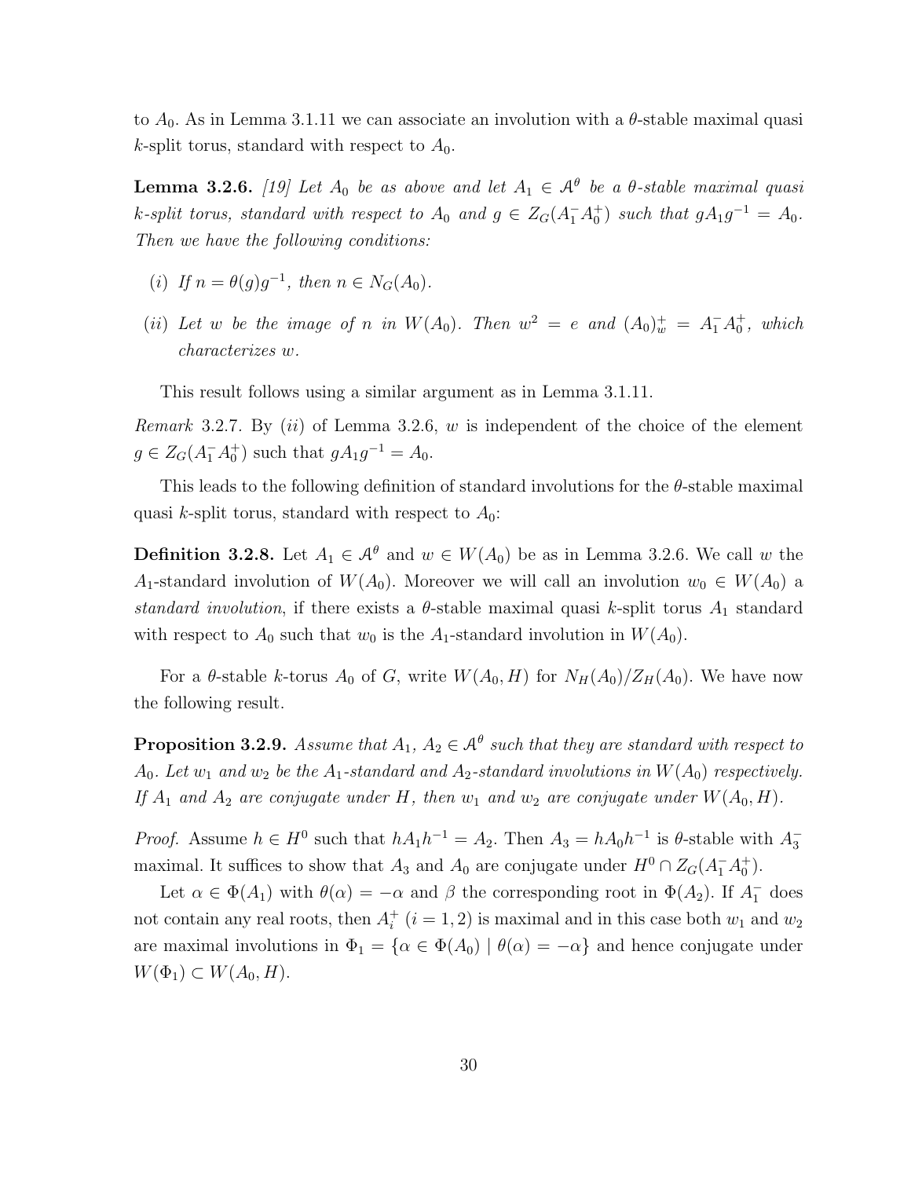to $A_0$. As in Lemma 3.1.11 we can associate an involution with a $\theta$-stable maximal quasi $k$-split torus, standard with respect to $A_0$.

**Lemma 3.2.6.** *[19] Let $A_0$ be as above and let $A_1 \in \mathcal{A}^\theta$ be a $\theta$-stable maximal quasi $k$-split torus, standard with respect to $A_0$ and $g \in Z_G(A_1^- A_0^+)$ such that $gA_1g^{-1} = A_0$. Then we have the following conditions:*

*(i) If $n = \theta(g)g^{-1}$, then $n \in N_G(A_0)$.*

*(ii) Let $w$ be the image of $n$ in $W(A_0)$. Then $w^2 = e$ and $(A_0)_w^+ = A_1^- A_0^+$, which characterizes $w$.*

This result follows using a similar argument as in Lemma 3.1.11.

*Remark* 3.2.7. By $(ii)$ of Lemma 3.2.6, $w$ is independent of the choice of the element $g \in Z_G(A_1^- A_0^+)$ such that $gA_1g^{-1} = A_0$.

This leads to the following definition of standard involutions for the $\theta$-stable maximal quasi $k$-split torus, standard with respect to $A_0$:

**Definition 3.2.8.** Let $A_1 \in \mathcal{A}^\theta$ and $w \in W(A_0)$ be as in Lemma 3.2.6. We call $w$ the $A_1$-standard involution of $W(A_0)$. Moreover we will call an involution $w_0 \in W(A_0)$ a *standard involution*, if there exists a $\theta$-stable maximal quasi $k$-split torus $A_1$ standard with respect to $A_0$ such that $w_0$ is the $A_1$-standard involution in $W(A_0)$.

For a $\theta$-stable $k$-torus $A_0$ of $G$, write $W(A_0, H)$ for $N_H(A_0)/Z_H(A_0)$. We have now the following result.

**Proposition 3.2.9.** *Assume that $A_1$, $A_2 \in \mathcal{A}^\theta$ such that they are standard with respect to $A_0$. Let $w_1$ and $w_2$ be the $A_1$-standard and $A_2$-standard involutions in $W(A_0)$ respectively. If $A_1$ and $A_2$ are conjugate under $H$, then $w_1$ and $w_2$ are conjugate under $W(A_0, H)$.*

*Proof.* Assume $h \in H^0$ such that $hA_1h^{-1} = A_2$. Then $A_3 = hA_0h^{-1}$ is $\theta$-stable with $A_3^-$ maximal. It suffices to show that $A_3$ and $A_0$ are conjugate under $H^0 \cap Z_G(A_1^- A_0^+)$.

Let $\alpha \in \Phi(A_1)$ with $\theta(\alpha) = -\alpha$ and $\beta$ the corresponding root in $\Phi(A_2)$. If $A_1^-$ does not contain any real roots, then $A_i^+$ $(i = 1, 2)$ is maximal and in this case both $w_1$ and $w_2$ are maximal involutions in $\Phi_1 = \{\alpha \in \Phi(A_0) \mid \theta(\alpha) = -\alpha\}$ and hence conjugate under $W(\Phi_1) \subset W(A_0, H)$.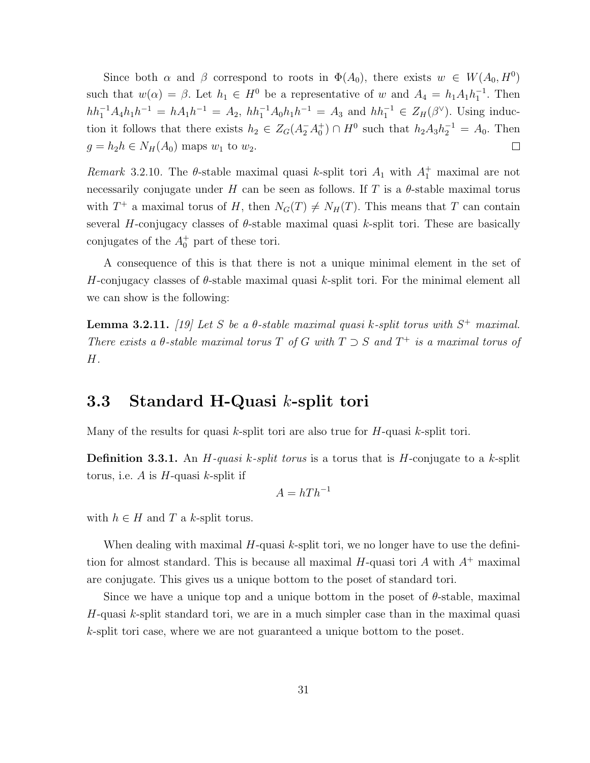Since both $\alpha$ and $\beta$ correspond to roots in $\Phi(A_0)$, there exists $w \in W(A_0, H^0)$ such that $w(\alpha) = \beta$. Let $h_1 \in H^0$ be a representative of $w$ and $A_4 = h_1 A_1 h_1^{-1}$. Then $hh_1^{-1} A_4 h_1 h^{-1} = hA_1h^{-1} = A_2$, $hh_1^{-1} A_0 h_1 h^{-1} = A_3$ and $hh_1^{-1} \in Z_H(\beta^\vee)$. Using induction it follows that there exists $h_2 \in Z_G(A_2^- A_0^+) \cap H^0$ such that $h_2 A_3 h_2^{-1} = A_0$. Then $g = h_2 h \in N_H(A_0)$ maps $w_1$ to $w_2$. □

*Remark* 3.2.10. The $\theta$-stable maximal quasi $k$-split tori $A_1$ with $A_1^+$ maximal are not necessarily conjugate under $H$ can be seen as follows. If $T$ is a $\theta$-stable maximal torus with $T^+$ a maximal torus of $H$, then $N_G(T) \neq N_H(T)$. This means that $T$ can contain several $H$-conjugacy classes of $\theta$-stable maximal quasi $k$-split tori. These are basically conjugates of the $A_0^+$ part of these tori.

A consequence of this is that there is not a unique minimal element in the set of $H$-conjugacy classes of $\theta$-stable maximal quasi $k$-split tori. For the minimal element all we can show is the following:

**Lemma 3.2.11.** *[19] Let $S$ be a $\theta$-stable maximal quasi $k$-split torus with $S^+$ maximal. There exists a $\theta$-stable maximal torus $T$ of $G$ with $T \supset S$ and $T^+$ is a maximal torus of $H$.*

## 3.3 Standard H-Quasi $k$-split tori

Many of the results for quasi $k$-split tori are also true for $H$-quasi $k$-split tori.

**Definition 3.3.1.** An *$H$-quasi $k$-split torus* is a torus that is $H$-conjugate to a $k$-split torus, i.e. $A$ is $H$-quasi $k$-split if

$$A = hTh^{-1}$$

with $h \in H$ and $T$ a $k$-split torus.

When dealing with maximal $H$-quasi $k$-split tori, we no longer have to use the definition for almost standard. This is because all maximal $H$-quasi tori $A$ with $A^+$ maximal are conjugate. This gives us a unique bottom to the poset of standard tori.

Since we have a unique top and a unique bottom in the poset of $\theta$-stable, maximal $H$-quasi $k$-split standard tori, we are in a much simpler case than in the maximal quasi $k$-split tori case, where we are not guaranteed a unique bottom to the poset.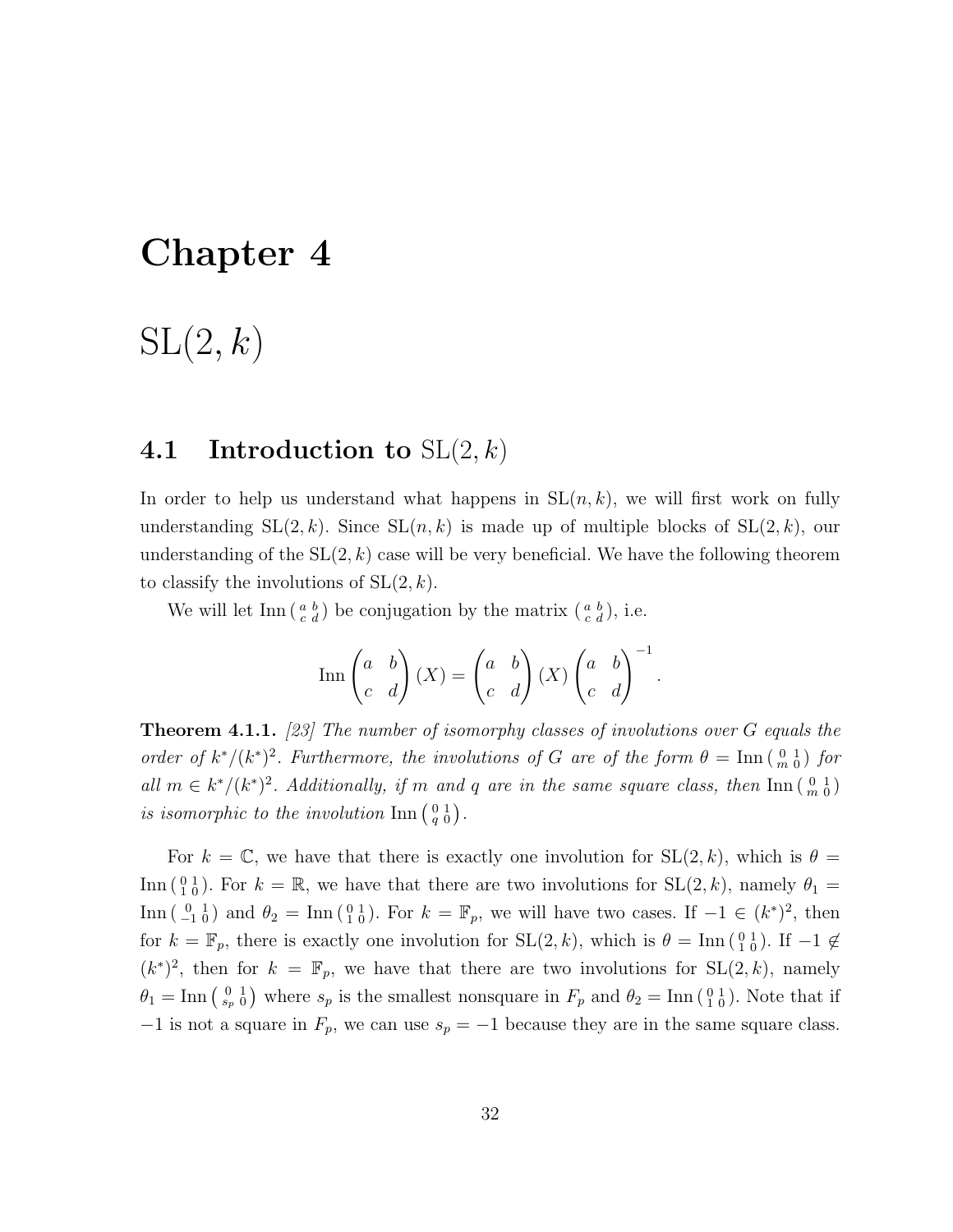# Chapter 4

# $\mathrm{SL}(2, k)$

## 4.1 Introduction to $\mathrm{SL}(2, k)$

In order to help us understand what happens in $\mathrm{SL}(n, k)$, we will first work on fully understanding $\mathrm{SL}(2, k)$. Since $\mathrm{SL}(n, k)$ is made up of multiple blocks of $\mathrm{SL}(2, k)$, our understanding of the $\mathrm{SL}(2, k)$ case will be very beneficial. We have the following theorem to classify the involutions of $\mathrm{SL}(2, k)$.

We will let $\mathrm{Inn}\left(\begin{smallmatrix} a & b \\ c & d \end{smallmatrix}\right)$ be conjugation by the matrix $\left(\begin{smallmatrix} a & b \\ c & d \end{smallmatrix}\right)$, i.e.

$$\mathrm{Inn}\begin{pmatrix} a & b \\ c & d \end{pmatrix}(X) = \begin{pmatrix} a & b \\ c & d \end{pmatrix}(X)\begin{pmatrix} a & b \\ c & d \end{pmatrix}^{-1}.$$

**Theorem 4.1.1.** *[23] The number of isomorphy classes of involutions over $G$ equals the order of $k^*/(k^*)^2$. Furthermore, the involutions of $G$ are of the form $\theta = \mathrm{Inn}\left(\begin{smallmatrix} 0 & 1 \\ m & 0 \end{smallmatrix}\right)$ for all $m \in k^*/(k^*)^2$. Additionally, if $m$ and $q$ are in the same square class, then $\mathrm{Inn}\left(\begin{smallmatrix} 0 & 1 \\ m & 0 \end{smallmatrix}\right)$ is isomorphic to the involution $\mathrm{Inn}\left(\begin{smallmatrix} 0 & 1 \\ q & 0 \end{smallmatrix}\right)$.*

For $k = \mathbb{C}$, we have that there is exactly one involution for $\mathrm{SL}(2, k)$, which is $\theta = \mathrm{Inn}\left(\begin{smallmatrix} 0 & 1 \\ 1 & 0 \end{smallmatrix}\right)$. For $k = \mathbb{R}$, we have that there are two involutions for $\mathrm{SL}(2, k)$, namely $\theta_1 = \mathrm{Inn}\left(\begin{smallmatrix} 0 & 1 \\ -1 & 0 \end{smallmatrix}\right)$ and $\theta_2 = \mathrm{Inn}\left(\begin{smallmatrix} 0 & 1 \\ 1 & 0 \end{smallmatrix}\right)$. For $k = \mathbb{F}_p$, we will have two cases. If $-1 \in (k^*)^2$, then for $k = \mathbb{F}_p$, there is exactly one involution for $\mathrm{SL}(2, k)$, which is $\theta = \mathrm{Inn}\left(\begin{smallmatrix} 0 & 1 \\ 1 & 0 \end{smallmatrix}\right)$. If $-1 \notin (k^*)^2$, then for $k = \mathbb{F}_p$, we have that there are two involutions for $\mathrm{SL}(2, k)$, namely $\theta_1 = \mathrm{Inn}\left(\begin{smallmatrix} 0 & 1 \\ s_p & 0 \end{smallmatrix}\right)$ where $s_p$ is the smallest nonsquare in $F_p$ and $\theta_2 = \mathrm{Inn}\left(\begin{smallmatrix} 0 & 1 \\ 1 & 0 \end{smallmatrix}\right)$. Note that if $-1$ is not a square in $F_p$, we can use $s_p = -1$ because they are in the same square class.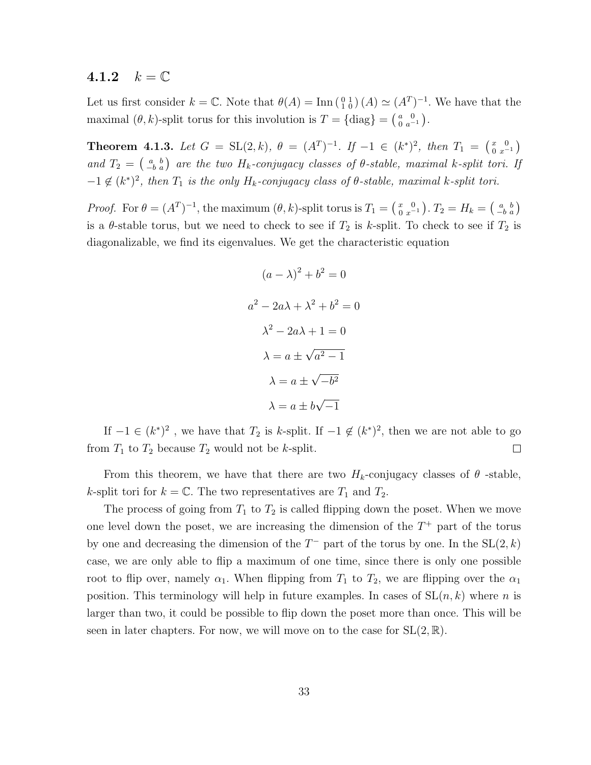### 4.1.2 $k = \mathbb{C}$

Let us first consider $k = \mathbb{C}$. Note that $\theta(A) = \text{Inn}\left(\begin{smallmatrix} 0 & 1 \\ 1 & 0 \end{smallmatrix}\right)(A) \simeq (A^T)^{-1}$. We have that the maximal $(\theta, k)$-split torus for this involution is $T = \{\text{diag}\} = \left(\begin{smallmatrix} a & 0 \\ 0 & a^{-1} \end{smallmatrix}\right)$.

**Theorem 4.1.3.** *Let $G = \text{SL}(2, k)$, $\theta = (A^T)^{-1}$. If $-1 \in (k^*)^2$, then $T_1 = \left(\begin{smallmatrix} x & 0 \\ 0 & x^{-1} \end{smallmatrix}\right)$ and $T_2 = \left(\begin{smallmatrix} a & b \\ -b & a \end{smallmatrix}\right)$ are the two $H_k$-conjugacy classes of $\theta$-stable, maximal $k$-split tori. If $-1 \notin (k^*)^2$, then $T_1$ is the only $H_k$-conjugacy class of $\theta$-stable, maximal $k$-split tori.*

*Proof.* For $\theta = (A^T)^{-1}$, the maximum $(\theta, k)$-split torus is $T_1 = \left(\begin{smallmatrix} x & 0 \\ 0 & x^{-1} \end{smallmatrix}\right)$. $T_2 = H_k = \left(\begin{smallmatrix} a & b \\ -b & a \end{smallmatrix}\right)$ is a $\theta$-stable torus, but we need to check to see if $T_2$ is $k$-split. To check to see if $T_2$ is diagonalizable, we find its eigenvalues. We get the characteristic equation

$$(a - \lambda)^2 + b^2 = 0$$

$$a^2 - 2a\lambda + \lambda^2 + b^2 = 0$$

$$\lambda^2 - 2a\lambda + 1 = 0$$

$$\lambda = a \pm \sqrt{a^2 - 1}$$

$$\lambda = a \pm \sqrt{-b^2}$$

$$\lambda = a \pm b\sqrt{-1}$$

If $-1 \in (k^*)^2$ , we have that $T_2$ is $k$-split. If $-1 \notin (k^*)^2$, then we are not able to go from $T_1$ to $T_2$ because $T_2$ would not be $k$-split. □

From this theorem, we have that there are two $H_k$-conjugacy classes of $\theta$ -stable, $k$-split tori for $k = \mathbb{C}$. The two representatives are $T_1$ and $T_2$.

The process of going from $T_1$ to $T_2$ is called flipping down the poset. When we move one level down the poset, we are increasing the dimension of the $T^+$ part of the torus by one and decreasing the dimension of the $T^-$ part of the torus by one. In the $\text{SL}(2, k)$ case, we are only able to flip a maximum of one time, since there is only one possible root to flip over, namely $\alpha_1$. When flipping from $T_1$ to $T_2$, we are flipping over the $\alpha_1$ position. This terminology will help in future examples. In cases of $\text{SL}(n, k)$ where $n$ is larger than two, it could be possible to flip down the poset more than once. This will be seen in later chapters. For now, we will move on to the case for $\text{SL}(2, \mathbb{R})$.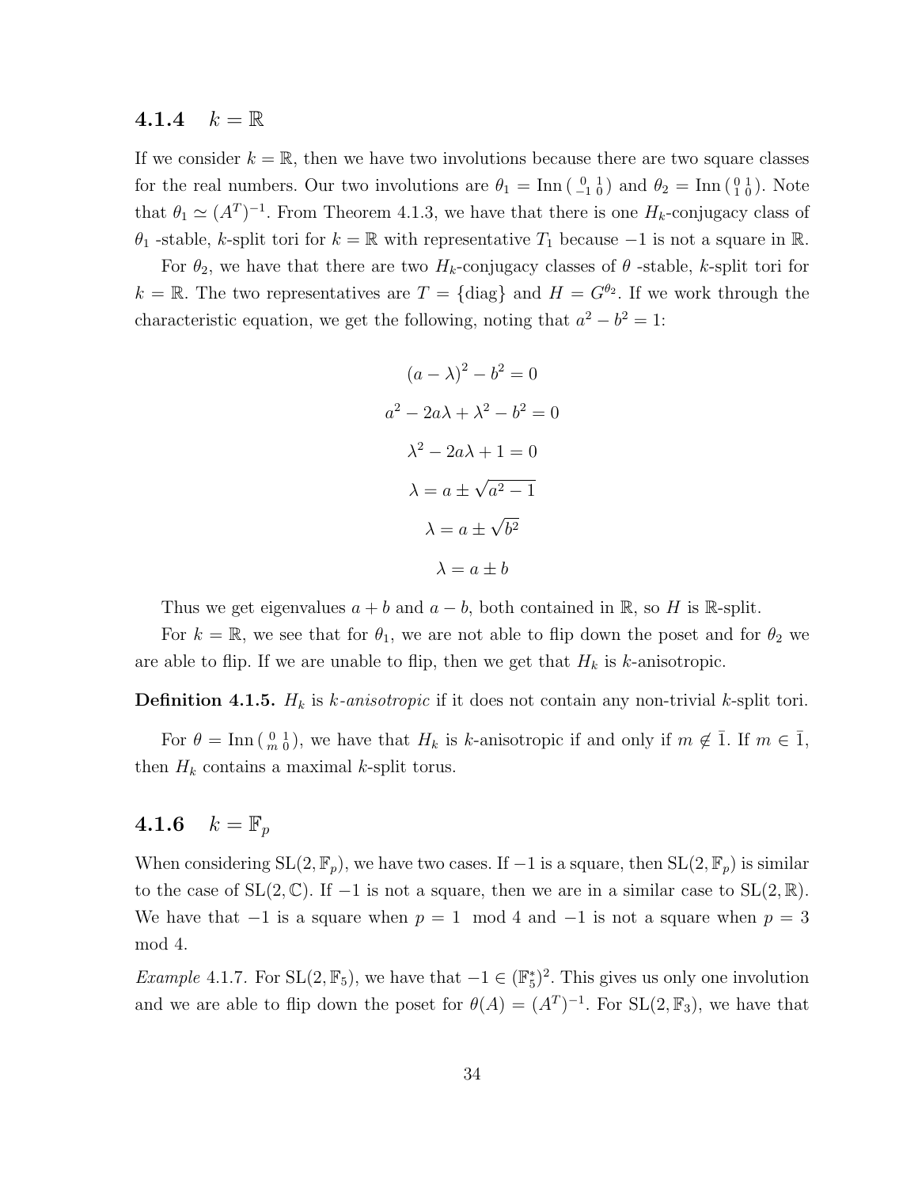### 4.1.4 $k = \mathbb{R}$

If we consider $k = \mathbb{R}$, then we have two involutions because there are two square classes for the real numbers. Our two involutions are $\theta_1 = \text{Inn}\left(\begin{smallmatrix} 0 & 1 \\ -1 & 0 \end{smallmatrix}\right)$ and $\theta_2 = \text{Inn}\left(\begin{smallmatrix} 0 & 1 \\ 1 & 0 \end{smallmatrix}\right)$. Note that $\theta_1 \simeq (A^T)^{-1}$. From Theorem 4.1.3, we have that there is one $H_k$-conjugacy class of $\theta_1$ -stable, $k$-split tori for $k = \mathbb{R}$ with representative $T_1$ because $-1$ is not a square in $\mathbb{R}$.

For $\theta_2$, we have that there are two $H_k$-conjugacy classes of $\theta$ -stable, $k$-split tori for $k = \mathbb{R}$. The two representatives are $T = \{\text{diag}\}$ and $H = G^{\theta_2}$. If we work through the characteristic equation, we get the following, noting that $a^2 - b^2 = 1$:

$$(a - \lambda)^2 - b^2 = 0$$

$$a^2 - 2a\lambda + \lambda^2 - b^2 = 0$$

$$\lambda^2 - 2a\lambda + 1 = 0$$

$$\lambda = a \pm \sqrt{a^2 - 1}$$

$$\lambda = a \pm \sqrt{b^2}$$

$$\lambda = a \pm b$$

Thus we get eigenvalues $a + b$ and $a - b$, both contained in $\mathbb{R}$, so $H$ is $\mathbb{R}$-split.

For $k = \mathbb{R}$, we see that for $\theta_1$, we are not able to flip down the poset and for $\theta_2$ we are able to flip. If we are unable to flip, then we get that $H_k$ is $k$-anisotropic.

**Definition 4.1.5.** $H_k$ is *$k$-anisotropic* if it does not contain any non-trivial $k$-split tori.

For $\theta = \text{Inn}\left(\begin{smallmatrix} 0 & 1 \\ m & 0 \end{smallmatrix}\right)$, we have that $H_k$ is $k$-anisotropic if and only if $m \notin \bar{1}$. If $m \in \bar{1}$, then $H_k$ contains a maximal $k$-split torus.

### 4.1.6 $k = \mathbb{F}_p$

When considering $\text{SL}(2, \mathbb{F}_p)$, we have two cases. If $-1$ is a square, then $\text{SL}(2, \mathbb{F}_p)$ is similar to the case of $\text{SL}(2, \mathbb{C})$. If $-1$ is not a square, then we are in a similar case to $\text{SL}(2, \mathbb{R})$. We have that $-1$ is a square when $p = 1 \mod 4$ and $-1$ is not a square when $p = 3 \mod 4$.

*Example* 4.1.7. For $\text{SL}(2, \mathbb{F}_5)$, we have that $-1 \in (\mathbb{F}_5^*)^2$. This gives us only one involution and we are able to flip down the poset for $\theta(A) = (A^T)^{-1}$. For $\text{SL}(2, \mathbb{F}_3)$, we have that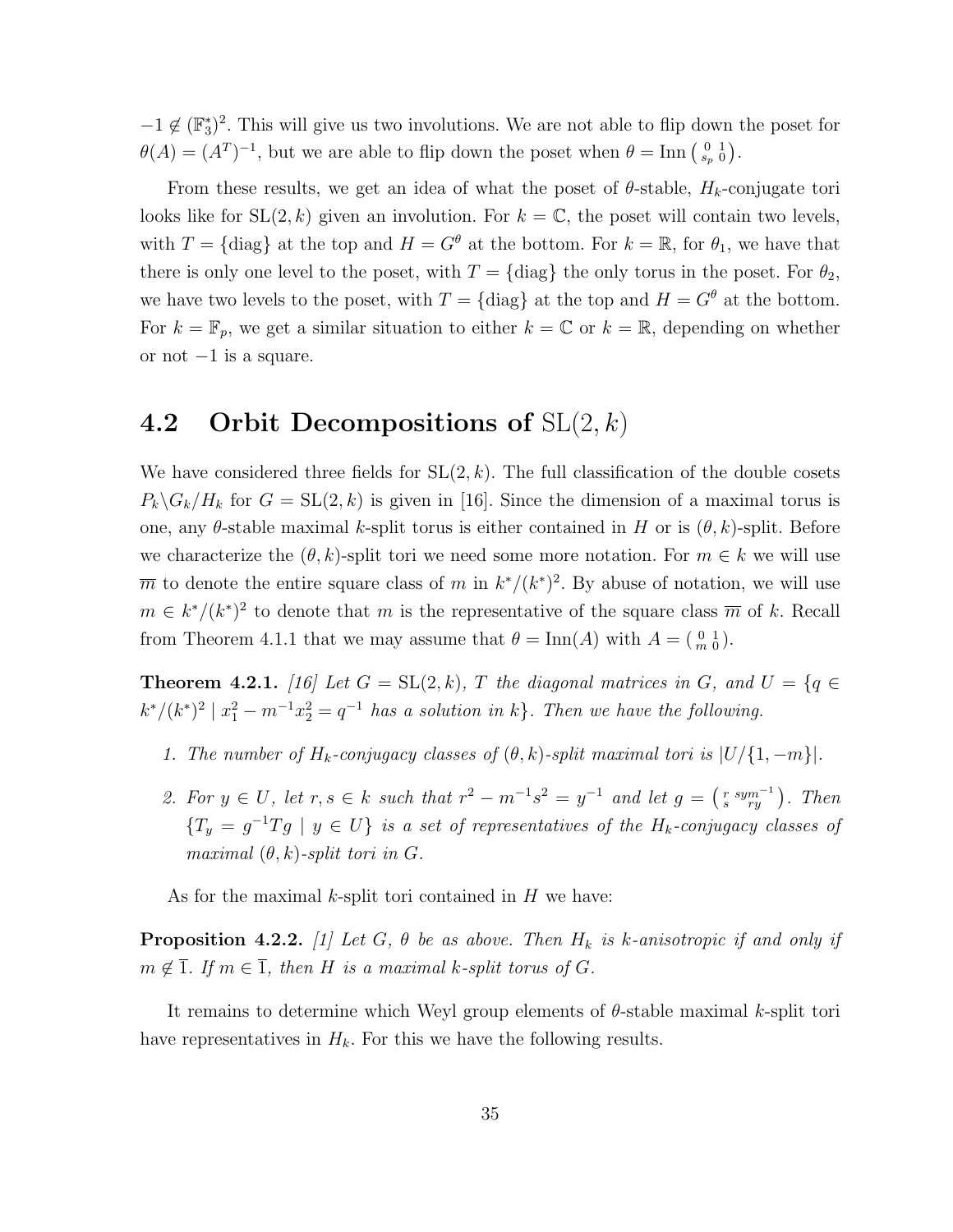$-1 \notin (\mathbb{F}_3^*)^2$. This will give us two involutions. We are not able to flip down the poset for $\theta(A) = (A^T)^{-1}$, but we are able to flip down the poset when $\theta = \mathrm{Inn}\left(\begin{smallmatrix} 0 & 1 \\ s_p & 0 \end{smallmatrix}\right)$.

From these results, we get an idea of what the poset of $\theta$-stable, $H_k$-conjugate tori looks like for $\mathrm{SL}(2, k)$ given an involution. For $k = \mathbb{C}$, the poset will contain two levels, with $T = \{\mathrm{diag}\}$ at the top and $H = G^\theta$ at the bottom. For $k = \mathbb{R}$, for $\theta_1$, we have that there is only one level to the poset, with $T = \{\mathrm{diag}\}$ the only torus in the poset. For $\theta_2$, we have two levels to the poset, with $T = \{\mathrm{diag}\}$ at the top and $H = G^\theta$ at the bottom. For $k = \mathbb{F}_p$, we get a similar situation to either $k = \mathbb{C}$ or $k = \mathbb{R}$, depending on whether or not $-1$ is a square.

## 4.2 Orbit Decompositions of $\mathrm{SL}(2, k)$

We have considered three fields for $\mathrm{SL}(2, k)$. The full classification of the double cosets $P_k \backslash G_k / H_k$ for $G = \mathrm{SL}(2, k)$ is given in [16]. Since the dimension of a maximal torus is one, any $\theta$-stable maximal $k$-split torus is either contained in $H$ or is $(\theta, k)$-split. Before we characterize the $(\theta, k)$-split tori we need some more notation. For $m \in k$ we will use $\overline{m}$ to denote the entire square class of $m$ in $k^*/(k^*)^2$. By abuse of notation, we will use $m \in k^*/(k^*)^2$ to denote that $m$ is the representative of the square class $\overline{m}$ of $k$. Recall from Theorem 4.1.1 that we may assume that $\theta = \mathrm{Inn}(A)$ with $A = \left(\begin{smallmatrix} 0 & 1 \\ m & 0 \end{smallmatrix}\right)$.

**Theorem 4.2.1.** *[16] Let $G = \mathrm{SL}(2, k)$, $T$ the diagonal matrices in $G$, and $U = \{q \in k^*/(k^*)^2 \mid x_1^2 - m^{-1}x_2^2 = q^{-1}$ has a solution in $k\}$. Then we have the following.*

1. *The number of $H_k$-conjugacy classes of $(\theta, k)$-split maximal tori is $|U/\{1, -m\}|$.*
2. *For $y \in U$, let $r, s \in k$ such that $r^2 - m^{-1}s^2 = y^{-1}$ and let $g = \left(\begin{smallmatrix} r & sym^{-1} \\ s & ry \end{smallmatrix}\right)$. Then $\{T_y = g^{-1}Tg \mid y \in U\}$ is a set of representatives of the $H_k$-conjugacy classes of maximal $(\theta, k)$-split tori in $G$.*

As for the maximal $k$-split tori contained in $H$ we have:

**Proposition 4.2.2.** *[1] Let $G$, $\theta$ be as above. Then $H_k$ is $k$-anisotropic if and only if $m \notin \overline{1}$. If $m \in \overline{1}$, then $H$ is a maximal $k$-split torus of $G$.*

It remains to determine which Weyl group elements of $\theta$-stable maximal $k$-split tori have representatives in $H_k$. For this we have the following results.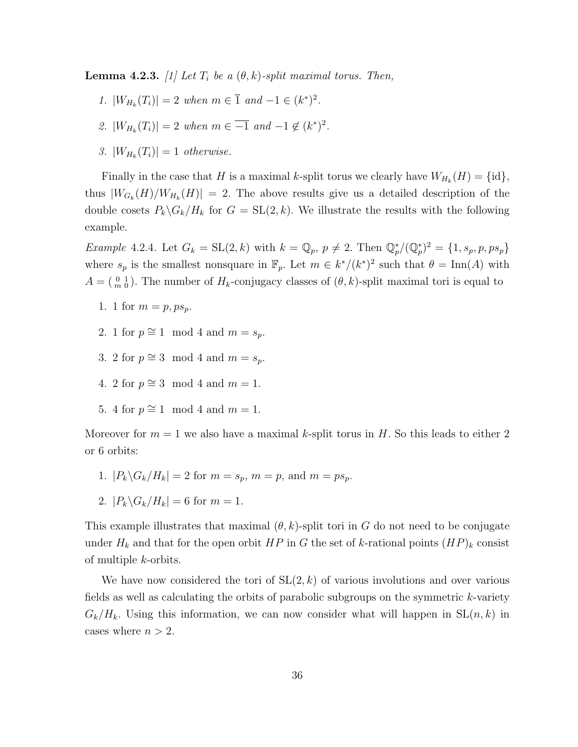**Lemma 4.2.3.** *[1] Let $T_i$ be a $(\theta, k)$-split maximal torus. Then,*

1. *$|W_{H_k}(T_i)| = 2$ when $m \in \overline{1}$ and $-1 \in (k^*)^2$.*
2. *$|W_{H_k}(T_i)| = 2$ when $m \in \overline{-1}$ and $-1 \notin (k^*)^2$.*
3. *$|W_{H_k}(T_i)| = 1$ otherwise.*

Finally in the case that $H$ is a maximal $k$-split torus we clearly have $W_{H_k}(H) = \{\text{id}\}$, thus $|W_{G_k}(H)/W_{H_k}(H)| = 2$. The above results give us a detailed description of the double cosets $P_k \backslash G_k / H_k$ for $G = \text{SL}(2, k)$. We illustrate the results with the following example.

*Example* 4.2.4. Let $G_k = \text{SL}(2, k)$ with $k = \mathbb{Q}_p$, $p \neq 2$. Then $\mathbb{Q}_p^*/(\mathbb{Q}_p^*)^2 = \{1, s_p, p, ps_p\}$ where $s_p$ is the smallest nonsquare in $\mathbb{F}_p$. Let $m \in k^*/(k^*)^2$ such that $\theta = \text{Inn}(A)$ with $A = \left(\begin{smallmatrix} 0 & 1 \\ m & 0 \end{smallmatrix}\right)$. The number of $H_k$-conjugacy classes of $(\theta, k)$-split maximal tori is equal to

1. 1 for $m = p, ps_p$.
2. 1 for $p \cong 1 \mod 4$ and $m = s_p$.
3. 2 for $p \cong 3 \mod 4$ and $m = s_p$.
4. 2 for $p \cong 3 \mod 4$ and $m = 1$.
5. 4 for $p \cong 1 \mod 4$ and $m = 1$.

Moreover for $m = 1$ we also have a maximal $k$-split torus in $H$. So this leads to either 2 or 6 orbits:

1. $|P_k \backslash G_k / H_k| = 2$ for $m = s_p$, $m = p$, and $m = ps_p$.
2. $|P_k \backslash G_k / H_k| = 6$ for $m = 1$.

This example illustrates that maximal $(\theta, k)$-split tori in $G$ do not need to be conjugate under $H_k$ and that for the open orbit $HP$ in $G$ the set of $k$-rational points $(HP)_k$ consist of multiple $k$-orbits.

We have now considered the tori of $\text{SL}(2, k)$ of various involutions and over various fields as well as calculating the orbits of parabolic subgroups on the symmetric $k$-variety $G_k/H_k$. Using this information, we can now consider what will happen in $\text{SL}(n, k)$ in cases where $n > 2$.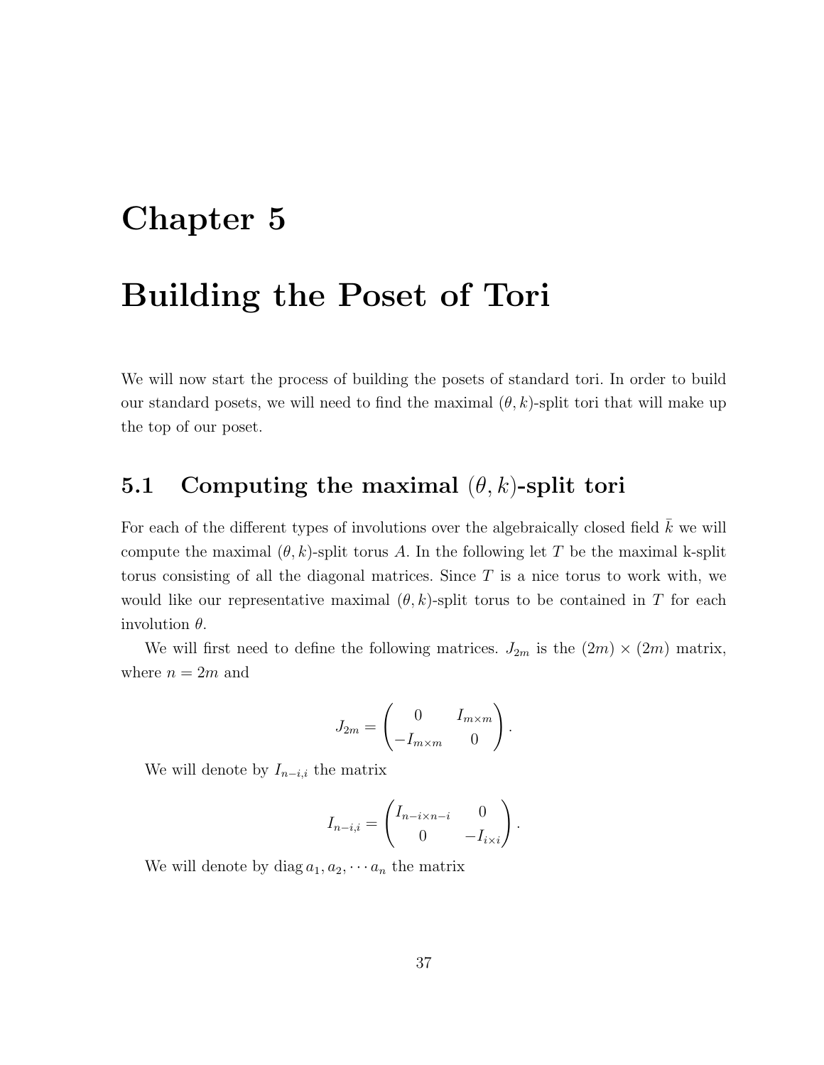# Chapter 5

# Building the Poset of Tori

We will now start the process of building the posets of standard tori. In order to build our standard posets, we will need to find the maximal $(\theta, k)$-split tori that will make up the top of our poset.

## 5.1 Computing the maximal $(\theta, k)$-split tori

For each of the different types of involutions over the algebraically closed field $\bar{k}$ we will compute the maximal $(\theta, k)$-split torus $A$. In the following let $T$ be the maximal k-split torus consisting of all the diagonal matrices. Since $T$ is a nice torus to work with, we would like our representative maximal $(\theta, k)$-split torus to be contained in $T$ for each involution $\theta$.

We will first need to define the following matrices. $J_{2m}$ is the $(2m) \times (2m)$ matrix, where $n = 2m$ and

$$J_{2m} = \begin{pmatrix} 0 & I_{m \times m} \\ -I_{m \times m} & 0 \end{pmatrix}.$$

We will denote by $I_{n-i,i}$ the matrix

$$I_{n-i,i} = \begin{pmatrix} I_{n-i \times n-i} & 0 \\ 0 & -I_{i \times i} \end{pmatrix}.$$

We will denote by $\operatorname{diag} a_1, a_2, \cdots a_n$ the matrix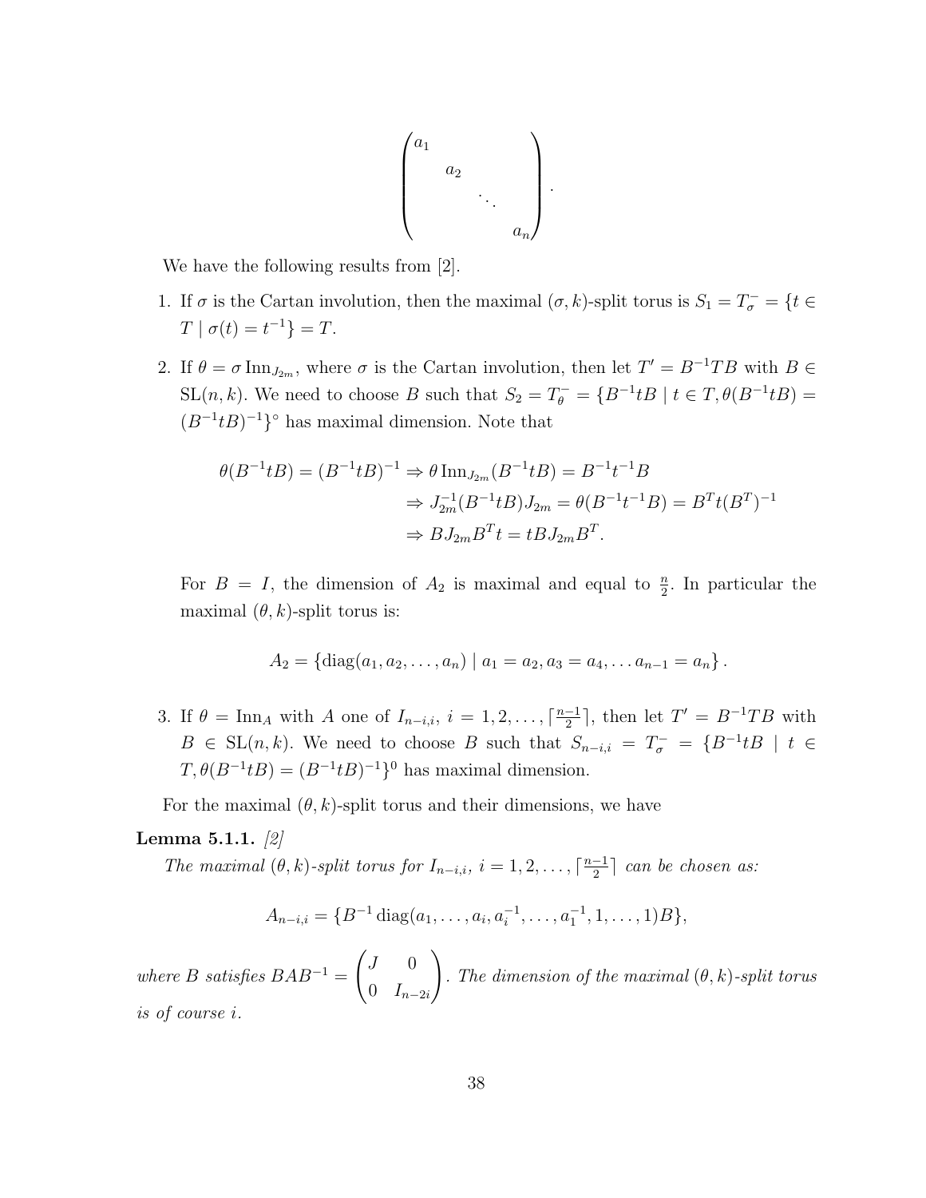$$\begin{pmatrix} a_1 & & & \\ & a_2 & & \\ & & \ddots & \\ & & & a_n \end{pmatrix}.$$

We have the following results from [2].

1. If $\sigma$ is the Cartan involution, then the maximal $(\sigma, k)$-split torus is $S_1 = T_\sigma^- = \{t \in T \mid \sigma(t) = t^{-1}\} = T$.

2. If $\theta = \sigma \operatorname{Inn}_{J_{2m}}$, where $\sigma$ is the Cartan involution, then let $T' = B^{-1}TB$ with $B \in \mathrm{SL}(n,k)$. We need to choose $B$ such that $S_2 = T_\theta^- = \{B^{-1}tB \mid t \in T, \theta(B^{-1}tB) = (B^{-1}tB)^{-1}\}^\circ$ has maximal dimension. Note that

$$\begin{aligned}
\theta(B^{-1}tB) = (B^{-1}tB)^{-1} &\Rightarrow \theta \operatorname{Inn}_{J_{2m}}(B^{-1}tB) = B^{-1}t^{-1}B \\
&\Rightarrow J_{2m}^{-1}(B^{-1}tB)J_{2m} = \theta(B^{-1}t^{-1}B) = B^T t (B^T)^{-1} \\
&\Rightarrow BJ_{2m}B^T t = tBJ_{2m}B^T.
\end{aligned}$$

For $B = I$, the dimension of $A_2$ is maximal and equal to $\frac{n}{2}$. In particular the maximal $(\theta, k)$-split torus is:

$$A_2 = \{\operatorname{diag}(a_1, a_2, \ldots, a_n) \mid a_1 = a_2, a_3 = a_4, \ldots a_{n-1} = a_n\}.$$

3. If $\theta = \operatorname{Inn}_A$ with $A$ one of $I_{n-i,i}$, $i = 1, 2, \ldots, \lceil \frac{n-1}{2} \rceil$, then let $T' = B^{-1}TB$ with $B \in \mathrm{SL}(n,k)$. We need to choose $B$ such that $S_{n-i,i} = T_\sigma^- = \{B^{-1}tB \mid t \in T, \theta(B^{-1}tB) = (B^{-1}tB)^{-1}\}^0$ has maximal dimension.

For the maximal $(\theta, k)$-split torus and their dimensions, we have

**Lemma 5.1.1.** *[2]*
*The maximal $(\theta, k)$-split torus for $I_{n-i,i}$, $i = 1, 2, \ldots, \lceil \frac{n-1}{2} \rceil$ can be chosen as:*

$$A_{n-i,i} = \{B^{-1} \operatorname{diag}(a_1, \ldots, a_i, a_i^{-1}, \ldots, a_1^{-1}, 1, \ldots, 1)B\},$$

*where $B$ satisfies $BAB^{-1} = \begin{pmatrix} J & 0 \\ 0 & I_{n-2i} \end{pmatrix}$. The dimension of the maximal $(\theta, k)$-split torus is of course $i$.*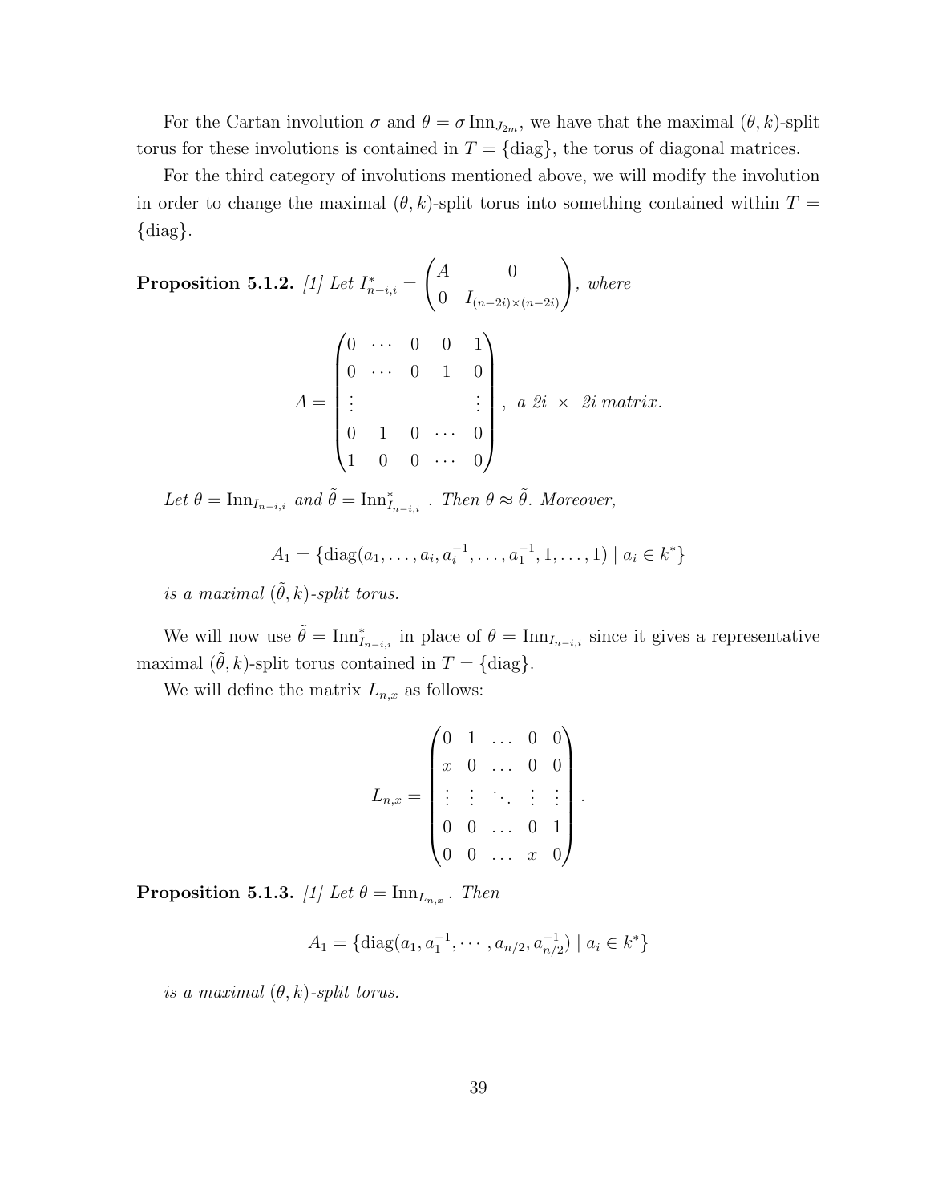For the Cartan involution $\sigma$ and $\theta = \sigma \operatorname{Inn}_{J_{2m}}$, we have that the maximal $(\theta, k)$-split torus for these involutions is contained in $T = \{\text{diag}\}$, the torus of diagonal matrices.

For the third category of involutions mentioned above, we will modify the involution in order to change the maximal $(\theta, k)$-split torus into something contained within $T = \{\text{diag}\}$.

**Proposition 5.1.2.** *[1] Let* $I^*_{n-i,i} = \begin{pmatrix} A & 0 \\ 0 & I_{(n-2i)\times(n-2i)} \end{pmatrix}$, *where*

$$A = \begin{pmatrix} 0 & \cdots & 0 & 0 & 1 \\ 0 & \cdots & 0 & 1 & 0 \\ \vdots & & & & \vdots \\ 0 & 1 & 0 & \cdots & 0 \\ 1 & 0 & 0 & \cdots & 0 \end{pmatrix}, \text{ a } 2i \times 2i \text{ matrix.}$$

*Let* $\theta = \operatorname{Inn}_{I_{n-i,i}}$ *and* $\tilde{\theta} = \operatorname{Inn}^*_{I_{n-i,i}}$. *Then* $\theta \approx \tilde{\theta}$. *Moreover,*

$$A_1 = \{\operatorname{diag}(a_1, \ldots, a_i, a_i^{-1}, \ldots, a_1^{-1}, 1, \ldots, 1) \mid a_i \in k^*\}$$

*is a maximal* $(\tilde{\theta}, k)$*-split torus.*

We will now use $\tilde{\theta} = \operatorname{Inn}^*_{I_{n-i,i}}$ in place of $\theta = \operatorname{Inn}_{I_{n-i,i}}$ since it gives a representative maximal $(\tilde{\theta}, k)$-split torus contained in $T = \{\text{diag}\}$.

We will define the matrix $L_{n,x}$ as follows:

$$L_{n,x} = \begin{pmatrix} 0 & 1 & \ldots & 0 & 0 \\ x & 0 & \ldots & 0 & 0 \\ \vdots & \vdots & \ddots & \vdots & \vdots \\ 0 & 0 & \ldots & 0 & 1 \\ 0 & 0 & \ldots & x & 0 \end{pmatrix}.$$

**Proposition 5.1.3.** *[1] Let* $\theta = \operatorname{Inn}_{L_{n,x}}$. *Then*

$$A_1 = \{\operatorname{diag}(a_1, a_1^{-1}, \cdots, a_{n/2}, a_{n/2}^{-1}) \mid a_i \in k^*\}$$

*is a maximal* $(\theta, k)$*-split torus.*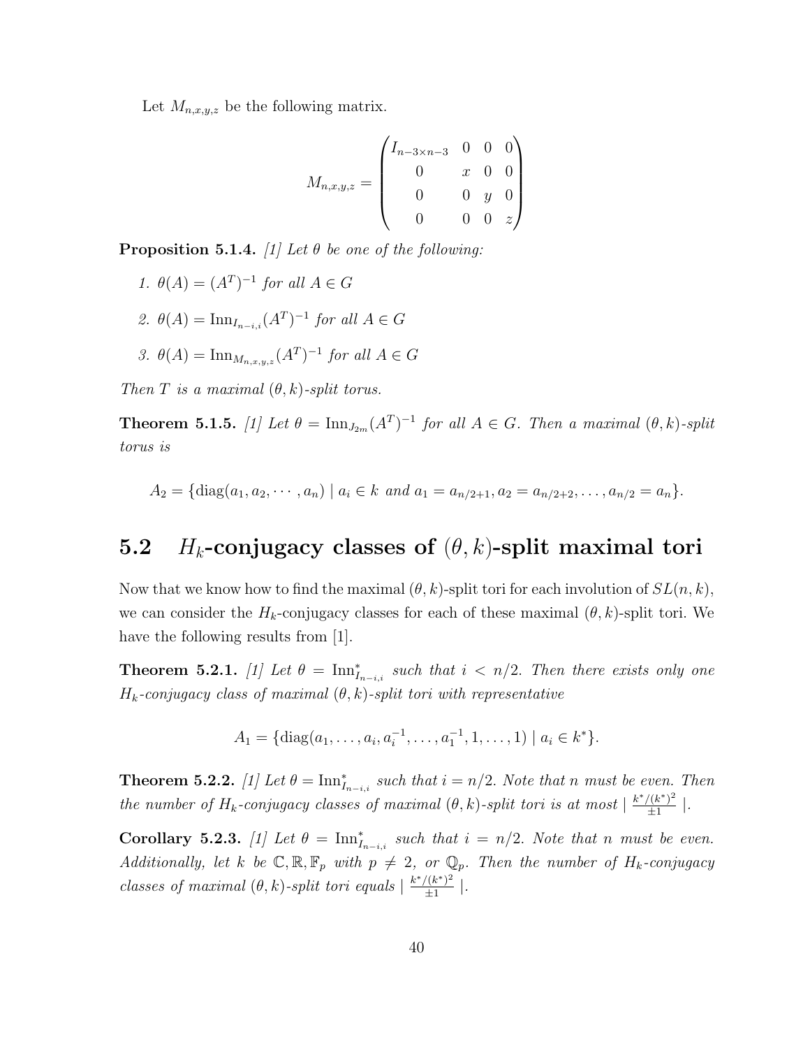Let $M_{n,x,y,z}$ be the following matrix.

$$M_{n,x,y,z} = \begin{pmatrix} I_{n-3\times n-3} & 0 & 0 & 0 \\ 0 & x & 0 & 0 \\ 0 & 0 & y & 0 \\ 0 & 0 & 0 & z \end{pmatrix}$$

**Proposition 5.1.4.** *[1] Let $\theta$ be one of the following:*

1. $\theta(A) = (A^T)^{-1}$ *for all* $A \in G$
2. $\theta(A) = \mathrm{Inn}_{I_{n-i,i}}(A^T)^{-1}$ *for all* $A \in G$
3. $\theta(A) = \mathrm{Inn}_{M_{n,x,y,z}}(A^T)^{-1}$ *for all* $A \in G$

*Then $T$ is a maximal $(\theta, k)$-split torus.*

**Theorem 5.1.5.** *[1] Let $\theta = \mathrm{Inn}_{J_{2m}}(A^T)^{-1}$ for all $A \in G$. Then a maximal $(\theta, k)$-split torus is*

$$A_2 = \{\mathrm{diag}(a_1, a_2, \cdots, a_n) \mid a_i \in k \text{ and } a_1 = a_{n/2+1}, a_2 = a_{n/2+2}, \ldots, a_{n/2} = a_n\}.$$

## 5.2 $H_k$-conjugacy classes of $(\theta, k)$-split maximal tori

Now that we know how to find the maximal $(\theta, k)$-split tori for each involution of $SL(n, k)$, we can consider the $H_k$-conjugacy classes for each of these maximal $(\theta, k)$-split tori. We have the following results from [1].

**Theorem 5.2.1.** *[1] Let $\theta = \mathrm{Inn}^*_{I_{n-i,i}}$ such that $i < n/2$. Then there exists only one $H_k$-conjugacy class of maximal $(\theta, k)$-split tori with representative*

$$A_1 = \{\mathrm{diag}(a_1, \ldots, a_i, a_i^{-1}, \ldots, a_1^{-1}, 1, \ldots, 1) \mid a_i \in k^*\}.$$

**Theorem 5.2.2.** *[1] Let $\theta = \mathrm{Inn}^*_{I_{n-i,i}}$ such that $i = n/2$. Note that $n$ must be even. Then the number of $H_k$-conjugacy classes of maximal $(\theta, k)$-split tori is at most $\mid \frac{k^*/(k^*)^2}{\pm 1} \mid$.*

**Corollary 5.2.3.** *[1] Let $\theta = \mathrm{Inn}^*_{I_{n-i,i}}$ such that $i = n/2$. Note that $n$ must be even. Additionally, let $k$ be $\mathbb{C}, \mathbb{R}, \mathbb{F}_p$ with $p \neq 2$, or $\mathbb{Q}_p$. Then the number of $H_k$-conjugacy classes of maximal $(\theta, k)$-split tori equals $\mid \frac{k^*/(k^*)^2}{\pm 1} \mid$.*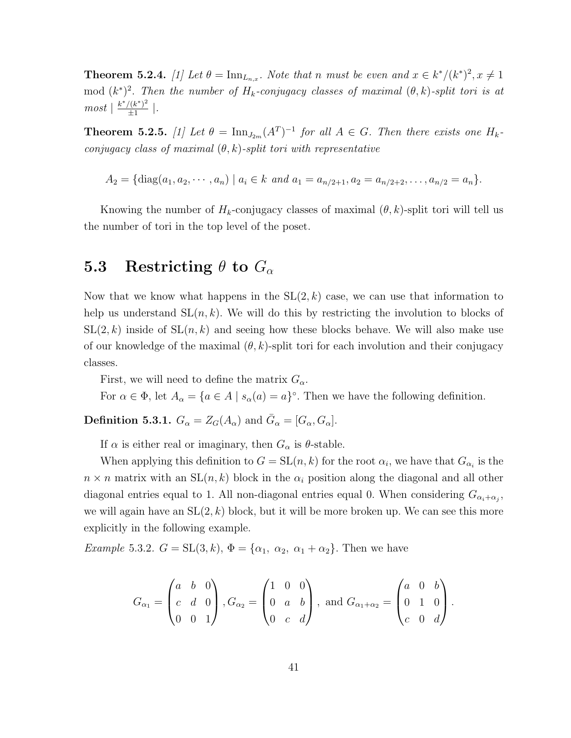**Theorem 5.2.4.** *[1] Let $\theta = \mathrm{Inn}_{L_{n,x}}$. Note that $n$ must be even and $x \in k^*/(k^*)^2, x \neq 1$ mod $(k^*)^2$. Then the number of $H_k$-conjugacy classes of maximal $(\theta, k)$-split tori is at most $\mid \frac{k^*/(k^*)^2}{\pm 1} \mid$.*

**Theorem 5.2.5.** *[1] Let $\theta = \mathrm{Inn}_{J_{2m}}(A^T)^{-1}$ for all $A \in G$. Then there exists one $H_k$-conjugacy class of maximal $(\theta, k)$-split tori with representative*

$$A_2 = \{\mathrm{diag}(a_1, a_2, \cdots, a_n) \mid a_i \in k \text{ and } a_1 = a_{n/2+1}, a_2 = a_{n/2+2}, \ldots, a_{n/2} = a_n\}.$$

Knowing the number of $H_k$-conjugacy classes of maximal $(\theta, k)$-split tori will tell us the number of tori in the top level of the poset.

## 5.3 Restricting $\theta$ to $G_\alpha$

Now that we know what happens in the $\mathrm{SL}(2, k)$ case, we can use that information to help us understand $\mathrm{SL}(n, k)$. We will do this by restricting the involution to blocks of $\mathrm{SL}(2, k)$ inside of $\mathrm{SL}(n, k)$ and seeing how these blocks behave. We will also make use of our knowledge of the maximal $(\theta, k)$-split tori for each involution and their conjugacy classes.

First, we will need to define the matrix $G_\alpha$.

For $\alpha \in \Phi$, let $A_\alpha = \{a \in A \mid s_\alpha(a) = a\}^\circ$. Then we have the following definition.

**Definition 5.3.1.** $G_\alpha = Z_G(A_\alpha)$ and $\bar{G}_\alpha = [G_\alpha, G_\alpha]$.

If $\alpha$ is either real or imaginary, then $G_\alpha$ is $\theta$-stable.

When applying this definition to $G = \mathrm{SL}(n, k)$ for the root $\alpha_i$, we have that $G_{\alpha_i}$ is the $n \times n$ matrix with an $\mathrm{SL}(n, k)$ block in the $\alpha_i$ position along the diagonal and all other diagonal entries equal to 1. All non-diagonal entries equal 0. When considering $G_{\alpha_i + \alpha_j}$, we will again have an $\mathrm{SL}(2, k)$ block, but it will be more broken up. We can see this more explicitly in the following example.

*Example* 5.3.2. $G = \mathrm{SL}(3, k)$, $\Phi = \{\alpha_1,\ \alpha_2,\ \alpha_1 + \alpha_2\}$. Then we have

$$G_{\alpha_1} = \begin{pmatrix} a & b & 0 \\ c & d & 0 \\ 0 & 0 & 1 \end{pmatrix}, G_{\alpha_2} = \begin{pmatrix} 1 & 0 & 0 \\ 0 & a & b \\ 0 & c & d \end{pmatrix}, \text{ and } G_{\alpha_1 + \alpha_2} = \begin{pmatrix} a & 0 & b \\ 0 & 1 & 0 \\ c & 0 & d \end{pmatrix}.$$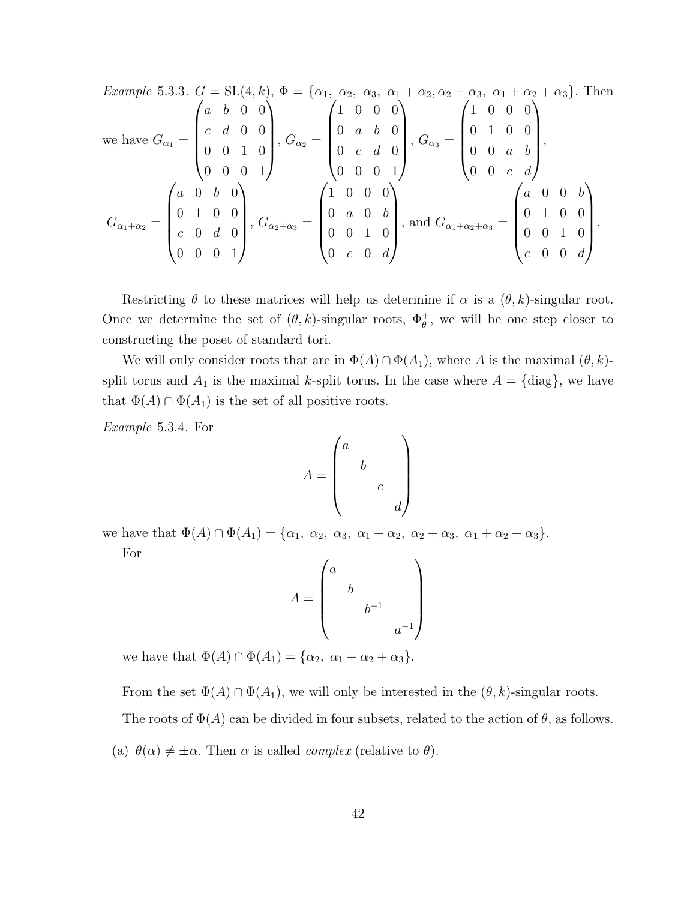*Example* 5.3.3. $G = \mathrm{SL}(4,k)$, $\Phi = \{\alpha_1,\ \alpha_2,\ \alpha_3,\ \alpha_1+\alpha_2, \alpha_2+\alpha_3,\ \alpha_1+\alpha_2+\alpha_3\}$. Then we have $G_{\alpha_1} = \begin{pmatrix} a & b & 0 & 0 \\ c & d & 0 & 0 \\ 0 & 0 & 1 & 0 \\ 0 & 0 & 0 & 1 \end{pmatrix}$, $G_{\alpha_2} = \begin{pmatrix} 1 & 0 & 0 & 0 \\ 0 & a & b & 0 \\ 0 & c & d & 0 \\ 0 & 0 & 0 & 1 \end{pmatrix}$, $G_{\alpha_3} = \begin{pmatrix} 1 & 0 & 0 & 0 \\ 0 & 1 & 0 & 0 \\ 0 & 0 & a & b \\ 0 & 0 & c & d \end{pmatrix}$,

$G_{\alpha_1+\alpha_2} = \begin{pmatrix} a & 0 & b & 0 \\ 0 & 1 & 0 & 0 \\ c & 0 & d & 0 \\ 0 & 0 & 0 & 1 \end{pmatrix}$, $G_{\alpha_2+\alpha_3} = \begin{pmatrix} 1 & 0 & 0 & 0 \\ 0 & a & 0 & b \\ 0 & 0 & 1 & 0 \\ 0 & c & 0 & d \end{pmatrix}$, and $G_{\alpha_1+\alpha_2+\alpha_3} = \begin{pmatrix} a & 0 & 0 & b \\ 0 & 1 & 0 & 0 \\ 0 & 0 & 1 & 0 \\ c & 0 & 0 & d \end{pmatrix}$.

Restricting $\theta$ to these matrices will help us determine if $\alpha$ is a $(\theta,k)$-singular root. Once we determine the set of $(\theta,k)$-singular roots, $\Phi^+_\theta$, we will be one step closer to constructing the poset of standard tori.

We will only consider roots that are in $\Phi(A) \cap \Phi(A_1)$, where $A$ is the maximal $(\theta,k)$-split torus and $A_1$ is the maximal $k$-split torus. In the case where $A = \{\text{diag}\}$, we have that $\Phi(A) \cap \Phi(A_1)$ is the set of all positive roots.

*Example* 5.3.4. For

$$A = \begin{pmatrix} a & & & \\ & b & & \\ & & c & \\ & & & d \end{pmatrix}$$

we have that $\Phi(A) \cap \Phi(A_1) = \{\alpha_1,\ \alpha_2,\ \alpha_3,\ \alpha_1+\alpha_2,\ \alpha_2+\alpha_3,\ \alpha_1+\alpha_2+\alpha_3\}$.

For

$$A = \begin{pmatrix} a & & & \\ & b & & \\ & & b^{-1} & \\ & & & a^{-1} \end{pmatrix}$$

we have that $\Phi(A) \cap \Phi(A_1) = \{\alpha_2,\ \alpha_1+\alpha_2+\alpha_3\}$.

From the set $\Phi(A) \cap \Phi(A_1)$, we will only be interested in the $(\theta,k)$-singular roots.

The roots of $\Phi(A)$ can be divided in four subsets, related to the action of $\theta$, as follows.

(a) $\theta(\alpha) \neq \pm\alpha$. Then $\alpha$ is called *complex* (relative to $\theta$).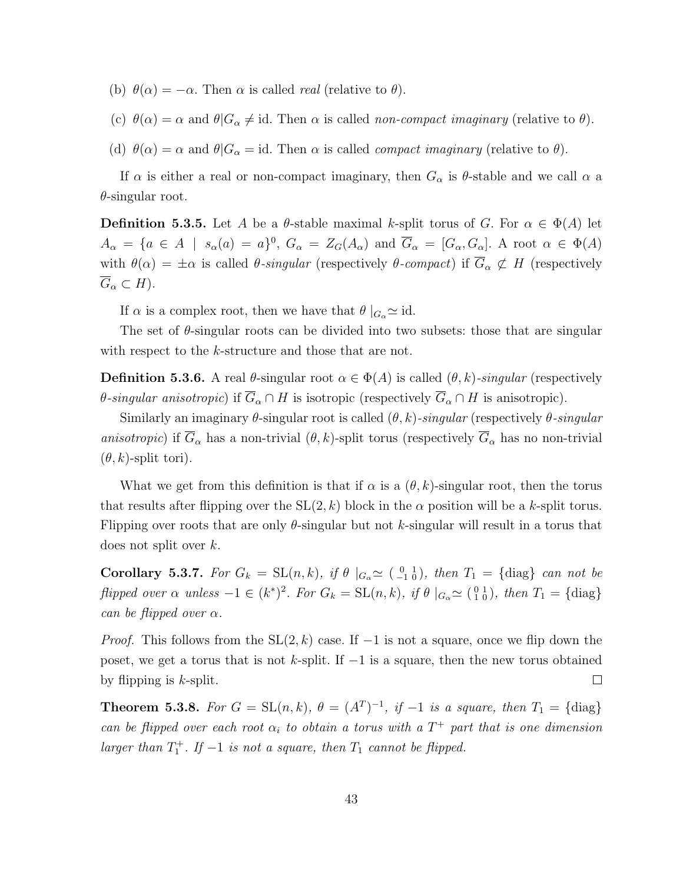(b) $\theta(\alpha) = -\alpha$. Then $\alpha$ is called *real* (relative to $\theta$).

(c) $\theta(\alpha) = \alpha$ and $\theta|G_\alpha \neq \mathrm{id}$. Then $\alpha$ is called *non-compact imaginary* (relative to $\theta$).

(d) $\theta(\alpha) = \alpha$ and $\theta|G_\alpha = \mathrm{id}$. Then $\alpha$ is called *compact imaginary* (relative to $\theta$).

If $\alpha$ is either a real or non-compact imaginary, then $G_\alpha$ is $\theta$-stable and we call $\alpha$ a $\theta$-singular root.

**Definition 5.3.5.** Let $A$ be a $\theta$-stable maximal $k$-split torus of $G$. For $\alpha \in \Phi(A)$ let $A_\alpha = \{a \in A \mid s_\alpha(a) = a\}^0$, $G_\alpha = Z_G(A_\alpha)$ and $\overline{G}_\alpha = [G_\alpha, G_\alpha]$. A root $\alpha \in \Phi(A)$ with $\theta(\alpha) = \pm\alpha$ is called *$\theta$-singular* (respectively *$\theta$-compact*) if $\overline{G}_\alpha \not\subset H$ (respectively $\overline{G}_\alpha \subset H$).

If $\alpha$ is a complex root, then we have that $\theta\mid_{G_\alpha} \simeq \mathrm{id}$.

The set of $\theta$-singular roots can be divided into two subsets: those that are singular with respect to the $k$-structure and those that are not.

**Definition 5.3.6.** A real $\theta$-singular root $\alpha \in \Phi(A)$ is called *$(\theta, k)$-singular* (respectively *$\theta$-singular anisotropic*) if $\overline{G}_\alpha \cap H$ is isotropic (respectively $\overline{G}_\alpha \cap H$ is anisotropic).

Similarly an imaginary $\theta$-singular root is called *$(\theta, k)$-singular* (respectively *$\theta$-singular anisotropic*) if $\overline{G}_\alpha$ has a non-trivial $(\theta, k)$-split torus (respectively $\overline{G}_\alpha$ has no non-trivial $(\theta, k)$-split tori).

What we get from this definition is that if $\alpha$ is a $(\theta, k)$-singular root, then the torus that results after flipping over the $\mathrm{SL}(2, k)$ block in the $\alpha$ position will be a $k$-split torus. Flipping over roots that are only $\theta$-singular but not $k$-singular will result in a torus that does not split over $k$.

**Corollary 5.3.7.** *For $G_k = \mathrm{SL}(n, k)$, if $\theta\mid_{G_\alpha} \simeq \left(\begin{smallmatrix} 0 & 1 \\ -1 & 0 \end{smallmatrix}\right)$, then $T_1 = \{\mathrm{diag}\}$ can not be flipped over $\alpha$ unless $-1 \in (k^*)^2$. For $G_k = \mathrm{SL}(n, k)$, if $\theta\mid_{G_\alpha} \simeq \left(\begin{smallmatrix} 0 & 1 \\ 1 & 0 \end{smallmatrix}\right)$, then $T_1 = \{\mathrm{diag}\}$ can be flipped over $\alpha$.*

*Proof.* This follows from the $\mathrm{SL}(2, k)$ case. If $-1$ is not a square, once we flip down the poset, we get a torus that is not $k$-split. If $-1$ is a square, then the new torus obtained by flipping is $k$-split. □

**Theorem 5.3.8.** *For $G = \mathrm{SL}(n, k)$, $\theta = (A^T)^{-1}$, if $-1$ is a square, then $T_1 = \{\mathrm{diag}\}$ can be flipped over each root $\alpha_i$ to obtain a torus with a $T^+$ part that is one dimension larger than $T_1^+$. If $-1$ is not a square, then $T_1$ cannot be flipped.*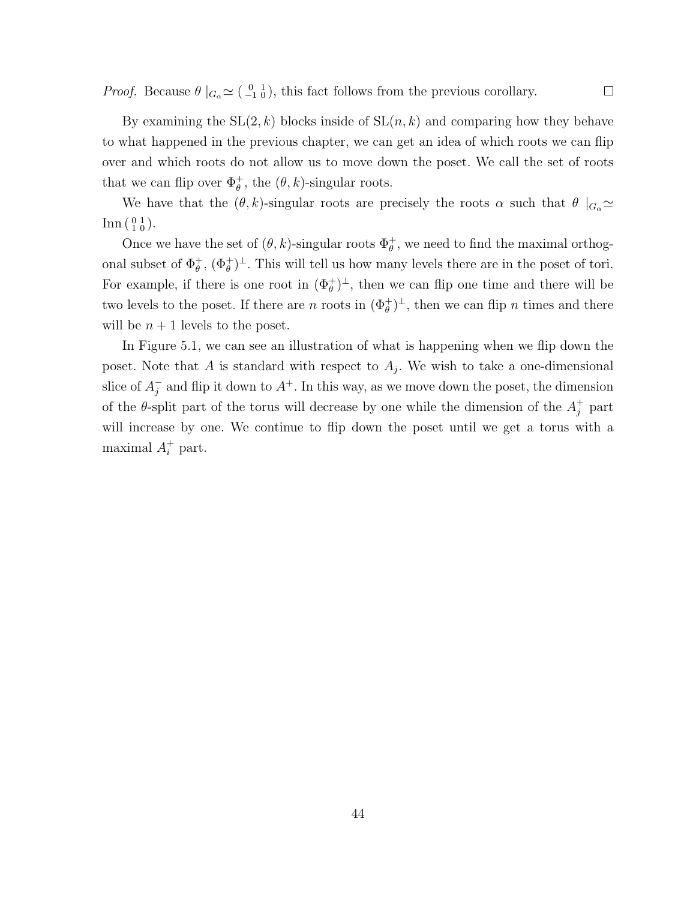*Proof.* Because $\theta \mid_{G_\alpha} \simeq \left(\begin{smallmatrix} 0 & 1 \\ -1 & 0 \end{smallmatrix}\right)$, this fact follows from the previous corollary. $\square$

By examining the $\mathrm{SL}(2, k)$ blocks inside of $\mathrm{SL}(n, k)$ and comparing how they behave to what happened in the previous chapter, we can get an idea of which roots we can flip over and which roots do not allow us to move down the poset. We call the set of roots that we can flip over $\Phi_\theta^+$, the $(\theta, k)$-singular roots.

We have that the $(\theta, k)$-singular roots are precisely the roots $\alpha$ such that $\theta \mid_{G_\alpha} \simeq \mathrm{Inn}\left(\begin{smallmatrix} 0 & 1 \\ 1 & 0 \end{smallmatrix}\right)$.

Once we have the set of $(\theta, k)$-singular roots $\Phi_\theta^+$, we need to find the maximal orthogonal subset of $\Phi_\theta^+$, $(\Phi_\theta^+)^\perp$. This will tell us how many levels there are in the poset of tori. For example, if there is one root in $(\Phi_\theta^+)^\perp$, then we can flip one time and there will be two levels to the poset. If there are $n$ roots in $(\Phi_\theta^+)^\perp$, then we can flip $n$ times and there will be $n + 1$ levels to the poset.

In Figure 5.1, we can see an illustration of what is happening when we flip down the poset. Note that $A$ is standard with respect to $A_j$. We wish to take a one-dimensional slice of $A_j^-$ and flip it down to $A^+$. In this way, as we move down the poset, the dimension of the $\theta$-split part of the torus will decrease by one while the dimension of the $A_j^+$ part will increase by one. We continue to flip down the poset until we get a torus with a maximal $A_i^+$ part.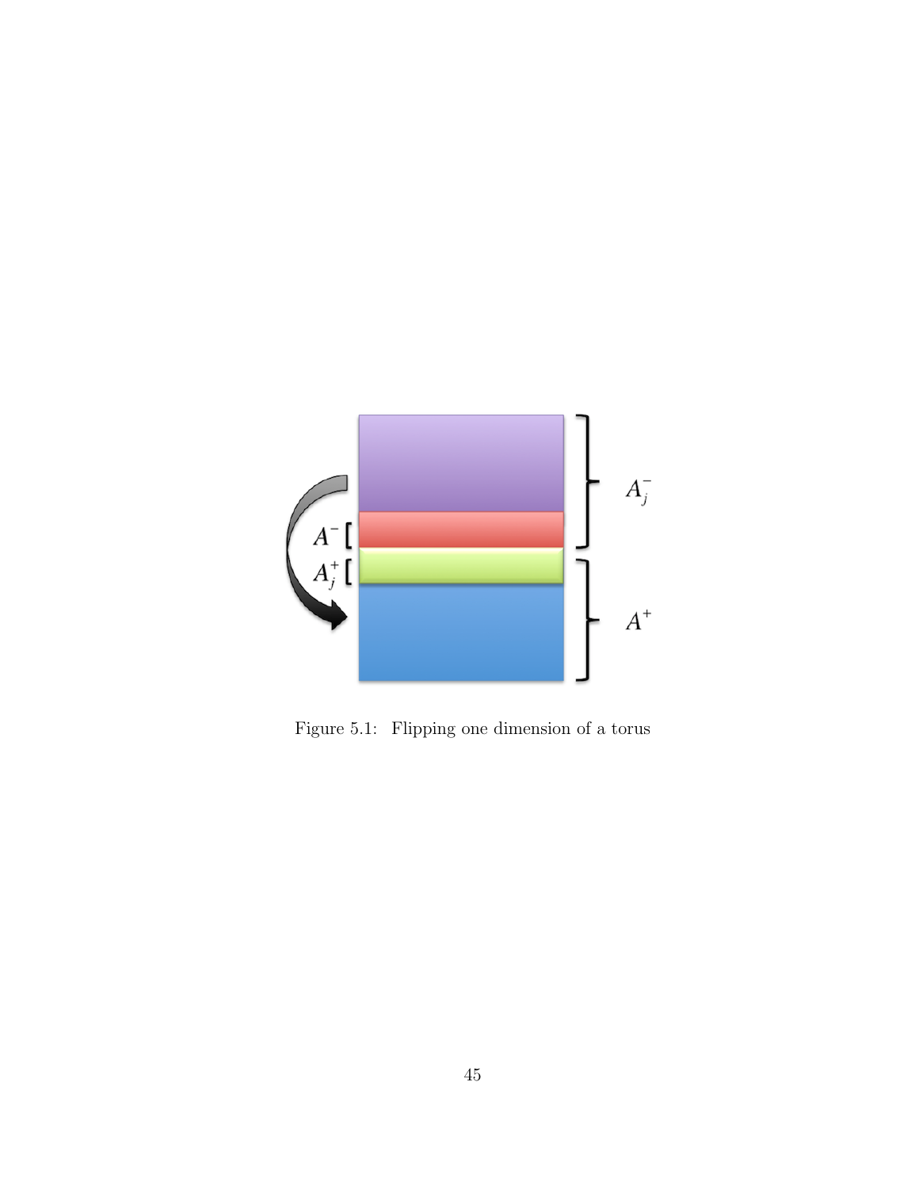Figure 5.1: Flipping one dimension of a torus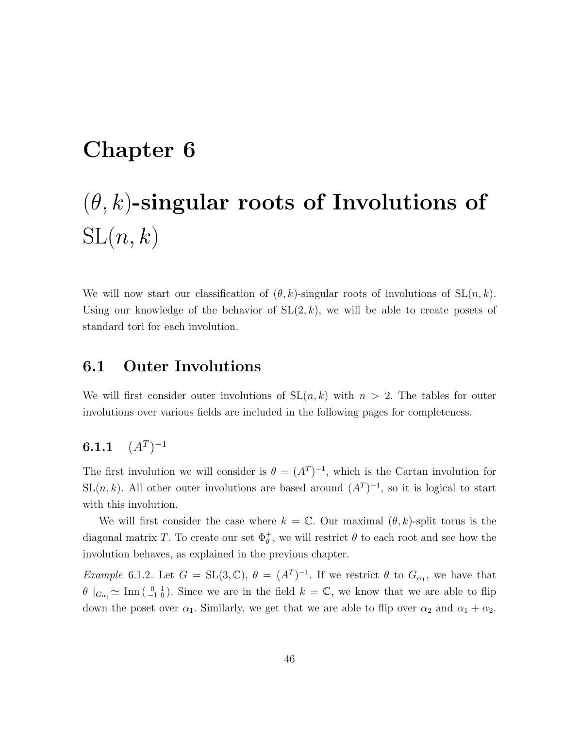# Chapter 6

# $(\theta, k)$-singular roots of Involutions of $\mathrm{SL}(n, k)$

We will now start our classification of $(\theta, k)$-singular roots of involutions of $\mathrm{SL}(n, k)$. Using our knowledge of the behavior of $\mathrm{SL}(2, k)$, we will be able to create posets of standard tori for each involution.

## 6.1 Outer Involutions

We will first consider outer involutions of $\mathrm{SL}(n, k)$ with $n > 2$. The tables for outer involutions over various fields are included in the following pages for completeness.

### 6.1.1 $(A^T)^{-1}$

The first involution we will consider is $\theta = (A^T)^{-1}$, which is the Cartan involution for $\mathrm{SL}(n, k)$. All other outer involutions are based around $(A^T)^{-1}$, so it is logical to start with this involution.

We will first consider the case where $k = \mathbb{C}$. Our maximal $(\theta, k)$-split torus is the diagonal matrix $T$. To create our set $\Phi_\theta^+$, we will restrict $\theta$ to each root and see how the involution behaves, as explained in the previous chapter.

*Example* 6.1.2. Let $G = \mathrm{SL}(3, \mathbb{C})$, $\theta = (A^T)^{-1}$. If we restrict $\theta$ to $G_{\alpha_1}$, we have that $\theta\mid_{G_{\alpha_1}} \simeq \mathrm{Inn}\left(\begin{smallmatrix} 0 & 1 \\ -1 & 0 \end{smallmatrix}\right)$. Since we are in the field $k = \mathbb{C}$, we know that we are able to flip down the poset over $\alpha_1$. Similarly, we get that we are able to flip over $\alpha_2$ and $\alpha_1 + \alpha_2$.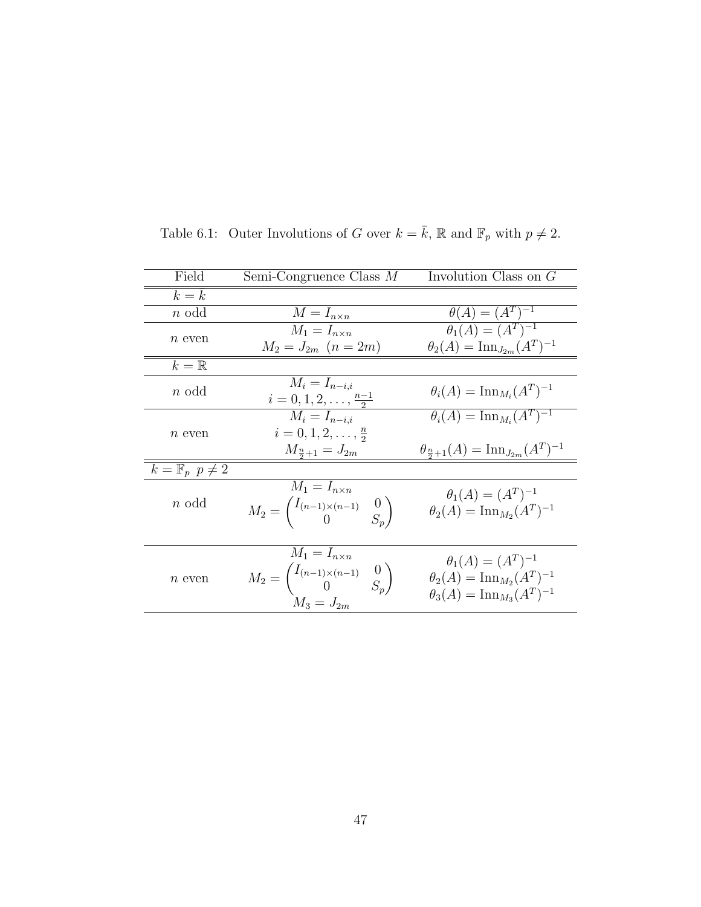Table 6.1: Outer Involutions of $G$ over $k = \bar{k}$, $\mathbb{R}$ and $\mathbb{F}_p$ with $p \neq 2$.

| Field | Semi-Congruence Class $M$ | Involution Class on $G$ |
|---|---|---|
| $k = \bar{k}$ | | |
| $n$ odd | $M = I_{n \times n}$ | $\theta(A) = (A^T)^{-1}$ |
| $n$ even | $M_1 = I_{n \times n}$ <br> $M_2 = J_{2m}$ $(n = 2m)$ | $\theta_1(A) = (A^T)^{-1}$ <br> $\theta_2(A) = \mathrm{Inn}_{J_{2m}}(A^T)^{-1}$ |
| $k = \mathbb{R}$ | | |
| $n$ odd | $M_i = I_{n-i,i}$ <br> $i = 0, 1, 2, \ldots, \frac{n-1}{2}$ | $\theta_i(A) = \mathrm{Inn}_{M_i}(A^T)^{-1}$ |
| $n$ even | $M_i = I_{n-i,i}$ <br> $i = 0, 1, 2, \ldots, \frac{n}{2}$ <br> $M_{\frac{n}{2}+1} = J_{2m}$ | $\theta_i(A) = \mathrm{Inn}_{M_i}(A^T)^{-1}$ <br> $\theta_{\frac{n}{2}+1}(A) = \mathrm{Inn}_{J_{2m}}(A^T)^{-1}$ |
| $k = \mathbb{F}_p$ $p \neq 2$ | | |
| $n$ odd | $M_1 = I_{n \times n}$ <br> $M_2 = \begin{pmatrix} I_{(n-1)\times(n-1)} & 0 \\ 0 & S_p \end{pmatrix}$ | $\theta_1(A) = (A^T)^{-1}$ <br> $\theta_2(A) = \mathrm{Inn}_{M_2}(A^T)^{-1}$ |
| $n$ even | $M_1 = I_{n \times n}$ <br> $M_2 = \begin{pmatrix} I_{(n-1)\times(n-1)} & 0 \\ 0 & S_p \end{pmatrix}$ <br> $M_3 = J_{2m}$ | $\theta_1(A) = (A^T)^{-1}$ <br> $\theta_2(A) = \mathrm{Inn}_{M_2}(A^T)^{-1}$ <br> $\theta_3(A) = \mathrm{Inn}_{M_3}(A^T)^{-1}$ |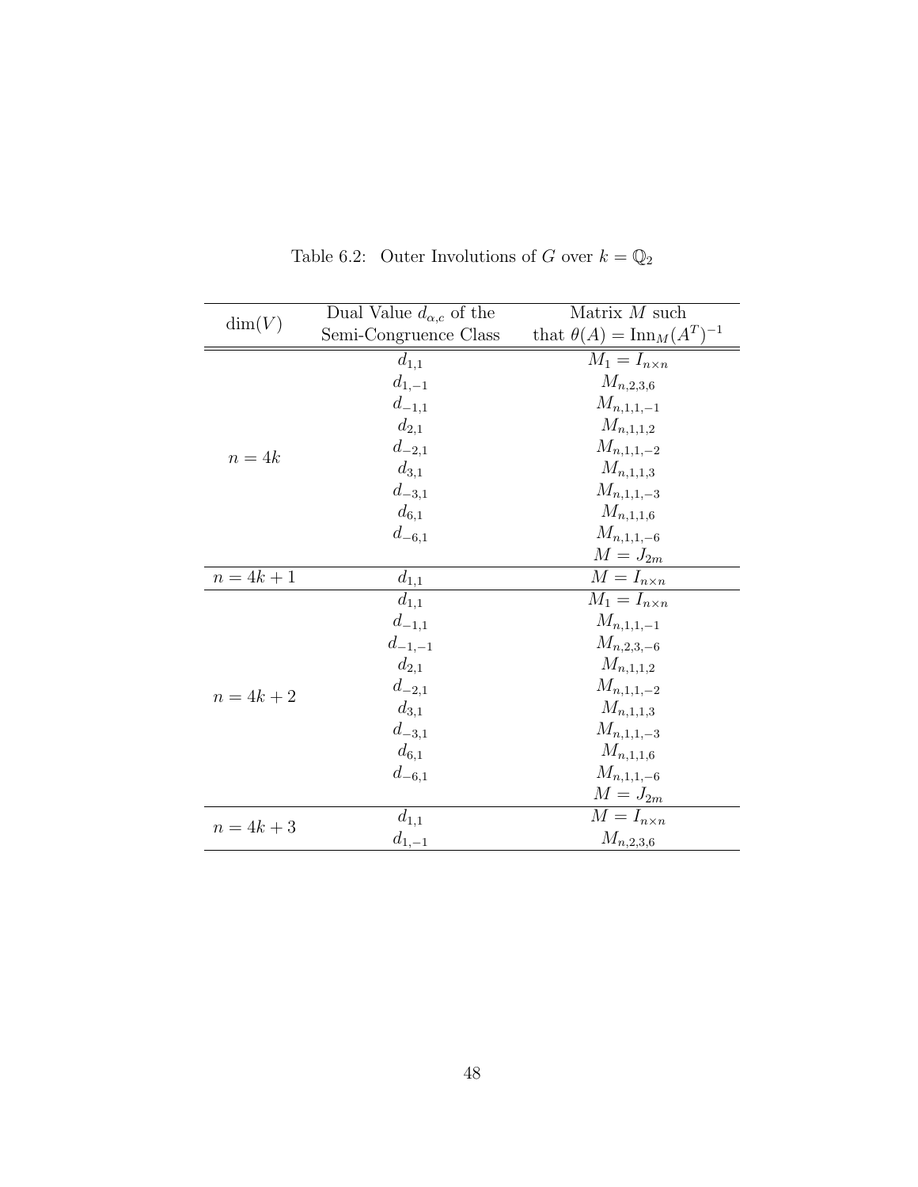Table 6.2: Outer Involutions of $G$ over $k = \mathbb{Q}_2$

| $\dim(V)$ | Dual Value $d_{\alpha,c}$ of the Semi-Congruence Class | Matrix $M$ such that $\theta(A) = \mathrm{Inn}_M(A^T)^{-1}$ |
|---|---|---|
| $n = 4k$ | $d_{1,1}$ | $M_1 = I_{n\times n}$ |
| | $d_{1,-1}$ | $M_{n,2,3,6}$ |
| | $d_{-1,1}$ | $M_{n,1,1,-1}$ |
| | $d_{2,1}$ | $M_{n,1,1,2}$ |
| | $d_{-2,1}$ | $M_{n,1,1,-2}$ |
| | $d_{3,1}$ | $M_{n,1,1,3}$ |
| | $d_{-3,1}$ | $M_{n,1,1,-3}$ |
| | $d_{6,1}$ | $M_{n,1,1,6}$ |
| | $d_{-6,1}$ | $M_{n,1,1,-6}$ |
| | | $M = J_{2m}$ |
| $n = 4k+1$ | $d_{1,1}$ | $M = I_{n\times n}$ |
| $n = 4k+2$ | $d_{1,1}$ | $M_1 = I_{n\times n}$ |
| | $d_{-1,1}$ | $M_{n,1,1,-1}$ |
| | $d_{-1,-1}$ | $M_{n,2,3,-6}$ |
| | $d_{2,1}$ | $M_{n,1,1,2}$ |
| | $d_{-2,1}$ | $M_{n,1,1,-2}$ |
| | $d_{3,1}$ | $M_{n,1,1,3}$ |
| | $d_{-3,1}$ | $M_{n,1,1,-3}$ |
| | $d_{6,1}$ | $M_{n,1,1,6}$ |
| | $d_{-6,1}$ | $M_{n,1,1,-6}$ |
| | | $M = J_{2m}$ |
| $n = 4k+3$ | $d_{1,1}$ | $M = I_{n\times n}$ |
| | $d_{1,-1}$ | $M_{n,2,3,6}$ |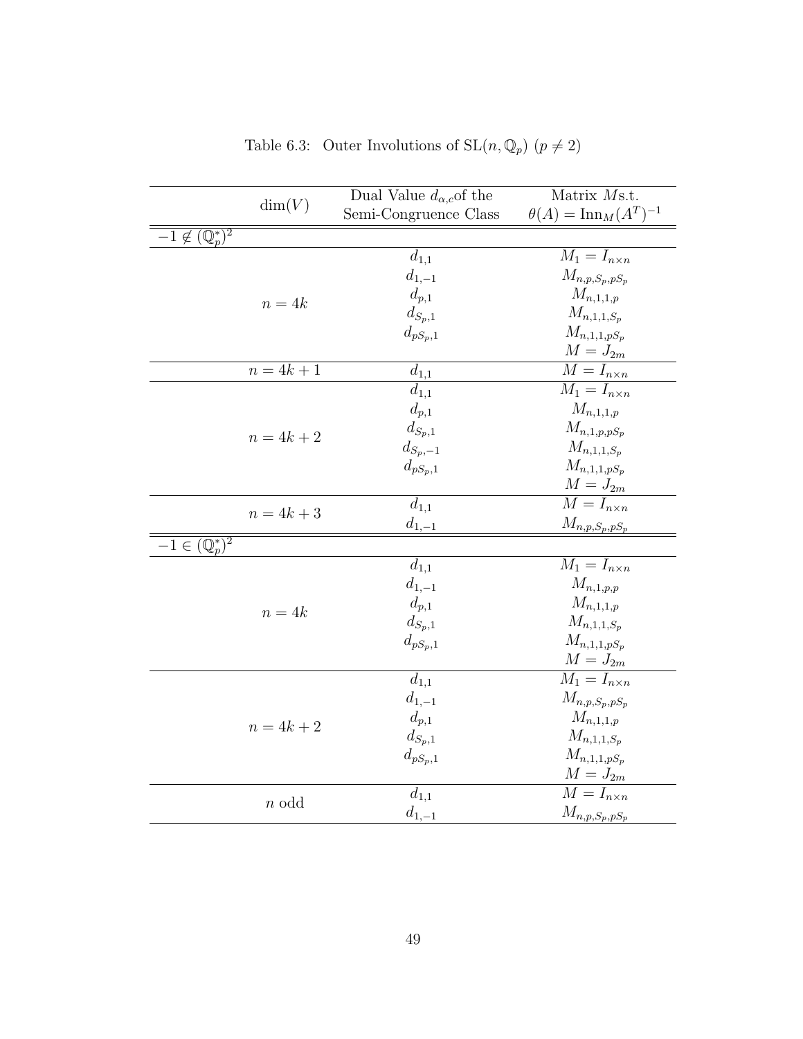Table 6.3: Outer Involutions of $\mathrm{SL}(n, \mathbb{Q}_p)$ $(p \neq 2)$

| $\dim(V)$ | Dual Value $d_{\alpha,c}$of the Semi-Congruence Class | Matrix $M$s.t. $\theta(A) = \mathrm{Inn}_M(A^T)^{-1}$ |
|---|---|---|
| $-1 \notin (\mathbb{Q}_p^*)^2$ | | |
| $n = 4k$ | $d_{1,1}$ | $M_1 = I_{n \times n}$ |
| | $d_{1,-1}$ | $M_{n,p,S_p,pS_p}$ |
| | $d_{p,1}$ | $M_{n,1,1,p}$ |
| | $d_{S_p,1}$ | $M_{n,1,1,S_p}$ |
| | $d_{pS_p,1}$ | $M_{n,1,1,pS_p}$ |
| | | $M = J_{2m}$ |
| $n = 4k+1$ | $d_{1,1}$ | $M = I_{n \times n}$ |
| $n = 4k+2$ | $d_{1,1}$ | $M_1 = I_{n \times n}$ |
| | $d_{p,1}$ | $M_{n,1,1,p}$ |
| | $d_{S_p,1}$ | $M_{n,1,p,pS_p}$ |
| | $d_{S_p,-1}$ | $M_{n,1,1,S_p}$ |
| | $d_{pS_p,1}$ | $M_{n,1,1,pS_p}$ |
| | | $M = J_{2m}$ |
| $n = 4k+3$ | $d_{1,1}$ | $M = I_{n \times n}$ |
| | $d_{1,-1}$ | $M_{n,p,S_p,pS_p}$ |
| $-1 \in (\mathbb{Q}_p^*)^2$ | | |
| $n = 4k$ | $d_{1,1}$ | $M_1 = I_{n \times n}$ |
| | $d_{1,-1}$ | $M_{n,1,p,p}$ |
| | $d_{p,1}$ | $M_{n,1,1,p}$ |
| | $d_{S_p,1}$ | $M_{n,1,1,S_p}$ |
| | $d_{pS_p,1}$ | $M_{n,1,1,pS_p}$ |
| | | $M = J_{2m}$ |
| $n = 4k+2$ | $d_{1,1}$ | $M_1 = I_{n \times n}$ |
| | $d_{1,-1}$ | $M_{n,p,S_p,pS_p}$ |
| | $d_{p,1}$ | $M_{n,1,1,p}$ |
| | $d_{S_p,1}$ | $M_{n,1,1,S_p}$ |
| | $d_{pS_p,1}$ | $M_{n,1,1,pS_p}$ |
| | | $M = J_{2m}$ |
| $n$ odd | $d_{1,1}$ | $M = I_{n \times n}$ |
| | $d_{1,-1}$ | $M_{n,p,S_p,pS_p}$ |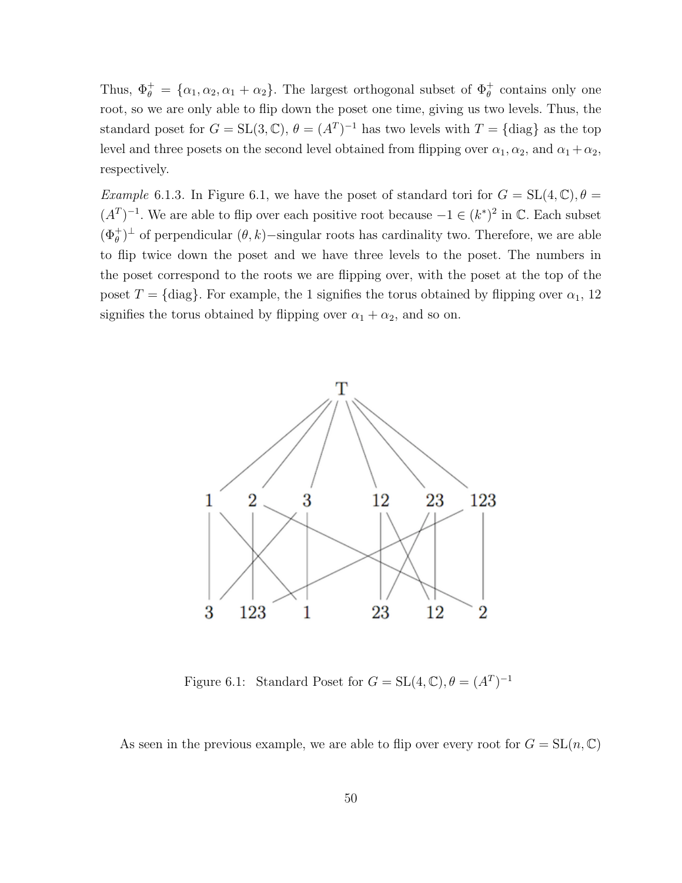Thus, $\Phi_\theta^+ = \{\alpha_1, \alpha_2, \alpha_1 + \alpha_2\}$. The largest orthogonal subset of $\Phi_\theta^+$ contains only one root, so we are only able to flip down the poset one time, giving us two levels. Thus, the standard poset for $G = \mathrm{SL}(3, \mathbb{C})$, $\theta = (A^T)^{-1}$ has two levels with $T = \{\text{diag}\}$ as the top level and three posets on the second level obtained from flipping over $\alpha_1, \alpha_2$, and $\alpha_1 + \alpha_2$, respectively.

*Example* 6.1.3. In Figure 6.1, we have the poset of standard tori for $G = \mathrm{SL}(4, \mathbb{C}), \theta = (A^T)^{-1}$. We are able to flip over each positive root because $-1 \in (k^*)^2$ in $\mathbb{C}$. Each subset $(\Phi_\theta^+)^\perp$ of perpendicular $(\theta, k)-$singular roots has cardinality two. Therefore, we are able to flip twice down the poset and we have three levels to the poset. The numbers in the poset correspond to the roots we are flipping over, with the poset at the top of the poset $T = \{\text{diag}\}$. For example, the 1 signifies the torus obtained by flipping over $\alpha_1$, 12 signifies the torus obtained by flipping over $\alpha_1 + \alpha_2$, and so on.

Figure 6.1: Standard Poset for $G = \mathrm{SL}(4, \mathbb{C}), \theta = (A^T)^{-1}$

As seen in the previous example, we are able to flip over every root for $G = \mathrm{SL}(n, \mathbb{C})$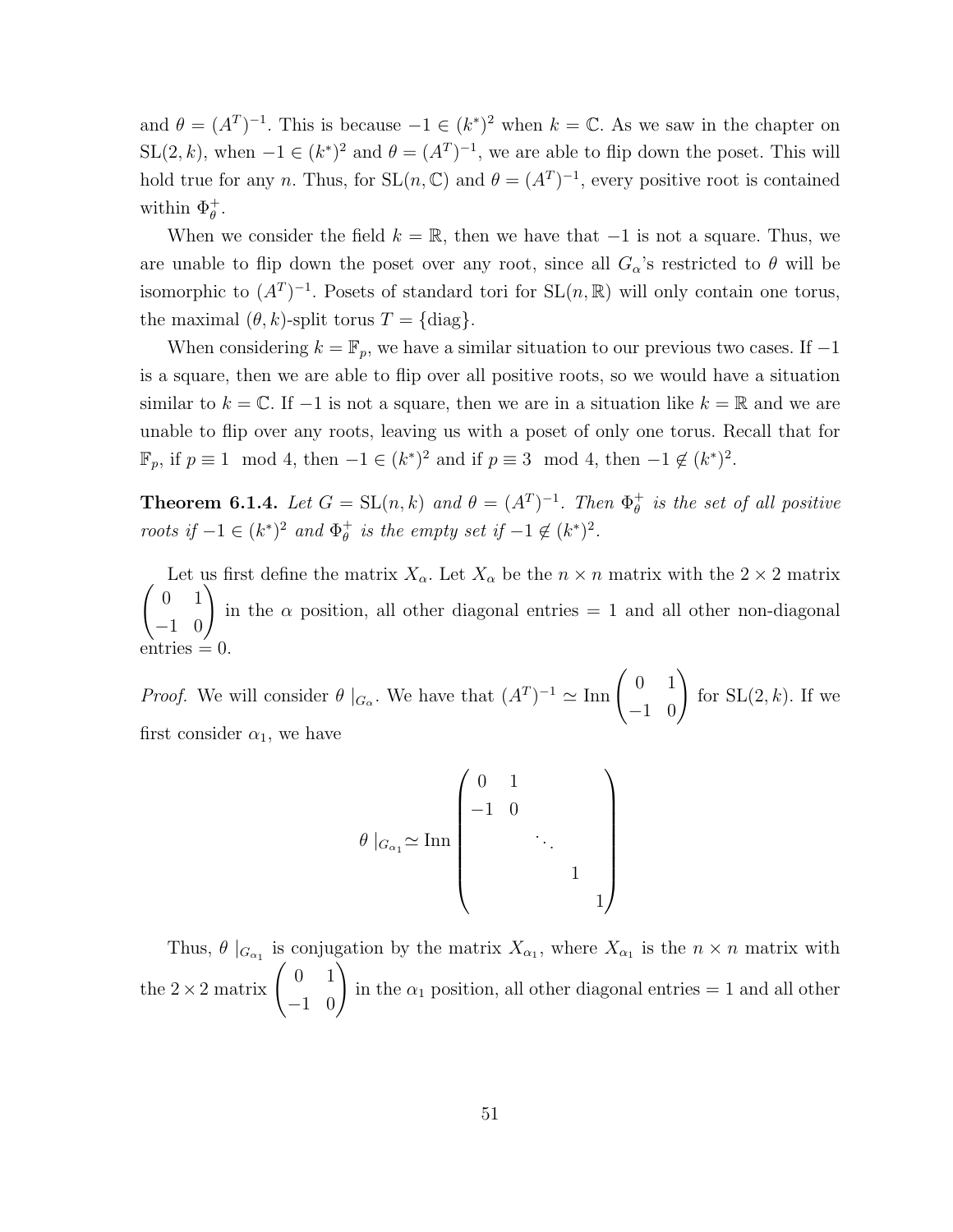and $\theta = (A^T)^{-1}$. This is because $-1 \in (k^*)^2$ when $k = \mathbb{C}$. As we saw in the chapter on $\mathrm{SL}(2, k)$, when $-1 \in (k^*)^2$ and $\theta = (A^T)^{-1}$, we are able to flip down the poset. This will hold true for any $n$. Thus, for $\mathrm{SL}(n, \mathbb{C})$ and $\theta = (A^T)^{-1}$, every positive root is contained within $\Phi_\theta^+$.

When we consider the field $k = \mathbb{R}$, then we have that $-1$ is not a square. Thus, we are unable to flip down the poset over any root, since all $G_\alpha$'s restricted to $\theta$ will be isomorphic to $(A^T)^{-1}$. Posets of standard tori for $\mathrm{SL}(n, \mathbb{R})$ will only contain one torus, the maximal $(\theta, k)$-split torus $T = \{\mathrm{diag}\}$.

When considering $k = \mathbb{F}_p$, we have a similar situation to our previous two cases. If $-1$ is a square, then we are able to flip over all positive roots, so we would have a situation similar to $k = \mathbb{C}$. If $-1$ is not a square, then we are in a situation like $k = \mathbb{R}$ and we are unable to flip over any roots, leaving us with a poset of only one torus. Recall that for $\mathbb{F}_p$, if $p \equiv 1 \mod 4$, then $-1 \in (k^*)^2$ and if $p \equiv 3 \mod 4$, then $-1 \notin (k^*)^2$.

**Theorem 6.1.4.** *Let $G = \mathrm{SL}(n, k)$ and $\theta = (A^T)^{-1}$. Then $\Phi_\theta^+$ is the set of all positive roots if $-1 \in (k^*)^2$ and $\Phi_\theta^+$ is the empty set if $-1 \notin (k^*)^2$.*

Let us first define the matrix $X_\alpha$. Let $X_\alpha$ be the $n \times n$ matrix with the $2 \times 2$ matrix $\begin{pmatrix} 0 & 1 \\ -1 & 0 \end{pmatrix}$ in the $\alpha$ position, all other diagonal entries $= 1$ and all other non-diagonal entries $= 0$.

*Proof.* We will consider $\theta \mid_{G_\alpha}$. We have that $(A^T)^{-1} \simeq \mathrm{Inn}\begin{pmatrix} 0 & 1 \\ -1 & 0 \end{pmatrix}$ for $\mathrm{SL}(2, k)$. If we first consider $\alpha_1$, we have

$$\theta \mid_{G_{\alpha_1}} \simeq \mathrm{Inn}\begin{pmatrix} 0 & 1 & & & \\ -1 & 0 & & & \\ & & \ddots & & \\ & & & 1 & \\ & & & & 1 \end{pmatrix}$$

Thus, $\theta \mid_{G_{\alpha_1}}$ is conjugation by the matrix $X_{\alpha_1}$, where $X_{\alpha_1}$ is the $n \times n$ matrix with the $2 \times 2$ matrix $\begin{pmatrix} 0 & 1 \\ -1 & 0 \end{pmatrix}$ in the $\alpha_1$ position, all other diagonal entries $= 1$ and all other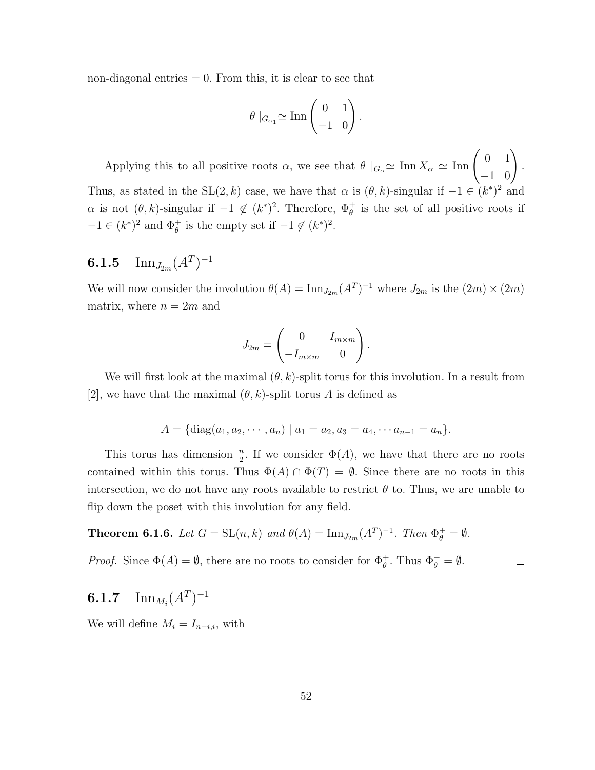non-diagonal entries $= 0$. From this, it is clear to see that

$$\theta \mid_{G_{\alpha_1}} \simeq \operatorname{Inn} \begin{pmatrix} 0 & 1 \\ -1 & 0 \end{pmatrix}.$$

Applying this to all positive roots $\alpha$, we see that $\theta \mid_{G_\alpha} \simeq \operatorname{Inn} X_\alpha \simeq \operatorname{Inn} \begin{pmatrix} 0 & 1 \\ -1 & 0 \end{pmatrix}$. Thus, as stated in the $\mathrm{SL}(2, k)$ case, we have that $\alpha$ is $(\theta, k)$-singular if $-1 \in (k^*)^2$ and $\alpha$ is not $(\theta, k)$-singular if $-1 \notin (k^*)^2$. Therefore, $\Phi_\theta^+$ is the set of all positive roots if $-1 \in (k^*)^2$ and $\Phi_\theta^+$ is the empty set if $-1 \notin (k^*)^2$. □

### 6.1.5 $\operatorname{Inn}_{J_{2m}}(A^T)^{-1}$

We will now consider the involution $\theta(A) = \operatorname{Inn}_{J_{2m}}(A^T)^{-1}$ where $J_{2m}$ is the $(2m) \times (2m)$ matrix, where $n = 2m$ and

$$J_{2m} = \begin{pmatrix} 0 & I_{m \times m} \\ -I_{m \times m} & 0 \end{pmatrix}.$$

We will first look at the maximal $(\theta, k)$-split torus for this involution. In a result from [2], we have that the maximal $(\theta, k)$-split torus $A$ is defined as

$$A = \{\operatorname{diag}(a_1, a_2, \cdots, a_n) \mid a_1 = a_2, a_3 = a_4, \cdots a_{n-1} = a_n\}.$$

This torus has dimension $\frac{n}{2}$. If we consider $\Phi(A)$, we have that there are no roots contained within this torus. Thus $\Phi(A) \cap \Phi(T) = \emptyset$. Since there are no roots in this intersection, we do not have any roots available to restrict $\theta$ to. Thus, we are unable to flip down the poset with this involution for any field.

**Theorem 6.1.6.** *Let $G = \mathrm{SL}(n, k)$ and $\theta(A) = \operatorname{Inn}_{J_{2m}}(A^T)^{-1}$. Then $\Phi_\theta^+ = \emptyset$.*

*Proof.* Since $\Phi(A) = \emptyset$, there are no roots to consider for $\Phi_\theta^+$. Thus $\Phi_\theta^+ = \emptyset$. □

### 6.1.7 $\operatorname{Inn}_{M_i}(A^T)^{-1}$

We will define $M_i = I_{n-i,i}$, with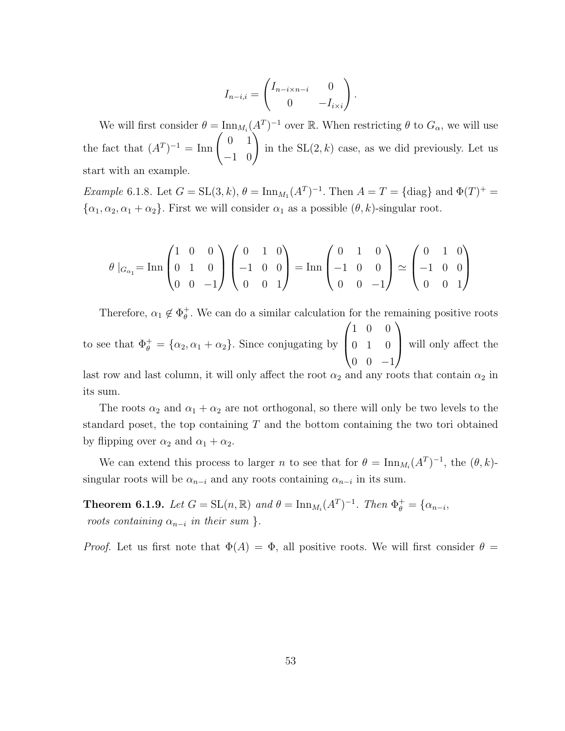$$I_{n-i,i} = \begin{pmatrix} I_{n-i\times n-i} & 0 \\ 0 & -I_{i\times i} \end{pmatrix}.$$

We will first consider $\theta = \mathrm{Inn}_{M_i}(A^T)^{-1}$ over $\mathbb{R}$. When restricting $\theta$ to $G_\alpha$, we will use the fact that $(A^T)^{-1} = \mathrm{Inn}\begin{pmatrix} 0 & 1 \\ -1 & 0 \end{pmatrix}$ in the $\mathrm{SL}(2,k)$ case, as we did previously. Let us start with an example.

*Example* 6.1.8. Let $G = \mathrm{SL}(3,k)$, $\theta = \mathrm{Inn}_{M_1}(A^T)^{-1}$. Then $A = T = \{\mathrm{diag}\}$ and $\Phi(T)^+ = \{\alpha_1, \alpha_2, \alpha_1 + \alpha_2\}$. First we will consider $\alpha_1$ as a possible $(\theta, k)$-singular root.

$$\theta\,|_{G_{\alpha_1}} = \mathrm{Inn}\begin{pmatrix} 1 & 0 & 0 \\ 0 & 1 & 0 \\ 0 & 0 & -1 \end{pmatrix}\begin{pmatrix} 0 & 1 & 0 \\ -1 & 0 & 0 \\ 0 & 0 & 1 \end{pmatrix} = \mathrm{Inn}\begin{pmatrix} 0 & 1 & 0 \\ -1 & 0 & 0 \\ 0 & 0 & -1 \end{pmatrix} \simeq \begin{pmatrix} 0 & 1 & 0 \\ -1 & 0 & 0 \\ 0 & 0 & 1 \end{pmatrix}$$

Therefore, $\alpha_1 \notin \Phi^+_\theta$. We can do a similar calculation for the remaining positive roots to see that $\Phi^+_\theta = \{\alpha_2, \alpha_1 + \alpha_2\}$. Since conjugating by $\begin{pmatrix} 1 & 0 & 0 \\ 0 & 1 & 0 \\ 0 & 0 & -1 \end{pmatrix}$ will only affect the last row and last column, it will only affect the root $\alpha_2$ and any roots that contain $\alpha_2$ in its sum.

The roots $\alpha_2$ and $\alpha_1 + \alpha_2$ are not orthogonal, so there will only be two levels to the standard poset, the top containing $T$ and the bottom containing the two tori obtained by flipping over $\alpha_2$ and $\alpha_1 + \alpha_2$.

We can extend this process to larger $n$ to see that for $\theta = \mathrm{Inn}_{M_i}(A^T)^{-1}$, the $(\theta, k)$-singular roots will be $\alpha_{n-i}$ and any roots containing $\alpha_{n-i}$ in its sum.

**Theorem 6.1.9.** *Let $G = \mathrm{SL}(n,\mathbb{R})$ and $\theta = \mathrm{Inn}_{M_i}(A^T)^{-1}$. Then $\Phi^+_\theta = \{\alpha_{n-i}$, roots containing $\alpha_{n-i}$ in their sum $\}$.*

*Proof.* Let us first note that $\Phi(A) = \Phi$, all positive roots. We will first consider $\theta =$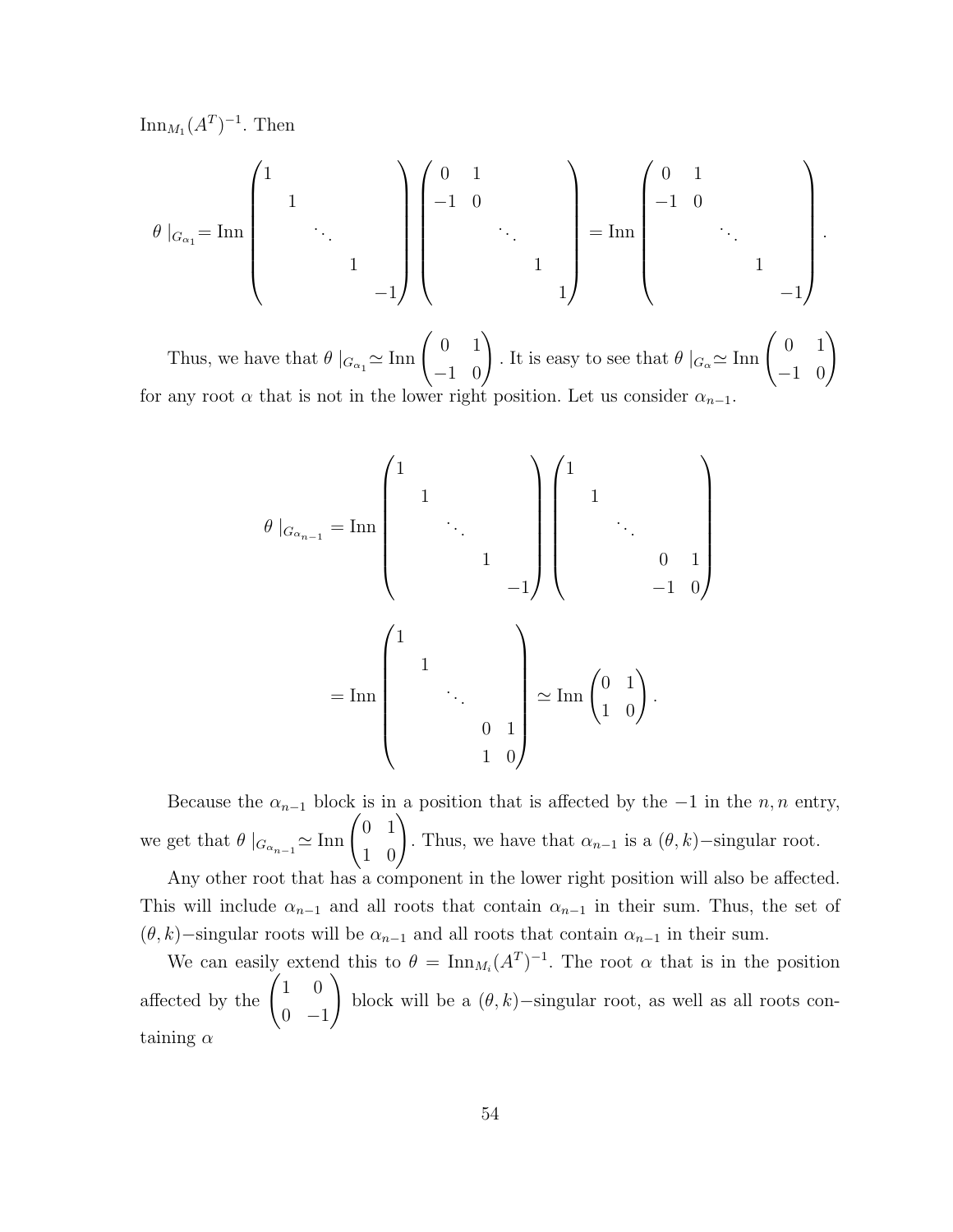$\mathrm{Inn}_{M_1}(A^T)^{-1}$. Then

$$\theta\mid_{G_{\alpha_1}} = \mathrm{Inn}\begin{pmatrix} 1 & & & & \\ & 1 & & & \\ & & \ddots & & \\ & & & 1 & \\ & & & & -1 \end{pmatrix}\begin{pmatrix} 0 & 1 & & & \\ -1 & 0 & & & \\ & & \ddots & & \\ & & & 1 & \\ & & & & 1 \end{pmatrix} = \mathrm{Inn}\begin{pmatrix} 0 & 1 & & & \\ -1 & 0 & & & \\ & & \ddots & & \\ & & & 1 & \\ & & & & -1 \end{pmatrix}.$$

Thus, we have that $\theta\mid_{G_{\alpha_1}} \simeq \mathrm{Inn}\begin{pmatrix} 0 & 1 \\ -1 & 0 \end{pmatrix}$. It is easy to see that $\theta\mid_{G_{\alpha}} \simeq \mathrm{Inn}\begin{pmatrix} 0 & 1 \\ -1 & 0 \end{pmatrix}$ for any root $\alpha$ that is not in the lower right position. Let us consider $\alpha_{n-1}$.

$$\theta\mid_{G_{\alpha_{n-1}}} = \mathrm{Inn}\begin{pmatrix} 1 & & & & \\ & 1 & & & \\ & & \ddots & & \\ & & & 1 & \\ & & & & -1 \end{pmatrix}\begin{pmatrix} 1 & & & & \\ & 1 & & & \\ & & \ddots & & \\ & & & 0 & 1 \\ & & & -1 & 0 \end{pmatrix}$$

$$= \mathrm{Inn}\begin{pmatrix} 1 & & & & \\ & 1 & & & \\ & & \ddots & & \\ & & & 0 & 1 \\ & & & 1 & 0 \end{pmatrix} \simeq \mathrm{Inn}\begin{pmatrix} 0 & 1 \\ 1 & 0 \end{pmatrix}.$$

Because the $\alpha_{n-1}$ block is in a position that is affected by the $-1$ in the $n,n$ entry, we get that $\theta\mid_{G_{\alpha_{n-1}}} \simeq \mathrm{Inn}\begin{pmatrix} 0 & 1 \\ 1 & 0 \end{pmatrix}$. Thus, we have that $\alpha_{n-1}$ is a $(\theta, k)-$singular root.

Any other root that has a component in the lower right position will also be affected. This will include $\alpha_{n-1}$ and all roots that contain $\alpha_{n-1}$ in their sum. Thus, the set of $(\theta, k)-$singular roots will be $\alpha_{n-1}$ and all roots that contain $\alpha_{n-1}$ in their sum.

We can easily extend this to $\theta = \mathrm{Inn}_{M_i}(A^T)^{-1}$. The root $\alpha$ that is in the position affected by the $\begin{pmatrix} 1 & 0 \\ 0 & -1 \end{pmatrix}$ block will be a $(\theta, k)-$singular root, as well as all roots containing $\alpha$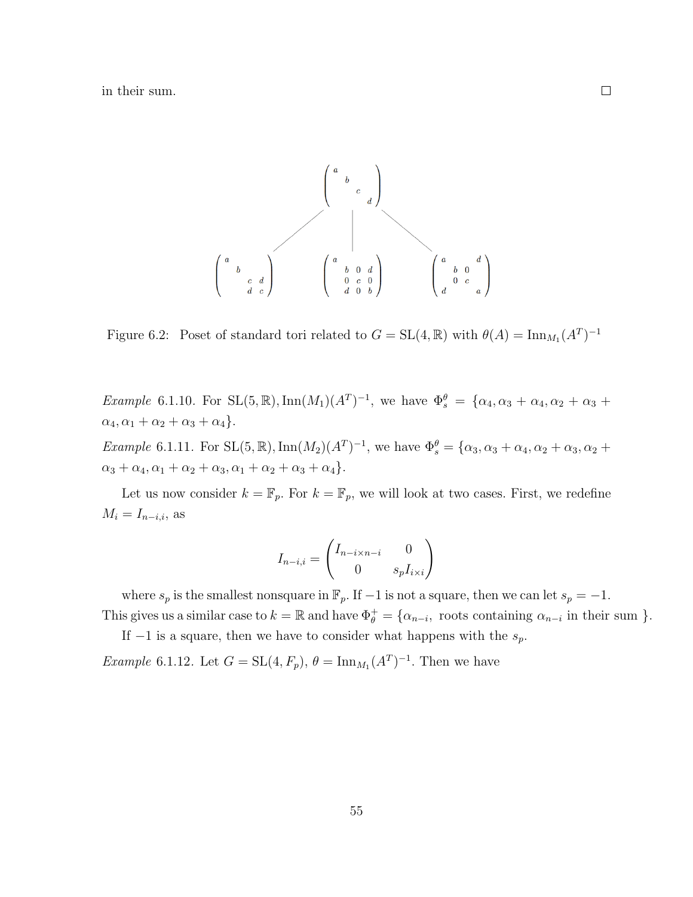in their sum. □

$$
\begin{pmatrix} a & & & \\ & b & & \\ & & c & \\ & & & d \end{pmatrix}
$$

$$
\begin{pmatrix} a & & & \\ & b & & \\ & & c & d \\ & & d & c \end{pmatrix} \quad
\begin{pmatrix} a & & & \\ & b & 0 & d \\ & 0 & c & 0 \\ & d & 0 & b \end{pmatrix} \quad
\begin{pmatrix} a & & & d \\ & b & 0 & \\ & 0 & c & \\ d & & & a \end{pmatrix}
$$

Figure 6.2: Poset of standard tori related to $G = \mathrm{SL}(4, \mathbb{R})$ with $\theta(A) = \mathrm{Inn}_{M_1}(A^T)^{-1}$

*Example* 6.1.10. For $\mathrm{SL}(5, \mathbb{R}), \mathrm{Inn}(M_1)(A^T)^{-1}$, we have $\Phi_s^\theta = \{\alpha_4, \alpha_3 + \alpha_4, \alpha_2 + \alpha_3 + \alpha_4, \alpha_1 + \alpha_2 + \alpha_3 + \alpha_4\}$.

*Example* 6.1.11. For $\mathrm{SL}(5, \mathbb{R}), \mathrm{Inn}(M_2)(A^T)^{-1}$, we have $\Phi_s^\theta = \{\alpha_3, \alpha_3 + \alpha_4, \alpha_2 + \alpha_3, \alpha_2 + \alpha_3 + \alpha_4, \alpha_1 + \alpha_2 + \alpha_3, \alpha_1 + \alpha_2 + \alpha_3 + \alpha_4\}$.

Let us now consider $k = \mathbb{F}_p$. For $k = \mathbb{F}_p$, we will look at two cases. First, we redefine $M_i = I_{n-i,i}$, as

$$
I_{n-i,i} = \begin{pmatrix} I_{n-i \times n-i} & 0 \\ 0 & s_p I_{i \times i} \end{pmatrix}
$$

where $s_p$ is the smallest nonsquare in $\mathbb{F}_p$. If $-1$ is not a square, then we can let $s_p = -1$. This gives us a similar case to $k = \mathbb{R}$ and have $\Phi_\theta^+ = \{\alpha_{n-i},$ roots containing $\alpha_{n-i}$ in their sum $\}$.

If $-1$ is a square, then we have to consider what happens with the $s_p$.

*Example* 6.1.12. Let $G = \mathrm{SL}(4, F_p)$, $\theta = \mathrm{Inn}_{M_1}(A^T)^{-1}$. Then we have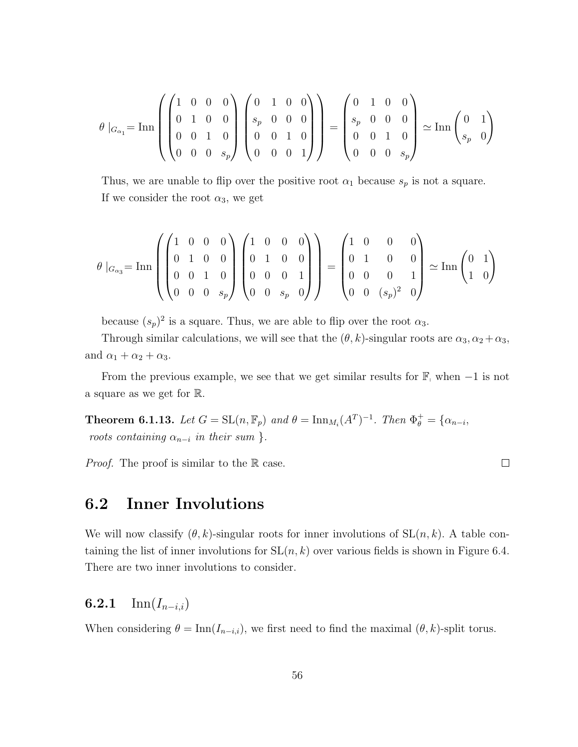$$\theta|_{G_{\alpha_1}} = \text{Inn}\left(\begin{pmatrix} 1 & 0 & 0 & 0 \\ 0 & 1 & 0 & 0 \\ 0 & 0 & 1 & 0 \\ 0 & 0 & 0 & s_p \end{pmatrix}\begin{pmatrix} 0 & 1 & 0 & 0 \\ s_p & 0 & 0 & 0 \\ 0 & 0 & 1 & 0 \\ 0 & 0 & 0 & 1 \end{pmatrix}\right) = \begin{pmatrix} 0 & 1 & 0 & 0 \\ s_p & 0 & 0 & 0 \\ 0 & 0 & 1 & 0 \\ 0 & 0 & 0 & s_p \end{pmatrix} \simeq \text{Inn}\begin{pmatrix} 0 & 1 \\ s_p & 0 \end{pmatrix}$$

Thus, we are unable to flip over the positive root $\alpha_1$ because $s_p$ is not a square.

If we consider the root $\alpha_3$, we get

$$\theta|_{G_{\alpha_3}} = \text{Inn}\left(\begin{pmatrix} 1 & 0 & 0 & 0 \\ 0 & 1 & 0 & 0 \\ 0 & 0 & 1 & 0 \\ 0 & 0 & 0 & s_p \end{pmatrix}\begin{pmatrix} 1 & 0 & 0 & 0 \\ 0 & 1 & 0 & 0 \\ 0 & 0 & 0 & 1 \\ 0 & 0 & s_p & 0 \end{pmatrix}\right) = \begin{pmatrix} 1 & 0 & 0 & 0 \\ 0 & 1 & 0 & 0 \\ 0 & 0 & 0 & 1 \\ 0 & 0 & (s_p)^2 & 0 \end{pmatrix} \simeq \text{Inn}\begin{pmatrix} 0 & 1 \\ 1 & 0 \end{pmatrix}$$

because $(s_p)^2$ is a square. Thus, we are able to flip over the root $\alpha_3$.

Through similar calculations, we will see that the $(\theta, k)$-singular roots are $\alpha_3, \alpha_2 + \alpha_3$, and $\alpha_1 + \alpha_2 + \alpha_3$.

From the previous example, we see that we get similar results for $\mathbb{F}_{|}$ when $-1$ is not a square as we get for $\mathbb{R}$.

**Theorem 6.1.13.** *Let $G = \text{SL}(n, \mathbb{F}_p)$ and $\theta = \text{Inn}_{M_i}(A^T)^{-1}$. Then $\Phi^+_\theta = \{\alpha_{n-i}$, roots containing $\alpha_{n-i}$ in their sum $\}$.*

*Proof.* The proof is similar to the $\mathbb{R}$ case. ☐

## 6.2 Inner Involutions

We will now classify $(\theta, k)$-singular roots for inner involutions of $\text{SL}(n, k)$. A table containing the list of inner involutions for $\text{SL}(n, k)$ over various fields is shown in Figure 6.4. There are two inner involutions to consider.

### 6.2.1 $\text{Inn}(I_{n-i,i})$

When considering $\theta = \text{Inn}(I_{n-i,i})$, we first need to find the maximal $(\theta, k)$-split torus.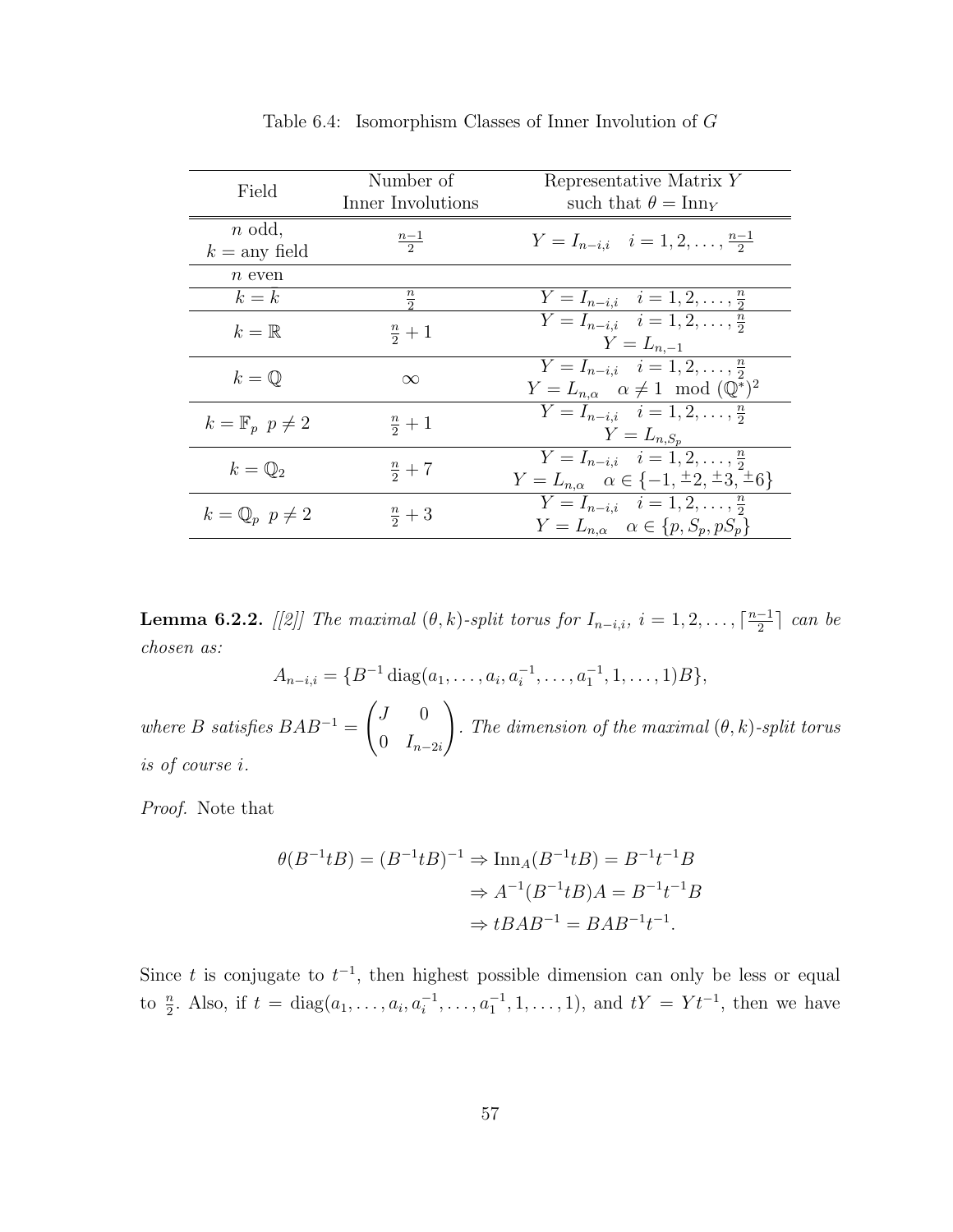Table 6.4: Isomorphism Classes of Inner Involution of $G$

| Field | Number of Inner Involutions | Representative Matrix $Y$ such that $\theta = \mathrm{Inn}_Y$ |
|---|---|---|
| $n$ odd, $k =$ any field | $\frac{n-1}{2}$ | $Y = I_{n-i,i} \quad i = 1, 2, \ldots, \frac{n-1}{2}$ |
| $n$ even | | |
| $k = k$ | $\frac{n}{2}$ | $Y = I_{n-i,i} \quad i = 1, 2, \ldots, \frac{n}{2}$ |
| $k = \mathbb{R}$ | $\frac{n}{2} + 1$ | $Y = I_{n-i,i} \quad i = 1, 2, \ldots, \frac{n}{2}$; $Y = L_{n,-1}$ |
| $k = \mathbb{Q}$ | $\infty$ | $Y = I_{n-i,i} \quad i = 1, 2, \ldots, \frac{n}{2}$; $Y = L_{n,\alpha} \quad \alpha \neq 1 \mod (\mathbb{Q}^*)^2$ |
| $k = \mathbb{F}_p \;\; p \neq 2$ | $\frac{n}{2} + 1$ | $Y = I_{n-i,i} \quad i = 1, 2, \ldots, \frac{n}{2}$; $Y = L_{n,S_p}$ |
| $k = \mathbb{Q}_2$ | $\frac{n}{2} + 7$ | $Y = I_{n-i,i} \quad i = 1, 2, \ldots, \frac{n}{2}$; $Y = L_{n,\alpha} \quad \alpha \in \{-1, \pm 2, \pm 3, \pm 6\}$ |
| $k = \mathbb{Q}_p \;\; p \neq 2$ | $\frac{n}{2} + 3$ | $Y = I_{n-i,i} \quad i = 1, 2, \ldots, \frac{n}{2}$; $Y = L_{n,\alpha} \quad \alpha \in \{p, S_p, pS_p\}$ |

**Lemma 6.2.2.** *[[2]] The maximal $(\theta, k)$-split torus for $I_{n-i,i}$, $i = 1, 2, \ldots, \lceil \frac{n-1}{2} \rceil$ can be chosen as:*

$$A_{n-i,i} = \{B^{-1} \operatorname{diag}(a_1, \ldots, a_i, a_i^{-1}, \ldots, a_1^{-1}, 1, \ldots, 1)B\},$$

*where $B$ satisfies $BAB^{-1} = \begin{pmatrix} J & 0 \\ 0 & I_{n-2i} \end{pmatrix}$. The dimension of the maximal $(\theta, k)$-split torus is of course $i$.*

*Proof.* Note that

$$\begin{aligned}
\theta(B^{-1}tB) = (B^{-1}tB)^{-1} &\Rightarrow \mathrm{Inn}_A(B^{-1}tB) = B^{-1}t^{-1}B \\
&\Rightarrow A^{-1}(B^{-1}tB)A = B^{-1}t^{-1}B \\
&\Rightarrow tBAB^{-1} = BAB^{-1}t^{-1}.
\end{aligned}$$

Since $t$ is conjugate to $t^{-1}$, then highest possible dimension can only be less or equal to $\frac{n}{2}$. Also, if $t = \operatorname{diag}(a_1, \ldots, a_i, a_i^{-1}, \ldots, a_1^{-1}, 1, \ldots, 1)$, and $tY = Yt^{-1}$, then we have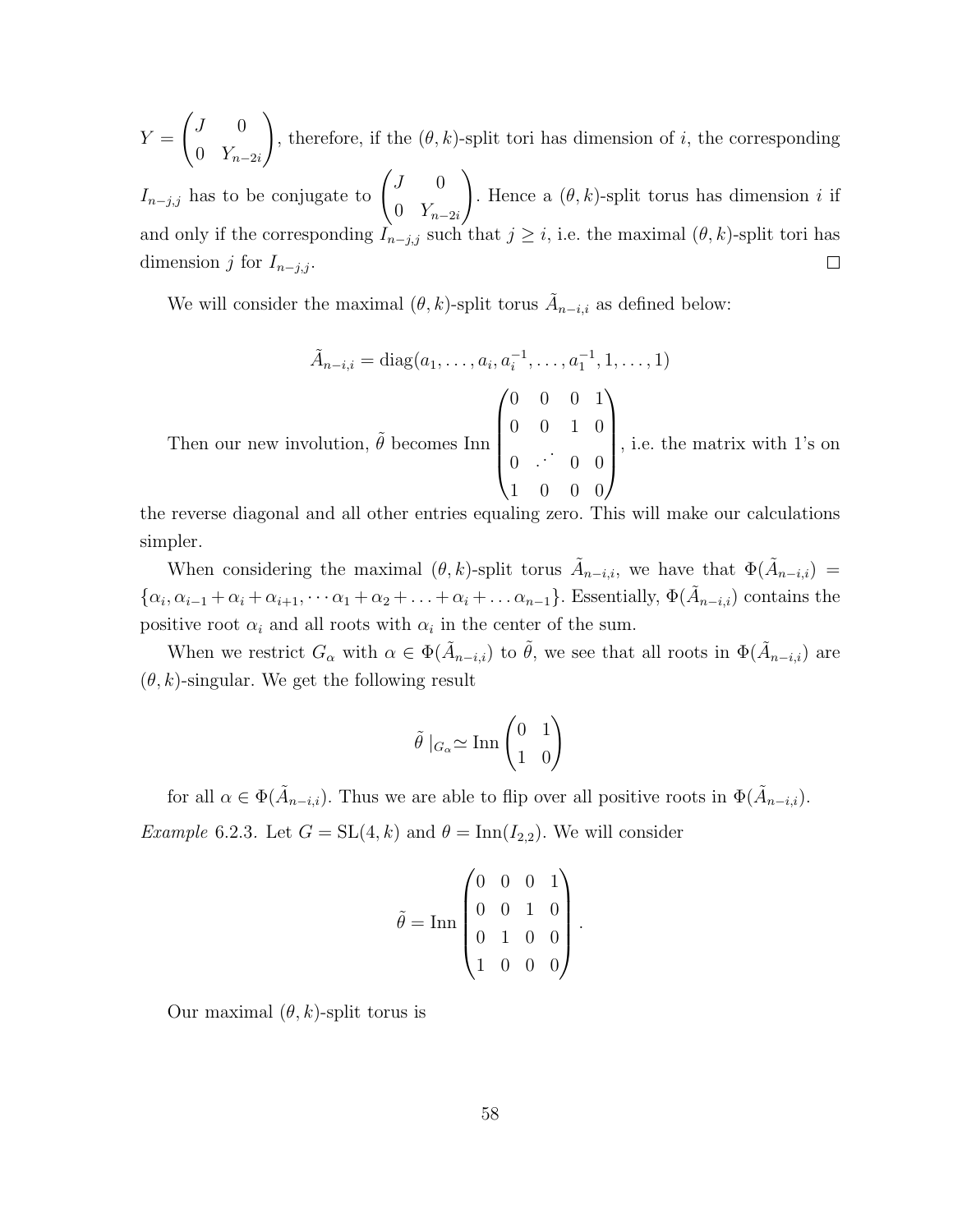$Y = \begin{pmatrix} J & 0 \\ 0 & Y_{n-2i} \end{pmatrix}$, therefore, if the $(\theta, k)$-split tori has dimension of $i$, the corresponding $I_{n-j,j}$ has to be conjugate to $\begin{pmatrix} J & 0 \\ 0 & Y_{n-2i} \end{pmatrix}$. Hence a $(\theta, k)$-split torus has dimension $i$ if and only if the corresponding $I_{n-j,j}$ such that $j \geq i$, i.e. the maximal $(\theta, k)$-split tori has dimension $j$ for $I_{n-j,j}$. □

We will consider the maximal $(\theta, k)$-split torus $\tilde{A}_{n-i,i}$ as defined below:

$$\tilde{A}_{n-i,i} = \text{diag}(a_1, \ldots, a_i, a_i^{-1}, \ldots, a_1^{-1}, 1, \ldots, 1)$$

Then our new involution, $\tilde{\theta}$ becomes $\text{Inn}\begin{pmatrix} 0 & 0 & 0 & 1 \\ 0 & 0 & 1 & 0 \\ 0 & \iddots & 0 & 0 \\ 1 & 0 & 0 & 0 \end{pmatrix}$, i.e. the matrix with 1's on the reverse diagonal and all other entries equaling zero. This will make our calculations simpler.

When considering the maximal $(\theta, k)$-split torus $\tilde{A}_{n-i,i}$, we have that $\Phi(\tilde{A}_{n-i,i}) = \{\alpha_i, \alpha_{i-1} + \alpha_i + \alpha_{i+1}, \cdots \alpha_1 + \alpha_2 + \ldots + \alpha_i + \ldots \alpha_{n-1}\}$. Essentially, $\Phi(\tilde{A}_{n-i,i})$ contains the positive root $\alpha_i$ and all roots with $\alpha_i$ in the center of the sum.

When we restrict $G_\alpha$ with $\alpha \in \Phi(\tilde{A}_{n-i,i})$ to $\tilde{\theta}$, we see that all roots in $\Phi(\tilde{A}_{n-i,i})$ are $(\theta, k)$-singular. We get the following result

$$\tilde{\theta} \mid_{G_\alpha} \simeq \text{Inn}\begin{pmatrix} 0 & 1 \\ 1 & 0 \end{pmatrix}$$

for all $\alpha \in \Phi(\tilde{A}_{n-i,i})$. Thus we are able to flip over all positive roots in $\Phi(\tilde{A}_{n-i,i})$.

*Example* 6.2.3. Let $G = \text{SL}(4, k)$ and $\theta = \text{Inn}(I_{2,2})$. We will consider

$$\tilde{\theta} = \text{Inn}\begin{pmatrix} 0 & 0 & 0 & 1 \\ 0 & 0 & 1 & 0 \\ 0 & 1 & 0 & 0 \\ 1 & 0 & 0 & 0 \end{pmatrix}.$$

Our maximal $(\theta, k)$-split torus is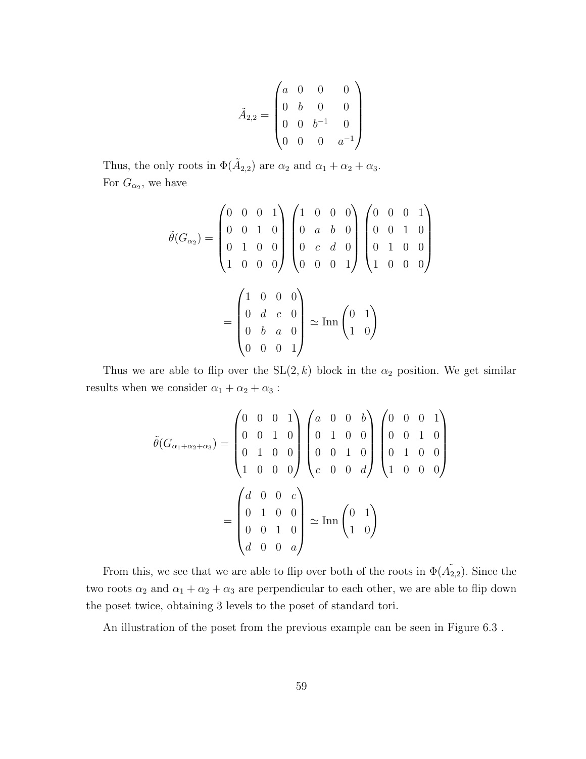$$\tilde{A}_{2,2} = \begin{pmatrix} a & 0 & 0 & 0 \\ 0 & b & 0 & 0 \\ 0 & 0 & b^{-1} & 0 \\ 0 & 0 & 0 & a^{-1} \end{pmatrix}$$

Thus, the only roots in $\Phi(\tilde{A}_{2,2})$ are $\alpha_2$ and $\alpha_1 + \alpha_2 + \alpha_3$.

For $G_{\alpha_2}$, we have

$$\tilde{\theta}(G_{\alpha_2}) = \begin{pmatrix} 0 & 0 & 0 & 1 \\ 0 & 0 & 1 & 0 \\ 0 & 1 & 0 & 0 \\ 1 & 0 & 0 & 0 \end{pmatrix} \begin{pmatrix} 1 & 0 & 0 & 0 \\ 0 & a & b & 0 \\ 0 & c & d & 0 \\ 0 & 0 & 0 & 1 \end{pmatrix} \begin{pmatrix} 0 & 0 & 0 & 1 \\ 0 & 0 & 1 & 0 \\ 0 & 1 & 0 & 0 \\ 1 & 0 & 0 & 0 \end{pmatrix}$$

$$= \begin{pmatrix} 1 & 0 & 0 & 0 \\ 0 & d & c & 0 \\ 0 & b & a & 0 \\ 0 & 0 & 0 & 1 \end{pmatrix} \simeq \operatorname{Inn} \begin{pmatrix} 0 & 1 \\ 1 & 0 \end{pmatrix}$$

Thus we are able to flip over the $\mathrm{SL}(2,k)$ block in the $\alpha_2$ position. We get similar results when we consider $\alpha_1 + \alpha_2 + \alpha_3$ :

$$\tilde{\theta}(G_{\alpha_1+\alpha_2+\alpha_3}) = \begin{pmatrix} 0 & 0 & 0 & 1 \\ 0 & 0 & 1 & 0 \\ 0 & 1 & 0 & 0 \\ 1 & 0 & 0 & 0 \end{pmatrix} \begin{pmatrix} a & 0 & 0 & b \\ 0 & 1 & 0 & 0 \\ 0 & 0 & 1 & 0 \\ c & 0 & 0 & d \end{pmatrix} \begin{pmatrix} 0 & 0 & 0 & 1 \\ 0 & 0 & 1 & 0 \\ 0 & 1 & 0 & 0 \\ 1 & 0 & 0 & 0 \end{pmatrix}$$

$$= \begin{pmatrix} d & 0 & 0 & c \\ 0 & 1 & 0 & 0 \\ 0 & 0 & 1 & 0 \\ d & 0 & 0 & a \end{pmatrix} \simeq \operatorname{Inn} \begin{pmatrix} 0 & 1 \\ 1 & 0 \end{pmatrix}$$

From this, we see that we are able to flip over both of the roots in $\Phi(\tilde{A_{2,2}})$. Since the two roots $\alpha_2$ and $\alpha_1 + \alpha_2 + \alpha_3$ are perpendicular to each other, we are able to flip down the poset twice, obtaining 3 levels to the poset of standard tori.

An illustration of the poset from the previous example can be seen in Figure 6.3 .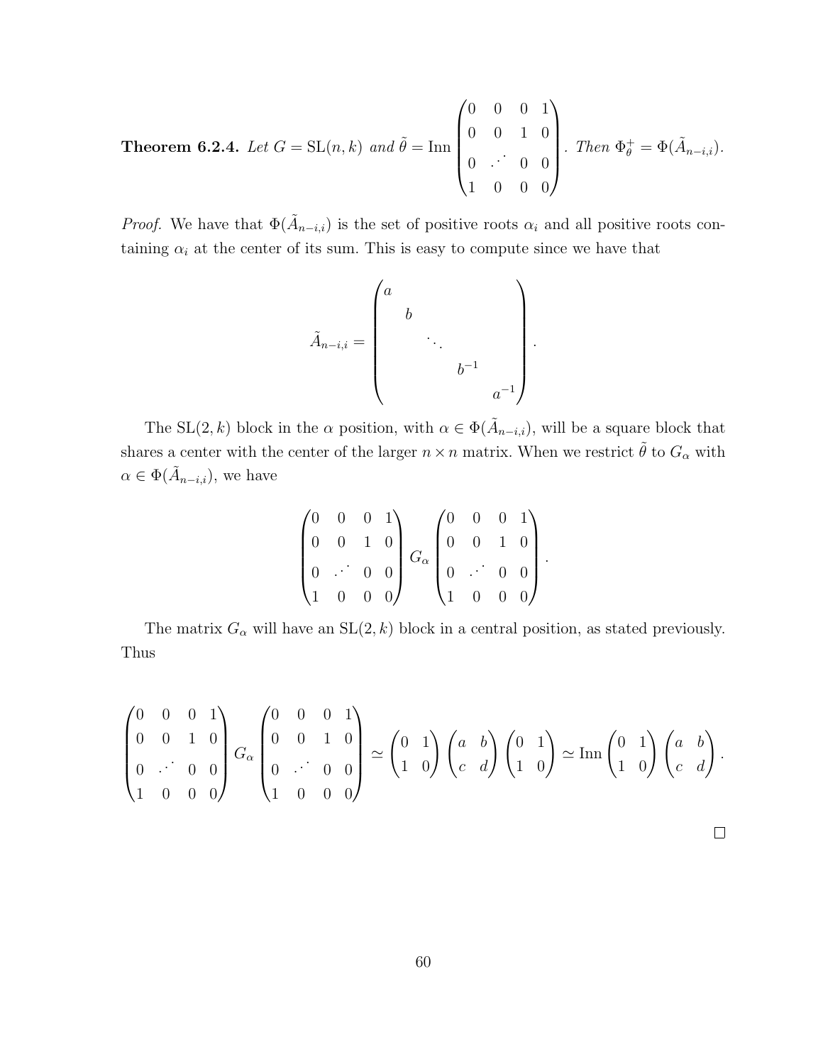**Theorem 6.2.4.** *Let $G = \mathrm{SL}(n,k)$ and $\tilde{\theta} = \mathrm{Inn}\begin{pmatrix} 0 & 0 & 0 & 1 \\ 0 & 0 & 1 & 0 \\ 0 & \iddots & 0 & 0 \\ 1 & 0 & 0 & 0 \end{pmatrix}$. Then $\Phi^+_{\theta} = \Phi(\tilde{A}_{n-i,i})$.*

*Proof.* We have that $\Phi(\tilde{A}_{n-i,i})$ is the set of positive roots $\alpha_i$ and all positive roots containing $\alpha_i$ at the center of its sum. This is easy to compute since we have that

$$\tilde{A}_{n-i,i} = \begin{pmatrix} a & & & & \\ & b & & & \\ & & \ddots & & \\ & & & b^{-1} & \\ & & & & a^{-1} \end{pmatrix}.$$

The $\mathrm{SL}(2,k)$ block in the $\alpha$ position, with $\alpha \in \Phi(\tilde{A}_{n-i,i})$, will be a square block that shares a center with the center of the larger $n \times n$ matrix. When we restrict $\tilde{\theta}$ to $G_\alpha$ with $\alpha \in \Phi(\tilde{A}_{n-i,i})$, we have

$$\begin{pmatrix} 0 & 0 & 0 & 1 \\ 0 & 0 & 1 & 0 \\ 0 & \iddots & 0 & 0 \\ 1 & 0 & 0 & 0 \end{pmatrix} G_\alpha \begin{pmatrix} 0 & 0 & 0 & 1 \\ 0 & 0 & 1 & 0 \\ 0 & \iddots & 0 & 0 \\ 1 & 0 & 0 & 0 \end{pmatrix}.$$

The matrix $G_\alpha$ will have an $\mathrm{SL}(2,k)$ block in a central position, as stated previously. Thus

$$\begin{pmatrix} 0 & 0 & 0 & 1 \\ 0 & 0 & 1 & 0 \\ 0 & \iddots & 0 & 0 \\ 1 & 0 & 0 & 0 \end{pmatrix} G_\alpha \begin{pmatrix} 0 & 0 & 0 & 1 \\ 0 & 0 & 1 & 0 \\ 0 & \iddots & 0 & 0 \\ 1 & 0 & 0 & 0 \end{pmatrix} \simeq \begin{pmatrix} 0 & 1 \\ 1 & 0 \end{pmatrix} \begin{pmatrix} a & b \\ c & d \end{pmatrix} \begin{pmatrix} 0 & 1 \\ 1 & 0 \end{pmatrix} \simeq \mathrm{Inn}\begin{pmatrix} 0 & 1 \\ 1 & 0 \end{pmatrix} \begin{pmatrix} a & b \\ c & d \end{pmatrix}.$$

□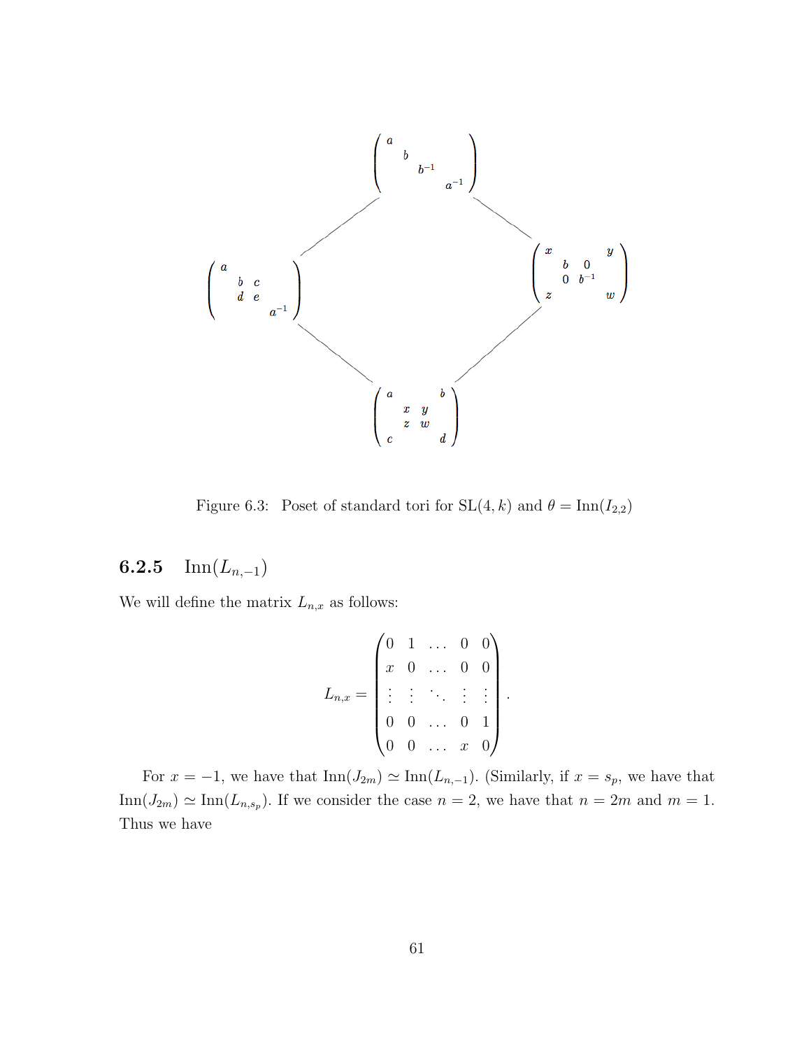$$
\begin{pmatrix} a & & & \\ & b & & \\ & & b^{-1} & \\ & & & a^{-1} \end{pmatrix}
$$

$$
\begin{pmatrix} a & & & \\ & b & c & \\ & d & e & \\ & & & a^{-1} \end{pmatrix} \qquad \begin{pmatrix} x & & & y \\ & b & 0 & \\ & 0 & b^{-1} & \\ z & & & w \end{pmatrix}
$$

$$
\begin{pmatrix} a & & & b \\ & x & y & \\ & z & w & \\ c & & & d \end{pmatrix}
$$

Figure 6.3: Poset of standard tori for $\mathrm{SL}(4, k)$ and $\theta = \mathrm{Inn}(I_{2,2})$

### 6.2.5 $\mathrm{Inn}(L_{n,-1})$

We will define the matrix $L_{n,x}$ as follows:

$$
L_{n,x} = \begin{pmatrix} 0 & 1 & \dots & 0 & 0 \\ x & 0 & \dots & 0 & 0 \\ \vdots & \vdots & \ddots & \vdots & \vdots \\ 0 & 0 & \dots & 0 & 1 \\ 0 & 0 & \dots & x & 0 \end{pmatrix}.
$$

For $x = -1$, we have that $\mathrm{Inn}(J_{2m}) \simeq \mathrm{Inn}(L_{n,-1})$. (Similarly, if $x = s_p$, we have that $\mathrm{Inn}(J_{2m}) \simeq \mathrm{Inn}(L_{n,s_p})$. If we consider the case $n = 2$, we have that $n = 2m$ and $m = 1$. Thus we have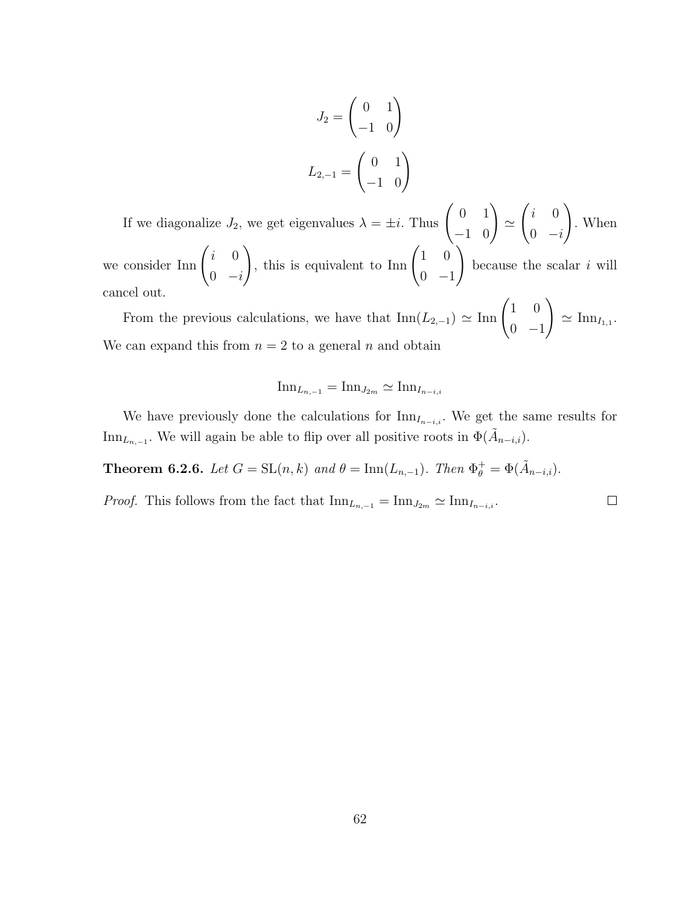$$J_2 = \begin{pmatrix} 0 & 1 \\ -1 & 0 \end{pmatrix}$$

$$L_{2,-1} = \begin{pmatrix} 0 & 1 \\ -1 & 0 \end{pmatrix}$$

If we diagonalize $J_2$, we get eigenvalues $\lambda = \pm i$. Thus $\begin{pmatrix} 0 & 1 \\ -1 & 0 \end{pmatrix} \simeq \begin{pmatrix} i & 0 \\ 0 & -i \end{pmatrix}$. When we consider $\text{Inn} \begin{pmatrix} i & 0 \\ 0 & -i \end{pmatrix}$, this is equivalent to $\text{Inn} \begin{pmatrix} 1 & 0 \\ 0 & -1 \end{pmatrix}$ because the scalar $i$ will cancel out.

From the previous calculations, we have that $\text{Inn}(L_{2,-1}) \simeq \text{Inn} \begin{pmatrix} 1 & 0 \\ 0 & -1 \end{pmatrix} \simeq \text{Inn}_{I_{1,1}}$. We can expand this from $n = 2$ to a general $n$ and obtain

$$\text{Inn}_{L_{n,-1}} = \text{Inn}_{J_{2m}} \simeq \text{Inn}_{I_{n-i,i}}$$

We have previously done the calculations for $\text{Inn}_{I_{n-i,i}}$. We get the same results for $\text{Inn}_{L_{n,-1}}$. We will again be able to flip over all positive roots in $\Phi(\tilde{A}_{n-i,i})$.

**Theorem 6.2.6.** *Let $G = \text{SL}(n, k)$ and $\theta = \text{Inn}(L_{n,-1})$. Then $\Phi^+_\theta = \Phi(\tilde{A}_{n-i,i})$.*

*Proof.* This follows from the fact that $\text{Inn}_{L_{n,-1}} = \text{Inn}_{J_{2m}} \simeq \text{Inn}_{I_{n-i,i}}$. $\square$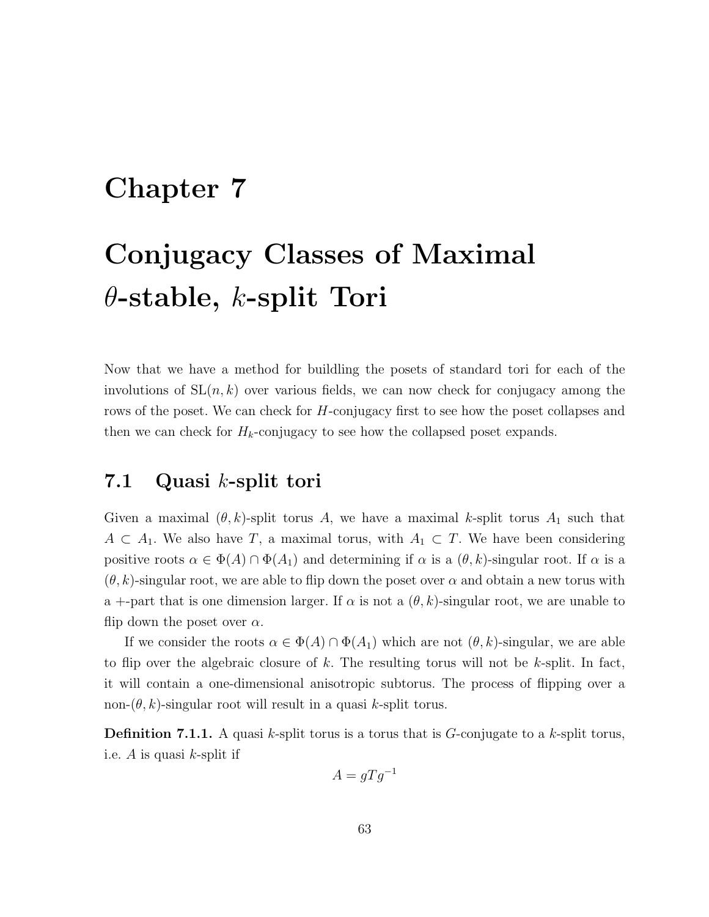# Chapter 7

# Conjugacy Classes of Maximal $\theta$-stable, $k$-split Tori

Now that we have a method for buildling the posets of standard tori for each of the involutions of $\mathrm{SL}(n,k)$ over various fields, we can now check for conjugacy among the rows of the poset. We can check for $H$-conjugacy first to see how the poset collapses and then we can check for $H_k$-conjugacy to see how the collapsed poset expands.

## 7.1 Quasi $k$-split tori

Given a maximal $(\theta,k)$-split torus $A$, we have a maximal $k$-split torus $A_1$ such that $A \subset A_1$. We also have $T$, a maximal torus, with $A_1 \subset T$. We have been considering positive roots $\alpha \in \Phi(A) \cap \Phi(A_1)$ and determining if $\alpha$ is a $(\theta,k)$-singular root. If $\alpha$ is a $(\theta,k)$-singular root, we are able to flip down the poset over $\alpha$ and obtain a new torus with a $+$-part that is one dimension larger. If $\alpha$ is not a $(\theta,k)$-singular root, we are unable to flip down the poset over $\alpha$.

If we consider the roots $\alpha \in \Phi(A) \cap \Phi(A_1)$ which are not $(\theta,k)$-singular, we are able to flip over the algebraic closure of $k$. The resulting torus will not be $k$-split. In fact, it will contain a one-dimensional anisotropic subtorus. The process of flipping over a non-$(\theta,k)$-singular root will result in a quasi $k$-split torus.

**Definition 7.1.1.** A quasi $k$-split torus is a torus that is $G$-conjugate to a $k$-split torus, i.e. $A$ is quasi $k$-split if

$$A = gTg^{-1}$$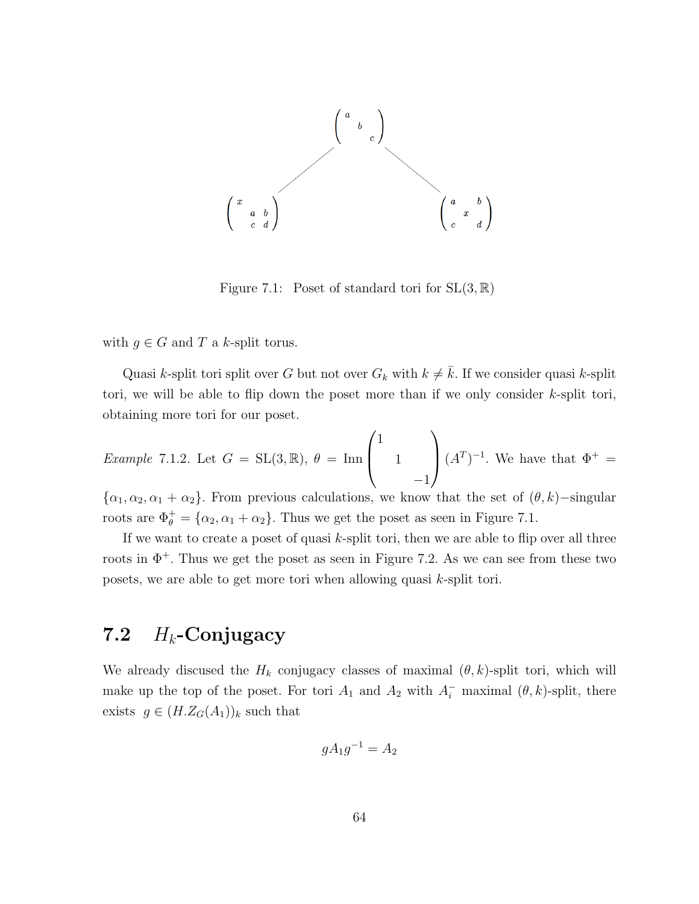$$\begin{pmatrix} a & & \\ & b & \\ & & c \end{pmatrix}$$

$$\begin{pmatrix} x & & \\ & a & b \\ & c & d \end{pmatrix} \qquad \begin{pmatrix} a & & b \\ & x & \\ c & & d \end{pmatrix}$$

Figure 7.1: Poset of standard tori for $\mathrm{SL}(3, \mathbb{R})$

with $g \in G$ and $T$ a $k$-split torus.

Quasi $k$-split tori split over $G$ but not over $G_k$ with $k \neq \bar{k}$. If we consider quasi $k$-split tori, we will be able to flip down the poset more than if we only consider $k$-split tori, obtaining more tori for our poset.

*Example* 7.1.2. Let $G = \mathrm{SL}(3, \mathbb{R})$, $\theta = \mathrm{Inn}\begin{pmatrix} 1 & & \\ & 1 & \\ & & -1 \end{pmatrix}(A^T)^{-1}$. We have that $\Phi^+ = \{\alpha_1, \alpha_2, \alpha_1 + \alpha_2\}$. From previous calculations, we know that the set of $(\theta, k)-$singular roots are $\Phi_\theta^+ = \{\alpha_2, \alpha_1 + \alpha_2\}$. Thus we get the poset as seen in Figure 7.1.

If we want to create a poset of quasi $k$-split tori, then we are able to flip over all three roots in $\Phi^+$. Thus we get the poset as seen in Figure 7.2. As we can see from these two posets, we are able to get more tori when allowing quasi $k$-split tori.

## 7.2 $H_k$-Conjugacy

We already discused the $H_k$ conjugacy classes of maximal $(\theta, k)$-split tori, which will make up the top of the poset. For tori $A_1$ and $A_2$ with $A_i^-$ maximal $(\theta, k)$-split, there exists $g \in (H.Z_G(A_1))_k$ such that

$$gA_1g^{-1} = A_2$$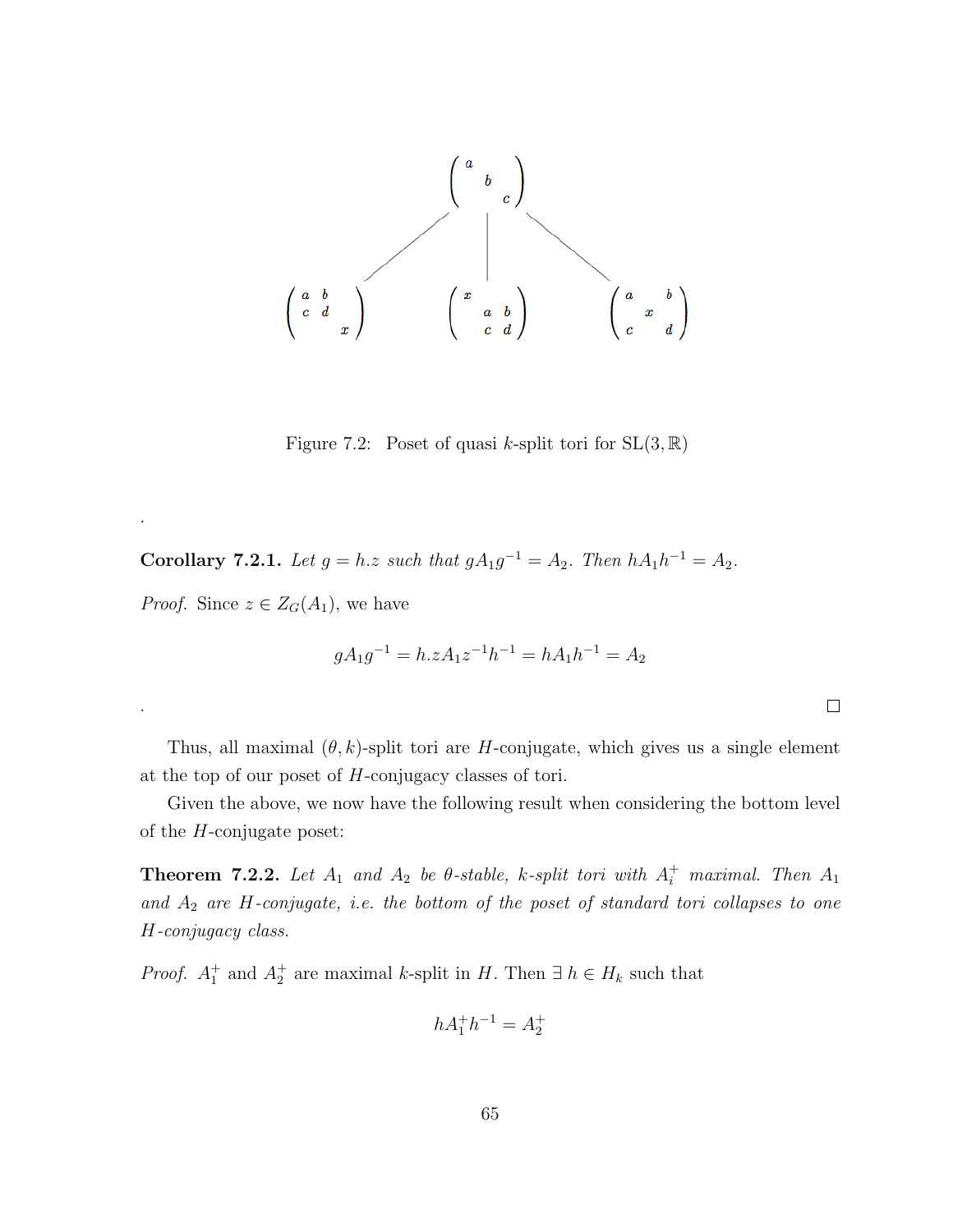$$\begin{pmatrix} a & & \\ & b & \\ & & c \end{pmatrix}$$

$$\begin{pmatrix} a & b & \\ c & d & \\ & & x \end{pmatrix} \qquad \begin{pmatrix} x & & \\ & a & b \\ & c & d \end{pmatrix} \qquad \begin{pmatrix} a & & b \\ & x & \\ c & & d \end{pmatrix}$$

Figure 7.2: Poset of quasi $k$-split tori for $\mathrm{SL}(3,\mathbb{R})$

.

**Corollary 7.2.1.** *Let $g = h.z$ such that $gA_1g^{-1} = A_2$. Then $hA_1h^{-1} = A_2$.*

*Proof.* Since $z \in Z_G(A_1)$, we have

$$gA_1g^{-1} = h.zA_1z^{-1}h^{-1} = hA_1h^{-1} = A_2$$

. □

Thus, all maximal $(\theta, k)$-split tori are $H$-conjugate, which gives us a single element at the top of our poset of $H$-conjugacy classes of tori.

Given the above, we now have the following result when considering the bottom level of the $H$-conjugate poset:

**Theorem 7.2.2.** *Let $A_1$ and $A_2$ be $\theta$-stable, $k$-split tori with $A_i^+$ maximal. Then $A_1$ and $A_2$ are $H$-conjugate, i.e. the bottom of the poset of standard tori collapses to one $H$-conjugacy class.*

*Proof.* $A_1^+$ and $A_2^+$ are maximal $k$-split in $H$. Then $\exists\, h \in H_k$ such that

$$hA_1^+h^{-1} = A_2^+$$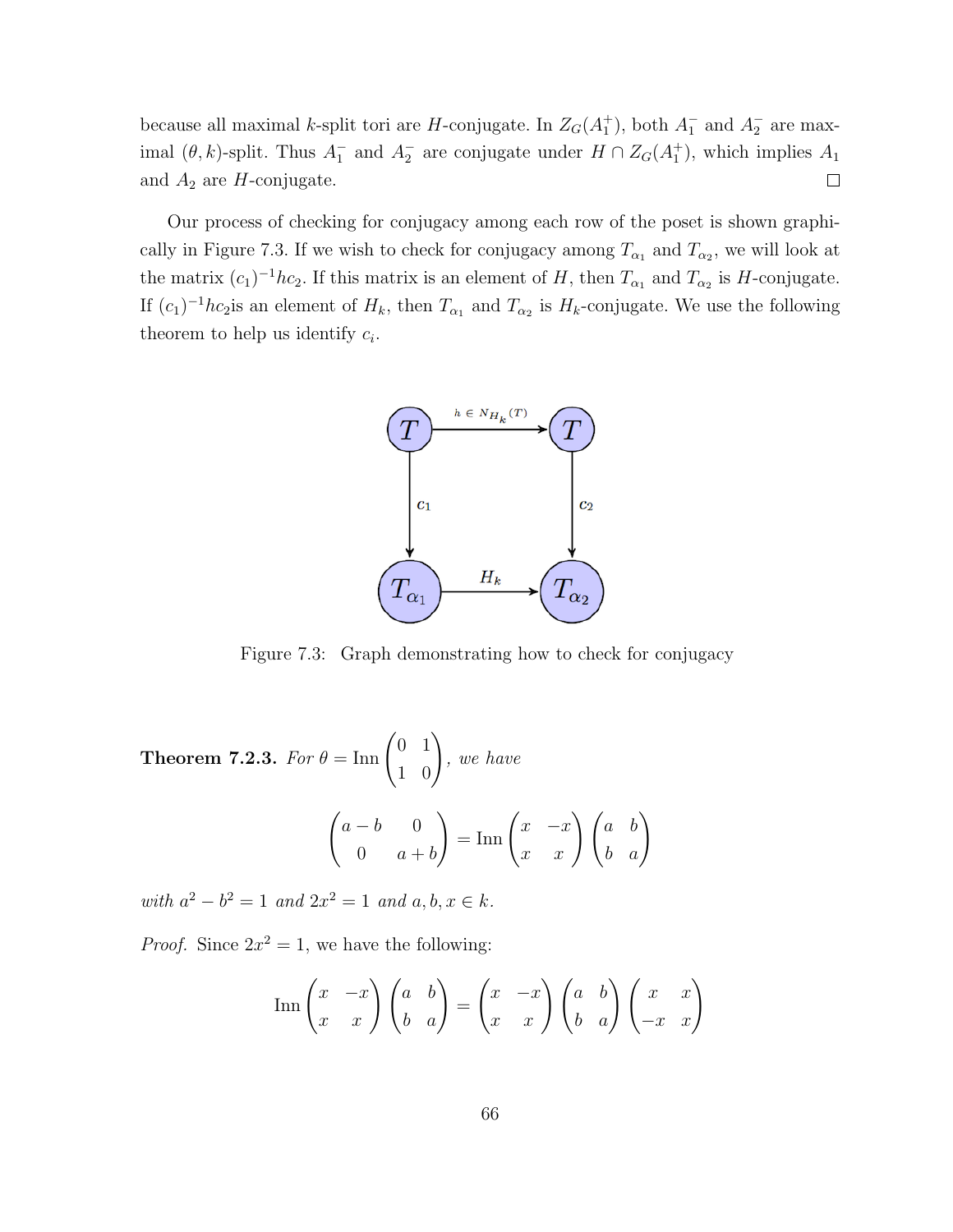because all maximal $k$-split tori are $H$-conjugate. In $Z_G(A_1^+)$, both $A_1^-$ and $A_2^-$ are maximal $(\theta, k)$-split. Thus $A_1^-$ and $A_2^-$ are conjugate under $H \cap Z_G(A_1^+)$, which implies $A_1$ and $A_2$ are $H$-conjugate. □

Our process of checking for conjugacy among each row of the poset is shown graphically in Figure 7.3. If we wish to check for conjugacy among $T_{\alpha_1}$ and $T_{\alpha_2}$, we will look at the matrix $(c_1)^{-1}hc_2$. If this matrix is an element of $H$, then $T_{\alpha_1}$ and $T_{\alpha_2}$ is $H$-conjugate. If $(c_1)^{-1}hc_2$is an element of $H_k$, then $T_{\alpha_1}$ and $T_{\alpha_2}$ is $H_k$-conjugate. We use the following theorem to help us identify $c_i$.

Figure 7.3: Graph demonstrating how to check for conjugacy

**Theorem 7.2.3.** *For* $\theta = \text{Inn}\begin{pmatrix} 0 & 1 \\ 1 & 0 \end{pmatrix}$, *we have*

$$\begin{pmatrix} a-b & 0 \\ 0 & a+b \end{pmatrix} = \text{Inn}\begin{pmatrix} x & -x \\ x & x \end{pmatrix}\begin{pmatrix} a & b \\ b & a \end{pmatrix}$$

*with* $a^2 - b^2 = 1$ *and* $2x^2 = 1$ *and* $a, b, x \in k$.

*Proof.* Since $2x^2 = 1$, we have the following:

$$\text{Inn}\begin{pmatrix} x & -x \\ x & x \end{pmatrix}\begin{pmatrix} a & b \\ b & a \end{pmatrix} = \begin{pmatrix} x & -x \\ x & x \end{pmatrix}\begin{pmatrix} a & b \\ b & a \end{pmatrix}\begin{pmatrix} x & x \\ -x & x \end{pmatrix}$$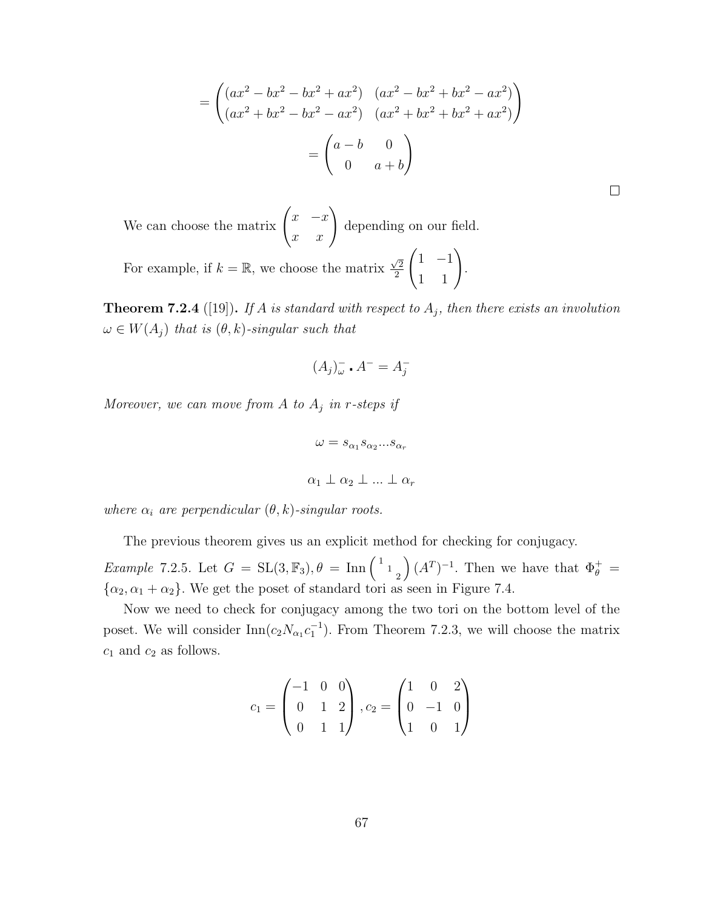$$= \begin{pmatrix} (ax^2 - bx^2 - bx^2 + ax^2) & (ax^2 - bx^2 + bx^2 - ax^2) \\ (ax^2 + bx^2 - bx^2 - ax^2) & (ax^2 + bx^2 + bx^2 + ax^2) \end{pmatrix}$$

$$= \begin{pmatrix} a - b & 0 \\ 0 & a + b \end{pmatrix}$$

□

We can choose the matrix $\begin{pmatrix} x & -x \\ x & x \end{pmatrix}$ depending on our field.

For example, if $k = \mathbb{R}$, we choose the matrix $\frac{\sqrt{2}}{2}\begin{pmatrix} 1 & -1 \\ 1 & 1 \end{pmatrix}$.

**Theorem 7.2.4** ([19])**.** *If $A$ is standard with respect to $A_j$, then there exists an involution $\omega \in W(A_j)$ that is $(\theta, k)$-singular such that*

$$(A_j)^-_\omega \centerdot A^- = A^-_j$$

*Moreover, we can move from $A$ to $A_j$ in $r$-steps if*

$$\omega = s_{\alpha_1} s_{\alpha_2} ... s_{\alpha_r}$$

$$\alpha_1 \perp \alpha_2 \perp ... \perp \alpha_r$$

*where $\alpha_i$ are perpendicular $(\theta, k)$-singular roots.*

The previous theorem gives us an explicit method for checking for conjugacy.

*Example* 7.2.5. Let $G = \mathrm{SL}(3, \mathbb{F}_3), \theta = \mathrm{Inn}\begin{pmatrix} 1 & & \\ & 1 & \\ & & 2 \end{pmatrix}(A^T)^{-1}$. Then we have that $\Phi^+_\theta = \{\alpha_2, \alpha_1 + \alpha_2\}$. We get the poset of standard tori as seen in Figure 7.4.

Now we need to check for conjugacy among the two tori on the bottom level of the poset. We will consider $\mathrm{Inn}(c_2 N_{\alpha_1} c_1^{-1})$. From Theorem 7.2.3, we will choose the matrix $c_1$ and $c_2$ as follows.

$$c_1 = \begin{pmatrix} -1 & 0 & 0 \\ 0 & 1 & 2 \\ 0 & 1 & 1 \end{pmatrix}, c_2 = \begin{pmatrix} 1 & 0 & 2 \\ 0 & -1 & 0 \\ 1 & 0 & 1 \end{pmatrix}$$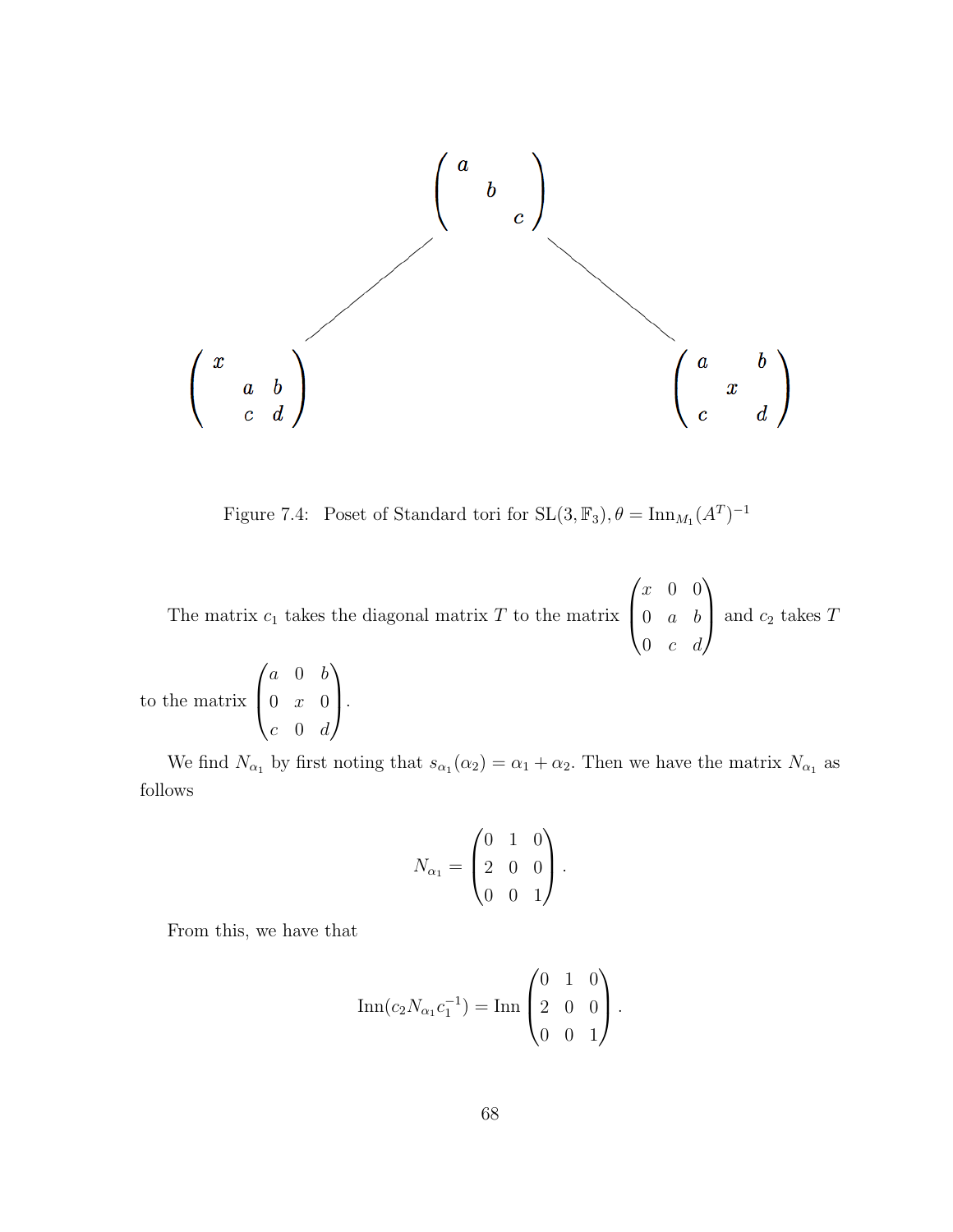$$\begin{pmatrix} a & & \\ & b & \\ & & c \end{pmatrix}$$

$$\begin{pmatrix} x & & \\ & a & b \\ & c & d \end{pmatrix} \qquad\qquad \begin{pmatrix} a & & b \\ & x & \\ c & & d \end{pmatrix}$$

Figure 7.4: Poset of Standard tori for $\mathrm{SL}(3, \mathbb{F}_3), \theta = \mathrm{Inn}_{M_1}(A^T)^{-1}$

The matrix $c_1$ takes the diagonal matrix $T$ to the matrix $\begin{pmatrix} x & 0 & 0 \\ 0 & a & b \\ 0 & c & d \end{pmatrix}$ and $c_2$ takes $T$ to the matrix $\begin{pmatrix} a & 0 & b \\ 0 & x & 0 \\ c & 0 & d \end{pmatrix}$.

We find $N_{\alpha_1}$ by first noting that $s_{\alpha_1}(\alpha_2) = \alpha_1 + \alpha_2$. Then we have the matrix $N_{\alpha_1}$ as follows

$$N_{\alpha_1} = \begin{pmatrix} 0 & 1 & 0 \\ 2 & 0 & 0 \\ 0 & 0 & 1 \end{pmatrix}.$$

From this, we have that

$$\mathrm{Inn}(c_2 N_{\alpha_1} c_1^{-1}) = \mathrm{Inn} \begin{pmatrix} 0 & 1 & 0 \\ 2 & 0 & 0 \\ 0 & 0 & 1 \end{pmatrix}.$$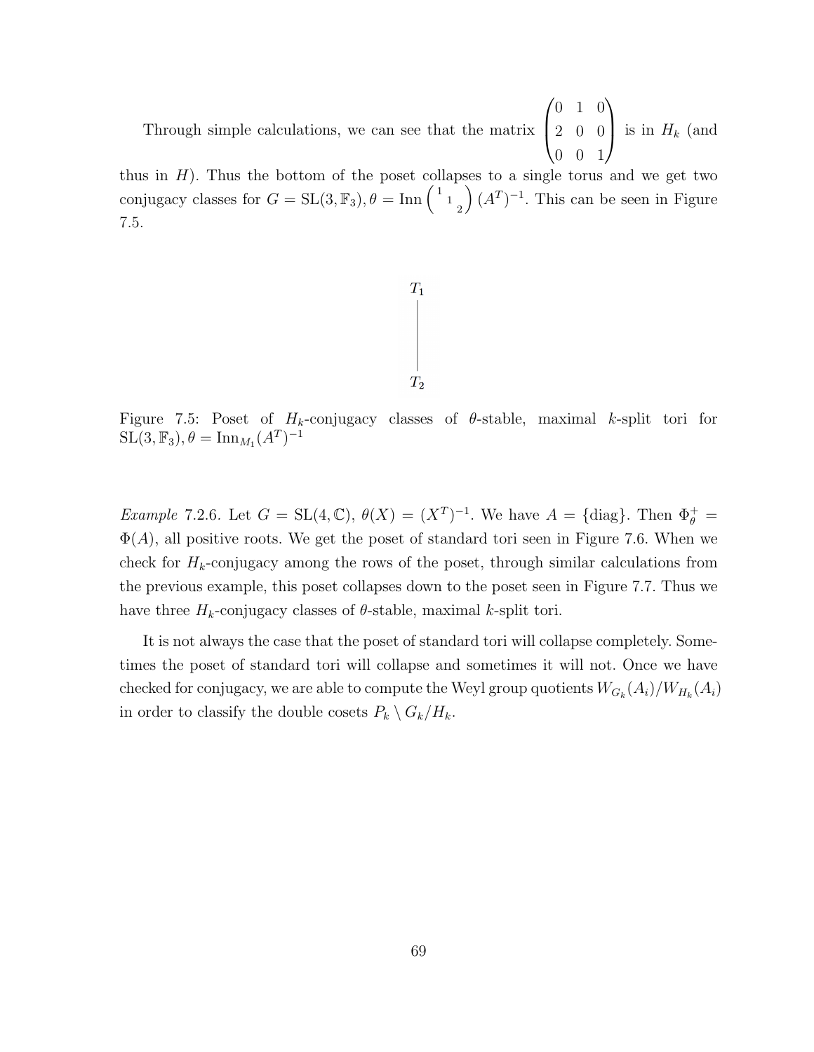Through simple calculations, we can see that the matrix $\begin{pmatrix} 0 & 1 & 0 \\ 2 & 0 & 0 \\ 0 & 0 & 1 \end{pmatrix}$ is in $H_k$ (and thus in $H$). Thus the bottom of the poset collapses to a single torus and we get two conjugacy classes for $G = \mathrm{SL}(3, \mathbb{F}_3), \theta = \mathrm{Inn}\begin{pmatrix} 1 & & \\ & 1 & \\ & & 2 \end{pmatrix}(A^T)^{-1}$. This can be seen in Figure 7.5.

$T_1$

|

$T_2$

Figure 7.5: Poset of $H_k$-conjugacy classes of $\theta$-stable, maximal $k$-split tori for $\mathrm{SL}(3, \mathbb{F}_3), \theta = \mathrm{Inn}_{M_1}(A^T)^{-1}$

*Example* 7.2.6. Let $G = \mathrm{SL}(4, \mathbb{C})$, $\theta(X) = (X^T)^{-1}$. We have $A = \{\mathrm{diag}\}$. Then $\Phi_\theta^+ = \Phi(A)$, all positive roots. We get the poset of standard tori seen in Figure 7.6. When we check for $H_k$-conjugacy among the rows of the poset, through similar calculations from the previous example, this poset collapses down to the poset seen in Figure 7.7. Thus we have three $H_k$-conjugacy classes of $\theta$-stable, maximal $k$-split tori.

It is not always the case that the poset of standard tori will collapse completely. Sometimes the poset of standard tori will collapse and sometimes it will not. Once we have checked for conjugacy, we are able to compute the Weyl group quotients $W_{G_k}(A_i)/W_{H_k}(A_i)$ in order to classify the double cosets $P_k \setminus G_k/H_k$.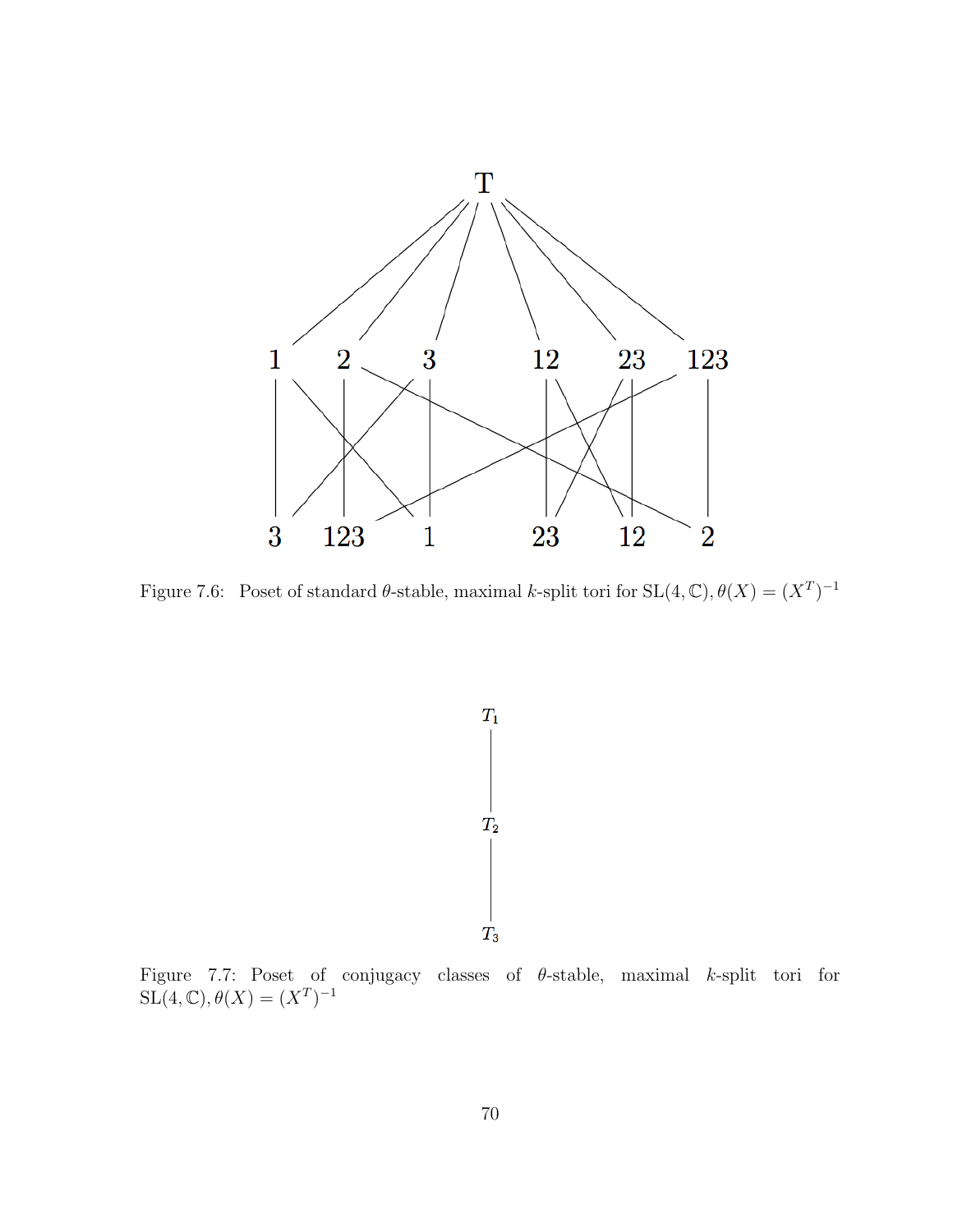Figure 7.6: Poset of standard $\theta$-stable, maximal $k$-split tori for $\mathrm{SL}(4,\mathbb{C}), \theta(X) = (X^T)^{-1}$

Figure 7.7: Poset of conjugacy classes of $\theta$-stable, maximal $k$-split tori for $\mathrm{SL}(4,\mathbb{C}), \theta(X) = (X^T)^{-1}$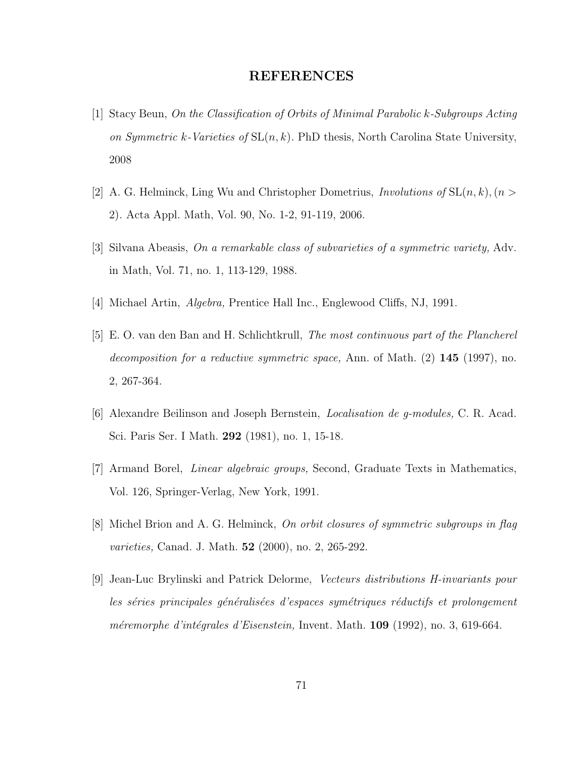# REFERENCES

[1] Stacy Beun, *On the Classification of Orbits of Minimal Parabolic k-Subgroups Acting on Symmetric k-Varieties of* $\mathrm{SL}(n,k)$. PhD thesis, North Carolina State University, 2008

[2] A. G. Helminck, Ling Wu and Christopher Dometrius, *Involutions of* $\mathrm{SL}(n,k),(n > 2)$. Acta Appl. Math, Vol. 90, No. 1-2, 91-119, 2006.

[3] Silvana Abeasis, *On a remarkable class of subvarieties of a symmetric variety,* Adv. in Math, Vol. 71, no. 1, 113-129, 1988.

[4] Michael Artin, *Algebra,* Prentice Hall Inc., Englewood Cliffs, NJ, 1991.

[5] E. O. van den Ban and H. Schlichtkrull, *The most continuous part of the Plancherel decomposition for a reductive symmetric space,* Ann. of Math. (2) **145** (1997), no. 2, 267-364.

[6] Alexandre Beilinson and Joseph Bernstein, *Localisation de g-modules,* C. R. Acad. Sci. Paris Ser. I Math. **292** (1981), no. 1, 15-18.

[7] Armand Borel, *Linear algebraic groups,* Second, Graduate Texts in Mathematics, Vol. 126, Springer-Verlag, New York, 1991.

[8] Michel Brion and A. G. Helminck, *On orbit closures of symmetric subgroups in flag varieties,* Canad. J. Math. **52** (2000), no. 2, 265-292.

[9] Jean-Luc Brylinski and Patrick Delorme, *Vecteurs distributions H-invariants pour les séries principales généralisées d'espaces symétriques réductifs et prolongement méremorphe d'intégrales d'Eisenstein,* Invent. Math. **109** (1992), no. 3, 619-664.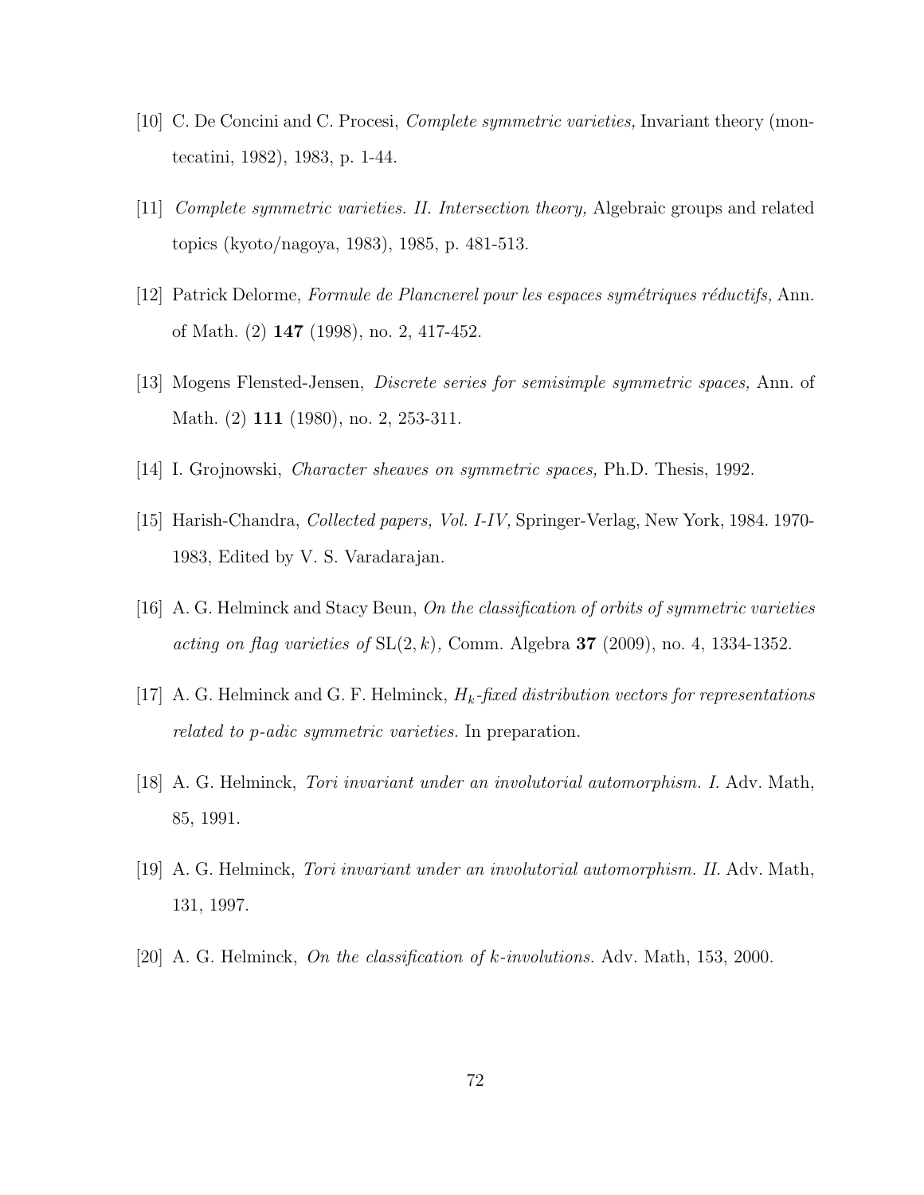[10] C. De Concini and C. Procesi, *Complete symmetric varieties,* Invariant theory (montecatini, 1982), 1983, p. 1-44.

[11] *Complete symmetric varieties. II. Intersection theory,* Algebraic groups and related topics (kyoto/nagoya, 1983), 1985, p. 481-513.

[12] Patrick Delorme, *Formule de Plancnerel pour les espaces symétriques réductifs,* Ann. of Math. (2) **147** (1998), no. 2, 417-452.

[13] Mogens Flensted-Jensen, *Discrete series for semisimple symmetric spaces,* Ann. of Math. (2) **111** (1980), no. 2, 253-311.

[14] I. Grojnowski, *Character sheaves on symmetric spaces,* Ph.D. Thesis, 1992.

[15] Harish-Chandra, *Collected papers, Vol. I-IV,* Springer-Verlag, New York, 1984. 1970-1983, Edited by V. S. Varadarajan.

[16] A. G. Helminck and Stacy Beun, *On the classification of orbits of symmetric varieties acting on flag varieties of* $\mathrm{SL}(2, k)$*,* Comm. Algebra **37** (2009), no. 4, 1334-1352.

[17] A. G. Helminck and G. F. Helminck, *$H_k$-fixed distribution vectors for representations related to p-adic symmetric varieties.* In preparation.

[18] A. G. Helminck, *Tori invariant under an involutorial automorphism. I.* Adv. Math, 85, 1991.

[19] A. G. Helminck, *Tori invariant under an involutorial automorphism. II.* Adv. Math, 131, 1997.

[20] A. G. Helminck, *On the classification of k-involutions.* Adv. Math, 153, 2000.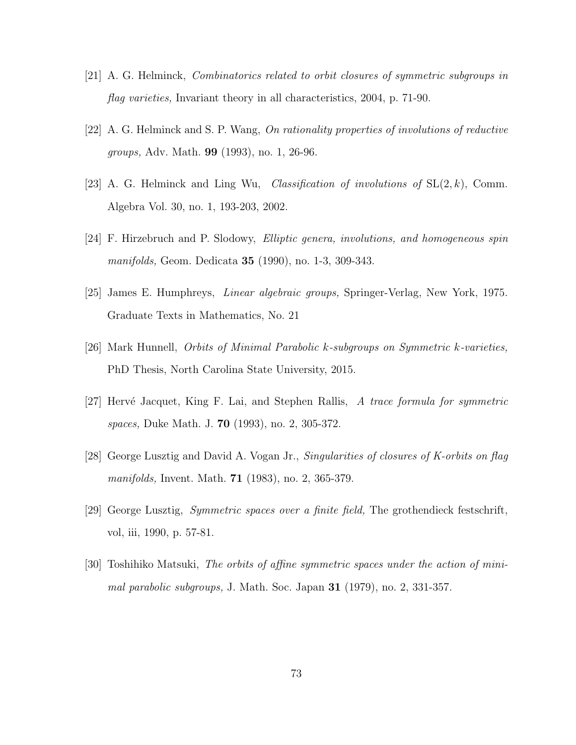[21] A. G. Helminck, *Combinatorics related to orbit closures of symmetric subgroups in flag varieties,* Invariant theory in all characteristics, 2004, p. 71-90.

[22] A. G. Helminck and S. P. Wang, *On rationality properties of involutions of reductive groups,* Adv. Math. **99** (1993), no. 1, 26-96.

[23] A. G. Helminck and Ling Wu, *Classification of involutions of* $\mathrm{SL}(2, k)$, Comm. Algebra Vol. 30, no. 1, 193-203, 2002.

[24] F. Hirzebruch and P. Slodowy, *Elliptic genera, involutions, and homogeneous spin manifolds,* Geom. Dedicata **35** (1990), no. 1-3, 309-343.

[25] James E. Humphreys, *Linear algebraic groups,* Springer-Verlag, New York, 1975. Graduate Texts in Mathematics, No. 21

[26] Mark Hunnell, *Orbits of Minimal Parabolic $k$-subgroups on Symmetric $k$-varieties,* PhD Thesis, North Carolina State University, 2015.

[27] Hervé Jacquet, King F. Lai, and Stephen Rallis, *A trace formula for symmetric spaces,* Duke Math. J. **70** (1993), no. 2, 305-372.

[28] George Lusztig and David A. Vogan Jr., *Singularities of closures of K-orbits on flag manifolds,* Invent. Math. **71** (1983), no. 2, 365-379.

[29] George Lusztig, *Symmetric spaces over a finite field,* The grothendieck festschrift, vol, iii, 1990, p. 57-81.

[30] Toshihiko Matsuki, *The orbits of affine symmetric spaces under the action of minimal parabolic subgroups,* J. Math. Soc. Japan **31** (1979), no. 2, 331-357.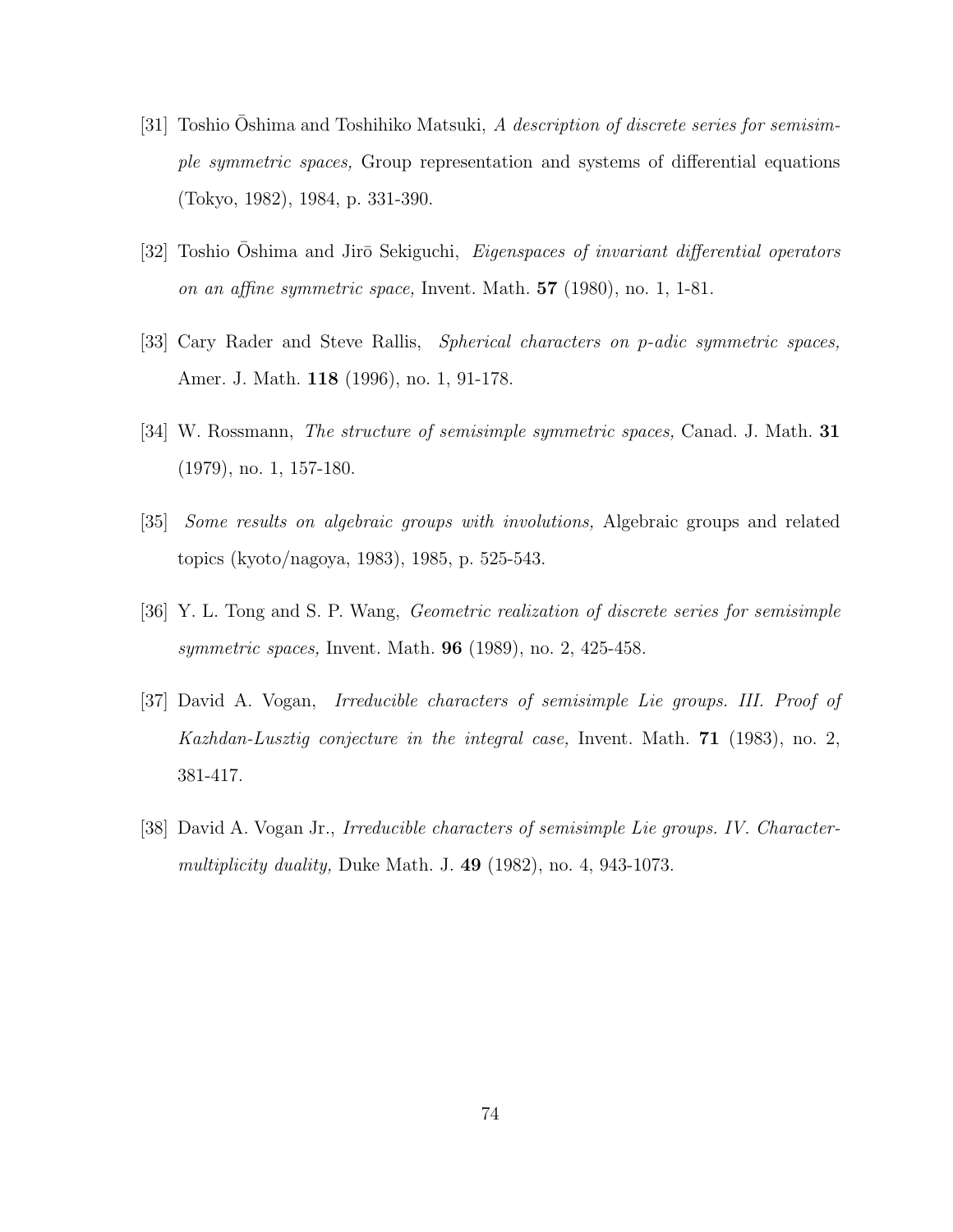[31] Toshio Ōshima and Toshihiko Matsuki, *A description of discrete series for semisimple symmetric spaces,* Group representation and systems of differential equations (Tokyo, 1982), 1984, p. 331-390.

[32] Toshio Ōshima and Jirō Sekiguchi, *Eigenspaces of invariant differential operators on an affine symmetric space,* Invent. Math. **57** (1980), no. 1, 1-81.

[33] Cary Rader and Steve Rallis, *Spherical characters on p-adic symmetric spaces,* Amer. J. Math. **118** (1996), no. 1, 91-178.

[34] W. Rossmann, *The structure of semisimple symmetric spaces,* Canad. J. Math. **31** (1979), no. 1, 157-180.

[35] *Some results on algebraic groups with involutions,* Algebraic groups and related topics (kyoto/nagoya, 1983), 1985, p. 525-543.

[36] Y. L. Tong and S. P. Wang, *Geometric realization of discrete series for semisimple symmetric spaces,* Invent. Math. **96** (1989), no. 2, 425-458.

[37] David A. Vogan, *Irreducible characters of semisimple Lie groups. III. Proof of Kazhdan-Lusztig conjecture in the integral case,* Invent. Math. **71** (1983), no. 2, 381-417.

[38] David A. Vogan Jr., *Irreducible characters of semisimple Lie groups. IV. Character-multiplicity duality,* Duke Math. J. **49** (1982), no. 4, 943-1073.